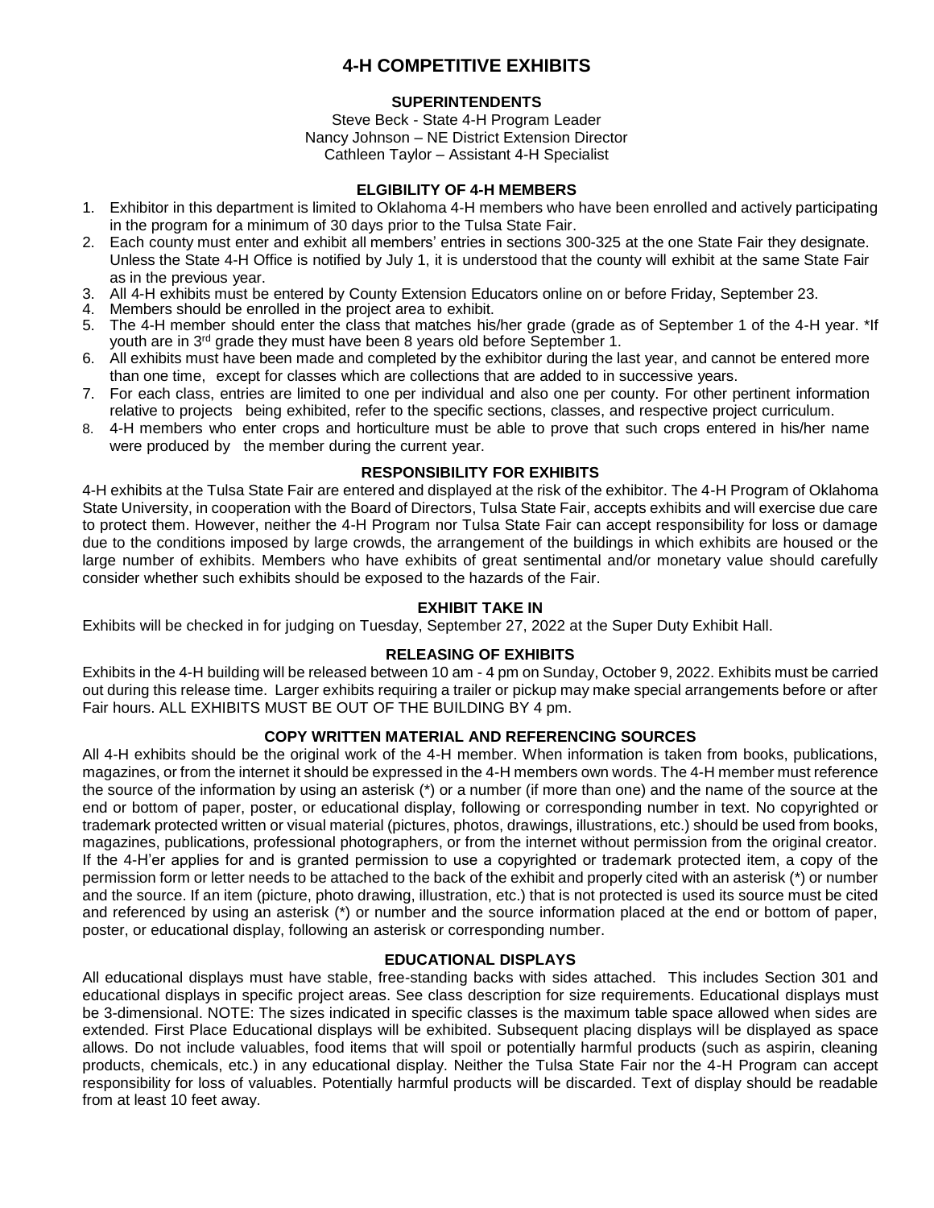# 4-H COMPETITIVE EXHIBITS

### SUPERINTENDENTS

Steve Beck - State 4-H Program Leader
Nancy Johnson – NE District Extension Director
Cathleen Taylor – Assistant 4-H Specialist

### ELGIBILITY OF 4-H MEMBERS

1. Exhibitor in this department is limited to Oklahoma 4-H members who have been enrolled and actively participating in the program for a minimum of 30 days prior to the Tulsa State Fair.
2. Each county must enter and exhibit all members' entries in sections 300-325 at the one State Fair they designate. Unless the State 4-H Office is notified by July 1, it is understood that the county will exhibit at the same State Fair as in the previous year.
3. All 4-H exhibits must be entered by County Extension Educators online on or before Friday, September 23.
4. Members should be enrolled in the project area to exhibit.
5. The 4-H member should enter the class that matches his/her grade (grade as of September 1 of the 4-H year. *If youth are in 3rd grade they must have been 8 years old before September 1.
6. All exhibits must have been made and completed by the exhibitor during the last year, and cannot be entered more than one time, except for classes which are collections that are added to in successive years.
7. For each class, entries are limited to one per individual and also one per county. For other pertinent information relative to projects being exhibited, refer to the specific sections, classes, and respective project curriculum.
8. 4-H members who enter crops and horticulture must be able to prove that such crops entered in his/her name were produced by the member during the current year.

### RESPONSIBILITY FOR EXHIBITS

4-H exhibits at the Tulsa State Fair are entered and displayed at the risk of the exhibitor. The 4-H Program of Oklahoma State University, in cooperation with the Board of Directors, Tulsa State Fair, accepts exhibits and will exercise due care to protect them. However, neither the 4-H Program nor Tulsa State Fair can accept responsibility for loss or damage due to the conditions imposed by large crowds, the arrangement of the buildings in which exhibits are housed or the large number of exhibits. Members who have exhibits of great sentimental and/or monetary value should carefully consider whether such exhibits should be exposed to the hazards of the Fair.

### EXHIBIT TAKE IN

Exhibits will be checked in for judging on Tuesday, September 27, 2022 at the Super Duty Exhibit Hall.

### RELEASING OF EXHIBITS

Exhibits in the 4-H building will be released between 10 am - 4 pm on Sunday, October 9, 2022. Exhibits must be carried out during this release time. Larger exhibits requiring a trailer or pickup may make special arrangements before or after Fair hours. ALL EXHIBITS MUST BE OUT OF THE BUILDING BY 4 pm.

### COPY WRITTEN MATERIAL AND REFERENCING SOURCES

All 4-H exhibits should be the original work of the 4-H member. When information is taken from books, publications, magazines, or from the internet it should be expressed in the 4-H members own words. The 4-H member must reference the source of the information by using an asterisk (*) or a number (if more than one) and the name of the source at the end or bottom of paper, poster, or educational display, following or corresponding number in text. No copyrighted or trademark protected written or visual material (pictures, photos, drawings, illustrations, etc.) should be used from books, magazines, publications, professional photographers, or from the internet without permission from the original creator. If the 4-H'er applies for and is granted permission to use a copyrighted or trademark protected item, a copy of the permission form or letter needs to be attached to the back of the exhibit and properly cited with an asterisk (*) or number and the source. If an item (picture, photo drawing, illustration, etc.) that is not protected is used its source must be cited and referenced by using an asterisk (*) or number and the source information placed at the end or bottom of paper, poster, or educational display, following an asterisk or corresponding number.

### EDUCATIONAL DISPLAYS

All educational displays must have stable, free-standing backs with sides attached. This includes Section 301 and educational displays in specific project areas. See class description for size requirements. Educational displays must be 3-dimensional. NOTE: The sizes indicated in specific classes is the maximum table space allowed when sides are extended. First Place Educational displays will be exhibited. Subsequent placing displays will be displayed as space allows. Do not include valuables, food items that will spoil or potentially harmful products (such as aspirin, cleaning products, chemicals, etc.) in any educational display. Neither the Tulsa State Fair nor the 4-H Program can accept responsibility for loss of valuables. Potentially harmful products will be discarded. Text of display should be readable from at least 10 feet away.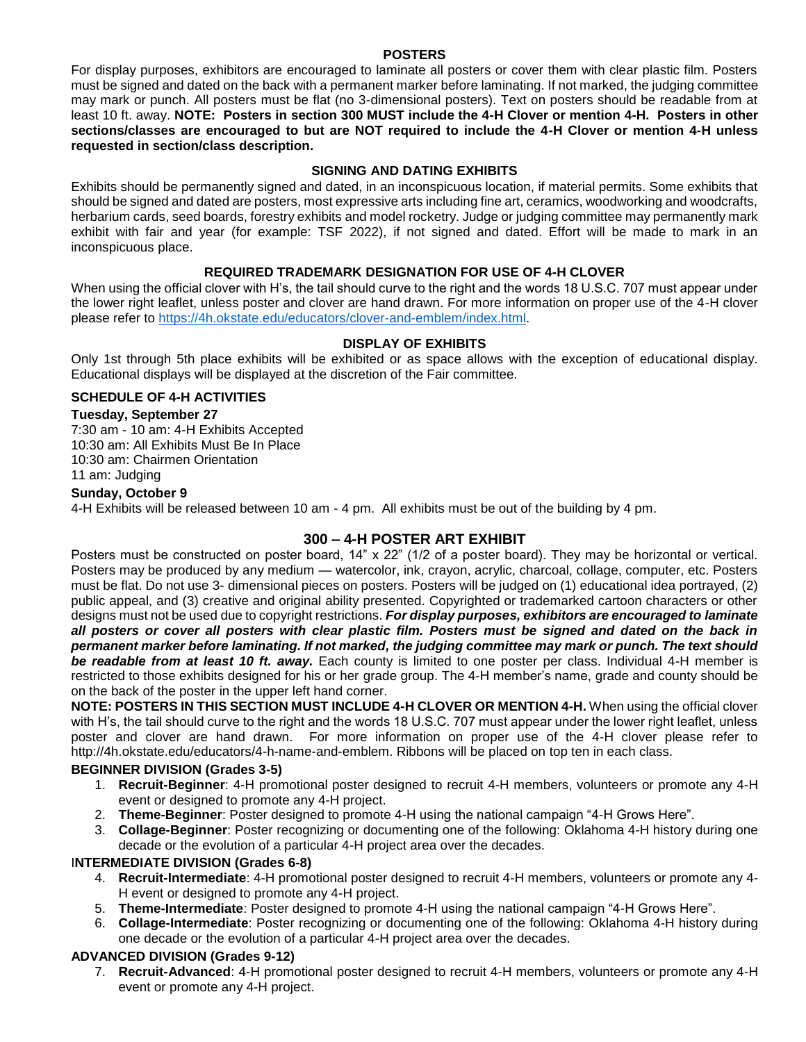## POSTERS

For display purposes, exhibitors are encouraged to laminate all posters or cover them with clear plastic film. Posters must be signed and dated on the back with a permanent marker before laminating. If not marked, the judging committee may mark or punch. All posters must be flat (no 3-dimensional posters). Text on posters should be readable from at least 10 ft. away. **NOTE: Posters in section 300 MUST include the 4-H Clover or mention 4-H. Posters in other sections/classes are encouraged to but are NOT required to include the 4-H Clover or mention 4-H unless requested in section/class description.**

## SIGNING AND DATING EXHIBITS

Exhibits should be permanently signed and dated, in an inconspicuous location, if material permits. Some exhibits that should be signed and dated are posters, most expressive arts including fine art, ceramics, woodworking and woodcrafts, herbarium cards, seed boards, forestry exhibits and model rocketry. Judge or judging committee may permanently mark exhibit with fair and year (for example: TSF 2022), if not signed and dated. Effort will be made to mark in an inconspicuous place.

## REQUIRED TRADEMARK DESIGNATION FOR USE OF 4-H CLOVER

When using the official clover with H's, the tail should curve to the right and the words 18 U.S.C. 707 must appear under the lower right leaflet, unless poster and clover are hand drawn. For more information on proper use of the 4-H clover please refer to https://4h.okstate.edu/educators/clover-and-emblem/index.html.

## DISPLAY OF EXHIBITS

Only 1st through 5th place exhibits will be exhibited or as space allows with the exception of educational display. Educational displays will be displayed at the discretion of the Fair committee.

### SCHEDULE OF 4-H ACTIVITIES

**Tuesday, September 27**

7:30 am - 10 am: 4-H Exhibits Accepted
10:30 am: All Exhibits Must Be In Place
10:30 am: Chairmen Orientation
11 am: Judging

**Sunday, October 9**

4-H Exhibits will be released between 10 am - 4 pm. All exhibits must be out of the building by 4 pm.

## 300 – 4-H POSTER ART EXHIBIT

Posters must be constructed on poster board, 14" x 22" (1/2 of a poster board). They may be horizontal or vertical. Posters may be produced by any medium — watercolor, ink, crayon, acrylic, charcoal, collage, computer, etc. Posters must be flat. Do not use 3- dimensional pieces on posters. Posters will be judged on (1) educational idea portrayed, (2) public appeal, and (3) creative and original ability presented. Copyrighted or trademarked cartoon characters or other designs must not be used due to copyright restrictions. ***For display purposes, exhibitors are encouraged to laminate all posters or cover all posters with clear plastic film. Posters must be signed and dated on the back in permanent marker before laminating. If not marked, the judging committee may mark or punch. The text should be readable from at least 10 ft. away.*** Each county is limited to one poster per class. Individual 4-H member is restricted to those exhibits designed for his or her grade group. The 4-H member's name, grade and county should be on the back of the poster in the upper left hand corner.

**NOTE: POSTERS IN THIS SECTION MUST INCLUDE 4-H CLOVER OR MENTION 4-H.** When using the official clover with H's, the tail should curve to the right and the words 18 U.S.C. 707 must appear under the lower right leaflet, unless poster and clover are hand drawn. For more information on proper use of the 4-H clover please refer to http://4h.okstate.edu/educators/4-h-name-and-emblem. Ribbons will be placed on top ten in each class.

**BEGINNER DIVISION (Grades 3-5)**

1. **Recruit-Beginner**: 4-H promotional poster designed to recruit 4-H members, volunteers or promote any 4-H event or designed to promote any 4-H project.
2. **Theme-Beginner**: Poster designed to promote 4-H using the national campaign "4-H Grows Here".
3. **Collage-Beginner**: Poster recognizing or documenting one of the following: Oklahoma 4-H history during one decade or the evolution of a particular 4-H project area over the decades.

**INTERMEDIATE DIVISION (Grades 6-8)**

4. **Recruit-Intermediate**: 4-H promotional poster designed to recruit 4-H members, volunteers or promote any 4-H event or designed to promote any 4-H project.
5. **Theme-Intermediate**: Poster designed to promote 4-H using the national campaign "4-H Grows Here".
6. **Collage-Intermediate**: Poster recognizing or documenting one of the following: Oklahoma 4-H history during one decade or the evolution of a particular 4-H project area over the decades.

**ADVANCED DIVISION (Grades 9-12)**

7. **Recruit-Advanced**: 4-H promotional poster designed to recruit 4-H members, volunteers or promote any 4-H event or promote any 4-H project.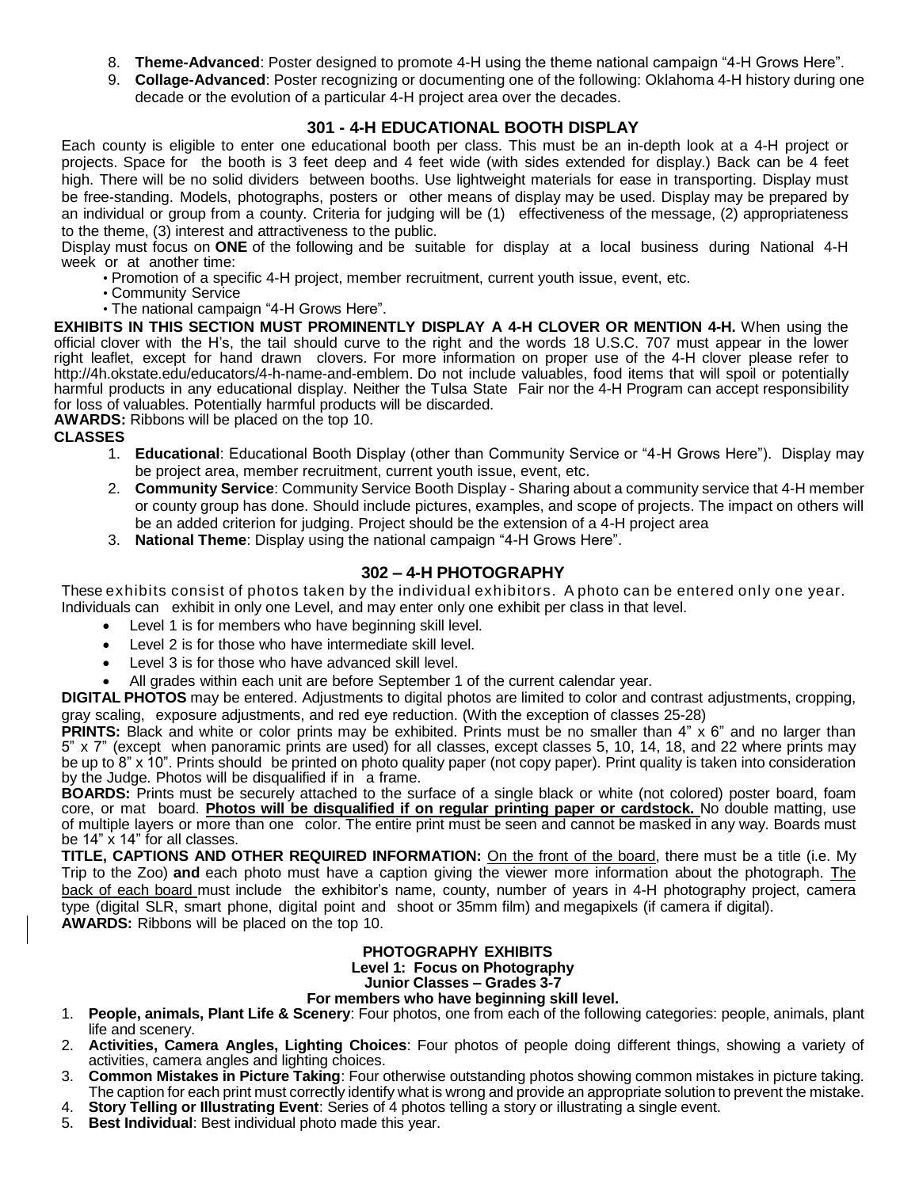8. **Theme-Advanced**: Poster designed to promote 4-H using the theme national campaign "4-H Grows Here".
9. **Collage-Advanced**: Poster recognizing or documenting one of the following: Oklahoma 4-H history during one decade or the evolution of a particular 4-H project area over the decades.

## 301 - 4-H EDUCATIONAL BOOTH DISPLAY

Each county is eligible to enter one educational booth per class. This must be an in-depth look at a 4-H project or projects. Space for the booth is 3 feet deep and 4 feet wide (with sides extended for display.) Back can be 4 feet high. There will be no solid dividers between booths. Use lightweight materials for ease in transporting. Display must be free-standing. Models, photographs, posters or other means of display may be used. Display may be prepared by an individual or group from a county. Criteria for judging will be (1) effectiveness of the message, (2) appropriateness to the theme, (3) interest and attractiveness to the public.

Display must focus on **ONE** of the following and be suitable for display at a local business during National 4-H week or at another time:

- Promotion of a specific 4-H project, member recruitment, current youth issue, event, etc.
- Community Service
- The national campaign "4-H Grows Here".

**EXHIBITS IN THIS SECTION MUST PROMINENTLY DISPLAY A 4-H CLOVER OR MENTION 4-H.** When using the official clover with the H's, the tail should curve to the right and the words 18 U.S.C. 707 must appear in the lower right leaflet, except for hand drawn clovers. For more information on proper use of the 4-H clover please refer to http://4h.okstate.edu/educators/4-h-name-and-emblem. Do not include valuables, food items that will spoil or potentially harmful products in any educational display. Neither the Tulsa State Fair nor the 4-H Program can accept responsibility for loss of valuables. Potentially harmful products will be discarded.

**AWARDS:** Ribbons will be placed on the top 10.

**CLASSES**

1. **Educational**: Educational Booth Display (other than Community Service or "4-H Grows Here"). Display may be project area, member recruitment, current youth issue, event, etc.
2. **Community Service**: Community Service Booth Display - Sharing about a community service that 4-H member or county group has done. Should include pictures, examples, and scope of projects. The impact on others will be an added criterion for judging. Project should be the extension of a 4-H project area
3. **National Theme**: Display using the national campaign "4-H Grows Here".

## 302 – 4-H PHOTOGRAPHY

These exhibits consist of photos taken by the individual exhibitors. A photo can be entered only one year. Individuals can exhibit in only one Level, and may enter only one exhibit per class in that level.

- Level 1 is for members who have beginning skill level.
- Level 2 is for those who have intermediate skill level.
- Level 3 is for those who have advanced skill level.
- All grades within each unit are before September 1 of the current calendar year.

**DIGITAL PHOTOS** may be entered. Adjustments to digital photos are limited to color and contrast adjustments, cropping, gray scaling, exposure adjustments, and red eye reduction. (With the exception of classes 25-28)

**PRINTS:** Black and white or color prints may be exhibited. Prints must be no smaller than 4" x 6" and no larger than 5" x 7" (except when panoramic prints are used) for all classes, except classes 5, 10, 14, 18, and 22 where prints may be up to 8" x 10". Prints should be printed on photo quality paper (not copy paper). Print quality is taken into consideration by the Judge. Photos will be disqualified if in a frame.

**BOARDS:** Prints must be securely attached to the surface of a single black or white (not colored) poster board, foam core, or mat board. **Photos will be disqualified if on regular printing paper or cardstock.** No double matting, use of multiple layers or more than one color. The entire print must be seen and cannot be masked in any way. Boards must be 14" x 14" for all classes.

**TITLE, CAPTIONS AND OTHER REQUIRED INFORMATION:** On the front of the board, there must be a title (i.e. My Trip to the Zoo) **and** each photo must have a caption giving the viewer more information about the photograph. The back of each board must include the exhibitor's name, county, number of years in 4-H photography project, camera type (digital SLR, smart phone, digital point and shoot or 35mm film) and megapixels (if camera if digital).

**AWARDS:** Ribbons will be placed on the top 10.

### PHOTOGRAPHY EXHIBITS
**Level 1: Focus on Photography**
**Junior Classes – Grades 3-7**
**For members who have beginning skill level.**

1. **People, animals, Plant Life & Scenery**: Four photos, one from each of the following categories: people, animals, plant life and scenery.
2. **Activities, Camera Angles, Lighting Choices**: Four photos of people doing different things, showing a variety of activities, camera angles and lighting choices.
3. **Common Mistakes in Picture Taking**: Four otherwise outstanding photos showing common mistakes in picture taking. The caption for each print must correctly identify what is wrong and provide an appropriate solution to prevent the mistake.
4. **Story Telling or Illustrating Event**: Series of 4 photos telling a story or illustrating a single event.
5. **Best Individual**: Best individual photo made this year.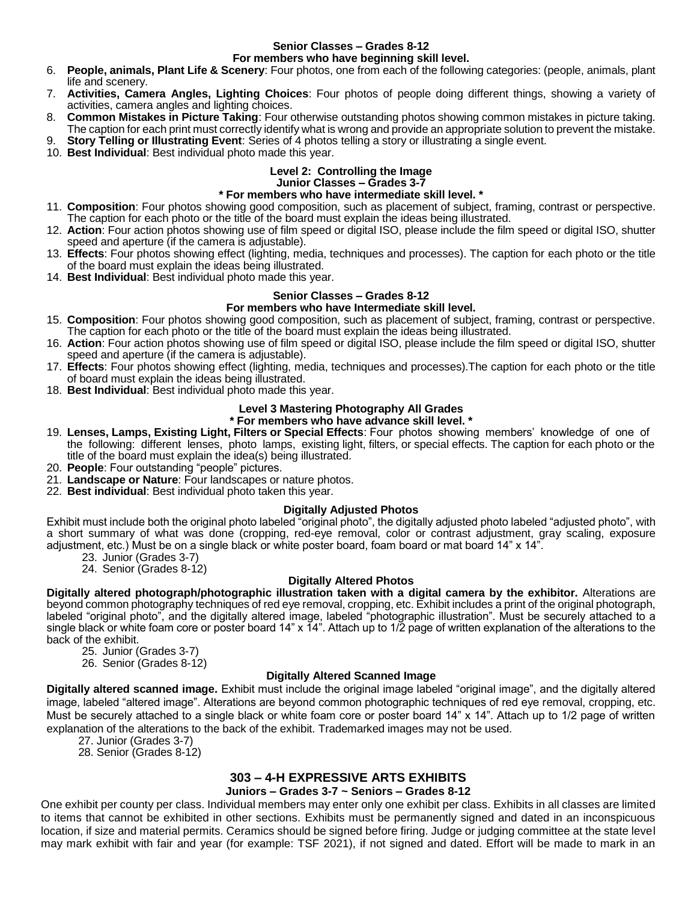**Senior Classes – Grades 8-12**
**For members who have beginning skill level.**

6. **People, animals, Plant Life & Scenery**: Four photos, one from each of the following categories: (people, animals, plant life and scenery.
7. **Activities, Camera Angles, Lighting Choices**: Four photos of people doing different things, showing a variety of activities, camera angles and lighting choices.
8. **Common Mistakes in Picture Taking**: Four otherwise outstanding photos showing common mistakes in picture taking. The caption for each print must correctly identify what is wrong and provide an appropriate solution to prevent the mistake.
9. **Story Telling or Illustrating Event**: Series of 4 photos telling a story or illustrating a single event.
10. **Best Individual**: Best individual photo made this year.

**Level 2: Controlling the Image**
**Junior Classes – Grades 3-7**
**\* For members who have intermediate skill level. \***

11. **Composition**: Four photos showing good composition, such as placement of subject, framing, contrast or perspective. The caption for each photo or the title of the board must explain the ideas being illustrated.
12. **Action**: Four action photos showing use of film speed or digital ISO, please include the film speed or digital ISO, shutter speed and aperture (if the camera is adjustable).
13. **Effects**: Four photos showing effect (lighting, media, techniques and processes). The caption for each photo or the title of the board must explain the ideas being illustrated.
14. **Best Individual**: Best individual photo made this year.

**Senior Classes – Grades 8-12**
**For members who have Intermediate skill level.**

15. **Composition**: Four photos showing good composition, such as placement of subject, framing, contrast or perspective. The caption for each photo or the title of the board must explain the ideas being illustrated.
16. **Action**: Four action photos showing use of film speed or digital ISO, please include the film speed or digital ISO, shutter speed and aperture (if the camera is adjustable).
17. **Effects**: Four photos showing effect (lighting, media, techniques and processes).The caption for each photo or the title of board must explain the ideas being illustrated.
18. **Best Individual**: Best individual photo made this year.

**Level 3 Mastering Photography All Grades**
**\* For members who have advance skill level. \***

19. **Lenses, Lamps, Existing Light, Filters or Special Effects**: Four photos showing members' knowledge of one of the following: different lenses, photo lamps, existing light, filters, or special effects. The caption for each photo or the title of the board must explain the idea(s) being illustrated.
20. **People**: Four outstanding "people" pictures.
21. **Landscape or Nature**: Four landscapes or nature photos.
22. **Best individual**: Best individual photo taken this year.

**Digitally Adjusted Photos**

Exhibit must include both the original photo labeled "original photo", the digitally adjusted photo labeled "adjusted photo", with a short summary of what was done (cropping, red-eye removal, color or contrast adjustment, gray scaling, exposure adjustment, etc.) Must be on a single black or white poster board, foam board or mat board 14" x 14".

23. Junior (Grades 3-7)
24. Senior (Grades 8-12)

**Digitally Altered Photos**

**Digitally altered photograph/photographic illustration taken with a digital camera by the exhibitor.** Alterations are beyond common photography techniques of red eye removal, cropping, etc. Exhibit includes a print of the original photograph, labeled "original photo", and the digitally altered image, labeled "photographic illustration". Must be securely attached to a single black or white foam core or poster board 14" x 14". Attach up to 1/2 page of written explanation of the alterations to the back of the exhibit.

25. Junior (Grades 3-7)
26. Senior (Grades 8-12)

**Digitally Altered Scanned Image**

**Digitally altered scanned image.** Exhibit must include the original image labeled "original image", and the digitally altered image, labeled "altered image". Alterations are beyond common photographic techniques of red eye removal, cropping, etc. Must be securely attached to a single black or white foam core or poster board 14" x 14". Attach up to 1/2 page of written explanation of the alterations to the back of the exhibit. Trademarked images may not be used.

27. Junior (Grades 3-7)
28. Senior (Grades 8-12)

## 303 – 4-H EXPRESSIVE ARTS EXHIBITS

**Juniors – Grades 3-7 ~ Seniors – Grades 8-12**

One exhibit per county per class. Individual members may enter only one exhibit per class. Exhibits in all classes are limited to items that cannot be exhibited in other sections. Exhibits must be permanently signed and dated in an inconspicuous location, if size and material permits. Ceramics should be signed before firing. Judge or judging committee at the state level may mark exhibit with fair and year (for example: TSF 2021), if not signed and dated. Effort will be made to mark in an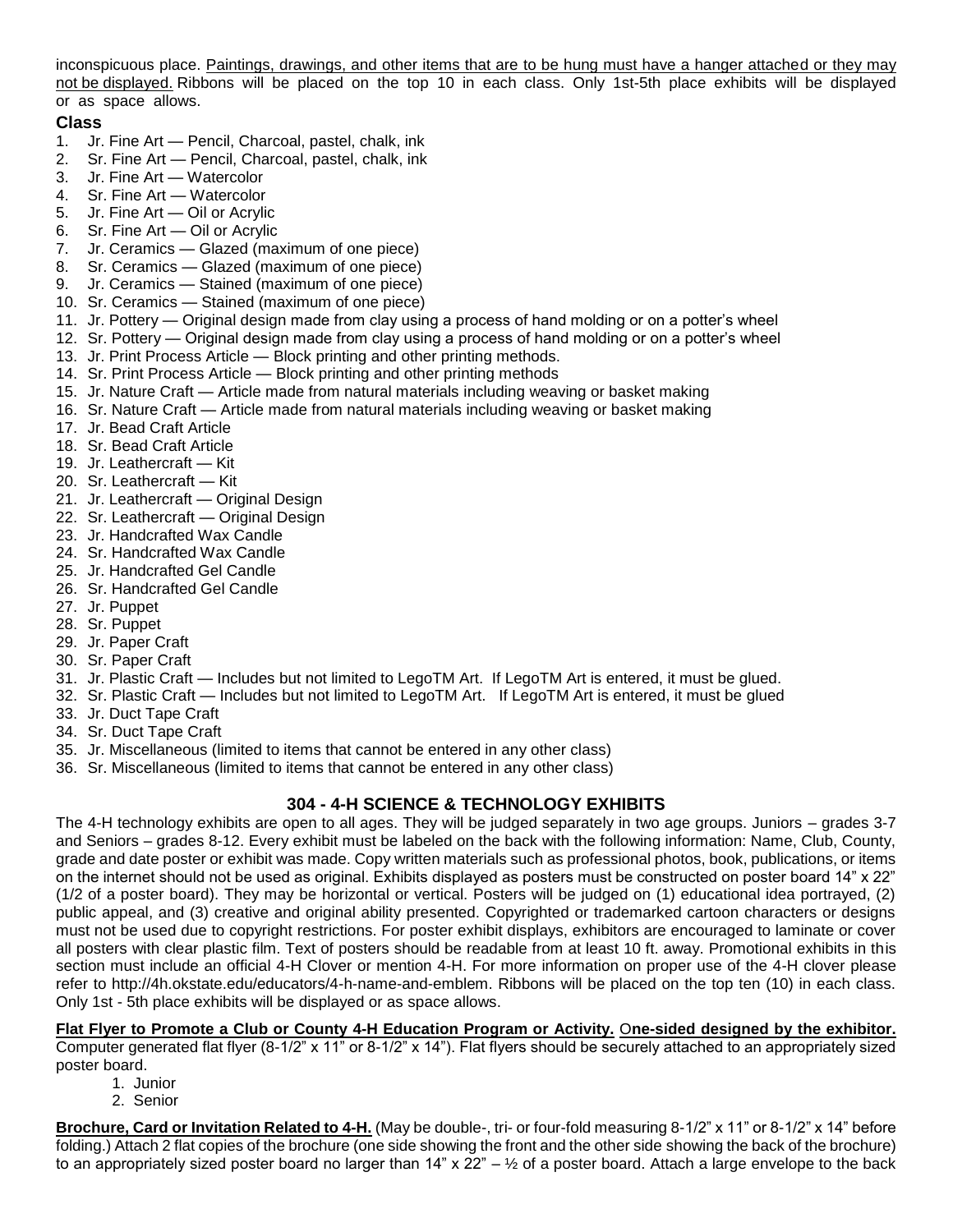inconspicuous place. Paintings, drawings, and other items that are to be hung must have a hanger attached or they may not be displayed. Ribbons will be placed on the top 10 in each class. Only 1st-5th place exhibits will be displayed or as space allows.

**Class**

1. Jr. Fine Art — Pencil, Charcoal, pastel, chalk, ink
2. Sr. Fine Art — Pencil, Charcoal, pastel, chalk, ink
3. Jr. Fine Art — Watercolor
4. Sr. Fine Art — Watercolor
5. Jr. Fine Art — Oil or Acrylic
6. Sr. Fine Art — Oil or Acrylic
7. Jr. Ceramics — Glazed (maximum of one piece)
8. Sr. Ceramics — Glazed (maximum of one piece)
9. Jr. Ceramics — Stained (maximum of one piece)
10. Sr. Ceramics — Stained (maximum of one piece)
11. Jr. Pottery — Original design made from clay using a process of hand molding or on a potter's wheel
12. Sr. Pottery — Original design made from clay using a process of hand molding or on a potter's wheel
13. Jr. Print Process Article — Block printing and other printing methods.
14. Sr. Print Process Article — Block printing and other printing methods
15. Jr. Nature Craft — Article made from natural materials including weaving or basket making
16. Sr. Nature Craft — Article made from natural materials including weaving or basket making
17. Jr. Bead Craft Article
18. Sr. Bead Craft Article
19. Jr. Leathercraft — Kit
20. Sr. Leathercraft — Kit
21. Jr. Leathercraft — Original Design
22. Sr. Leathercraft — Original Design
23. Jr. Handcrafted Wax Candle
24. Sr. Handcrafted Wax Candle
25. Jr. Handcrafted Gel Candle
26. Sr. Handcrafted Gel Candle
27. Jr. Puppet
28. Sr. Puppet
29. Jr. Paper Craft
30. Sr. Paper Craft
31. Jr. Plastic Craft — Includes but not limited to LegoTM Art. If LegoTM Art is entered, it must be glued.
32. Sr. Plastic Craft — Includes but not limited to LegoTM Art. If LegoTM Art is entered, it must be glued
33. Jr. Duct Tape Craft
34. Sr. Duct Tape Craft
35. Jr. Miscellaneous (limited to items that cannot be entered in any other class)
36. Sr. Miscellaneous (limited to items that cannot be entered in any other class)

## 304 - 4-H SCIENCE & TECHNOLOGY EXHIBITS

The 4-H technology exhibits are open to all ages. They will be judged separately in two age groups. Juniors – grades 3-7 and Seniors – grades 8-12. Every exhibit must be labeled on the back with the following information: Name, Club, County, grade and date poster or exhibit was made. Copy written materials such as professional photos, book, publications, or items on the internet should not be used as original. Exhibits displayed as posters must be constructed on poster board 14" x 22" (1/2 of a poster board). They may be horizontal or vertical. Posters will be judged on (1) educational idea portrayed, (2) public appeal, and (3) creative and original ability presented. Copyrighted or trademarked cartoon characters or designs must not be used due to copyright restrictions. For poster exhibit displays, exhibitors are encouraged to laminate or cover all posters with clear plastic film. Text of posters should be readable from at least 10 ft. away. Promotional exhibits in this section must include an official 4-H Clover or mention 4-H. For more information on proper use of the 4-H clover please refer to http://4h.okstate.edu/educators/4-h-name-and-emblem. Ribbons will be placed on the top ten (10) in each class. Only 1st - 5th place exhibits will be displayed or as space allows.

**Flat Flyer to Promote a Club or County 4-H Education Program or Activity. One-sided designed by the exhibitor.** Computer generated flat flyer (8-1/2" x 11" or 8-1/2" x 14"). Flat flyers should be securely attached to an appropriately sized poster board.

1. Junior
2. Senior

**Brochure, Card or Invitation Related to 4-H.** (May be double-, tri- or four-fold measuring 8-1/2" x 11" or 8-1/2" x 14" before folding.) Attach 2 flat copies of the brochure (one side showing the front and the other side showing the back of the brochure) to an appropriately sized poster board no larger than 14" x 22" – ½ of a poster board. Attach a large envelope to the back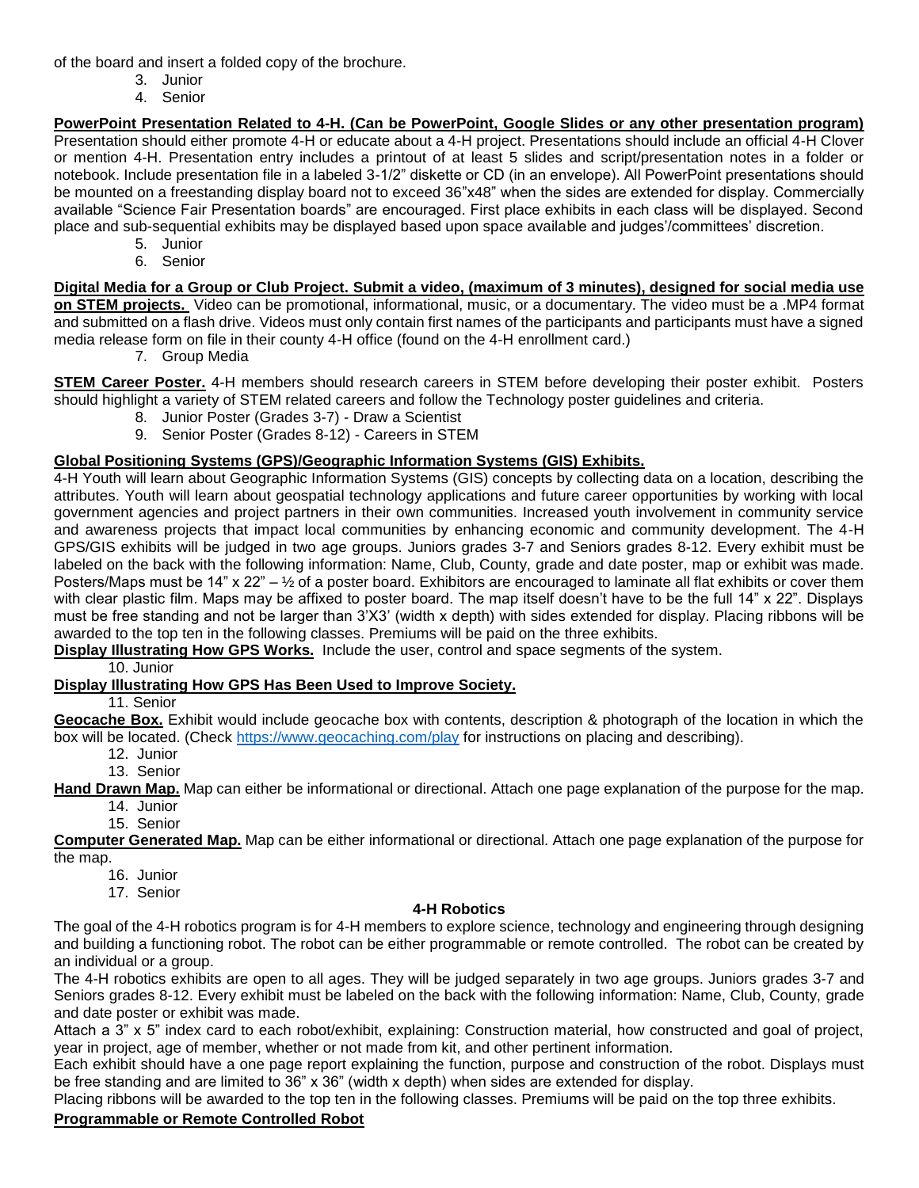of the board and insert a folded copy of the brochure.

3. Junior
4. Senior

**PowerPoint Presentation Related to 4-H. (Can be PowerPoint, Google Slides or any other presentation program)** Presentation should either promote 4-H or educate about a 4-H project. Presentations should include an official 4-H Clover or mention 4-H. Presentation entry includes a printout of at least 5 slides and script/presentation notes in a folder or notebook. Include presentation file in a labeled 3-1/2" diskette or CD (in an envelope). All PowerPoint presentations should be mounted on a freestanding display board not to exceed 36"x48" when the sides are extended for display. Commercially available "Science Fair Presentation boards" are encouraged. First place exhibits in each class will be displayed. Second place and sub-sequential exhibits may be displayed based upon space available and judges'/committees' discretion.

5. Junior
6. Senior

**Digital Media for a Group or Club Project. Submit a video, (maximum of 3 minutes), designed for social media use on STEM projects.** Video can be promotional, informational, music, or a documentary. The video must be a .MP4 format and submitted on a flash drive. Videos must only contain first names of the participants and participants must have a signed media release form on file in their county 4-H office (found on the 4-H enrollment card.)

7. Group Media

**STEM Career Poster.** 4-H members should research careers in STEM before developing their poster exhibit. Posters should highlight a variety of STEM related careers and follow the Technology poster guidelines and criteria.

8. Junior Poster (Grades 3-7) - Draw a Scientist
9. Senior Poster (Grades 8-12) - Careers in STEM

**Global Positioning Systems (GPS)/Geographic Information Systems (GIS) Exhibits.**

4-H Youth will learn about Geographic Information Systems (GIS) concepts by collecting data on a location, describing the attributes. Youth will learn about geospatial technology applications and future career opportunities by working with local government agencies and project partners in their own communities. Increased youth involvement in community service and awareness projects that impact local communities by enhancing economic and community development. The 4-H GPS/GIS exhibits will be judged in two age groups. Juniors grades 3-7 and Seniors grades 8-12. Every exhibit must be labeled on the back with the following information: Name, Club, County, grade and date poster, map or exhibit was made. Posters/Maps must be 14" x 22" – ½ of a poster board. Exhibitors are encouraged to laminate all flat exhibits or cover them with clear plastic film. Maps may be affixed to poster board. The map itself doesn't have to be the full 14" x 22". Displays must be free standing and not be larger than 3'X3' (width x depth) with sides extended for display. Placing ribbons will be awarded to the top ten in the following classes. Premiums will be paid on the three exhibits.

**Display Illustrating How GPS Works.** Include the user, control and space segments of the system.

10. Junior

**Display Illustrating How GPS Has Been Used to Improve Society.**

11. Senior

**Geocache Box.** Exhibit would include geocache box with contents, description & photograph of the location in which the box will be located. (Check https://www.geocaching.com/play for instructions on placing and describing).

12. Junior
13. Senior

**Hand Drawn Map.** Map can either be informational or directional. Attach one page explanation of the purpose for the map.

14. Junior
15. Senior

**Computer Generated Map.** Map can be either informational or directional. Attach one page explanation of the purpose for the map.

16. Junior
17. Senior

## 4-H Robotics

The goal of the 4-H robotics program is for 4-H members to explore science, technology and engineering through designing and building a functioning robot. The robot can be either programmable or remote controlled. The robot can be created by an individual or a group.

The 4-H robotics exhibits are open to all ages. They will be judged separately in two age groups. Juniors grades 3-7 and Seniors grades 8-12. Every exhibit must be labeled on the back with the following information: Name, Club, County, grade and date poster or exhibit was made.

Attach a 3" x 5" index card to each robot/exhibit, explaining: Construction material, how constructed and goal of project, year in project, age of member, whether or not made from kit, and other pertinent information.

Each exhibit should have a one page report explaining the function, purpose and construction of the robot. Displays must be free standing and are limited to 36" x 36" (width x depth) when sides are extended for display.

Placing ribbons will be awarded to the top ten in the following classes. Premiums will be paid on the top three exhibits.

**Programmable or Remote Controlled Robot**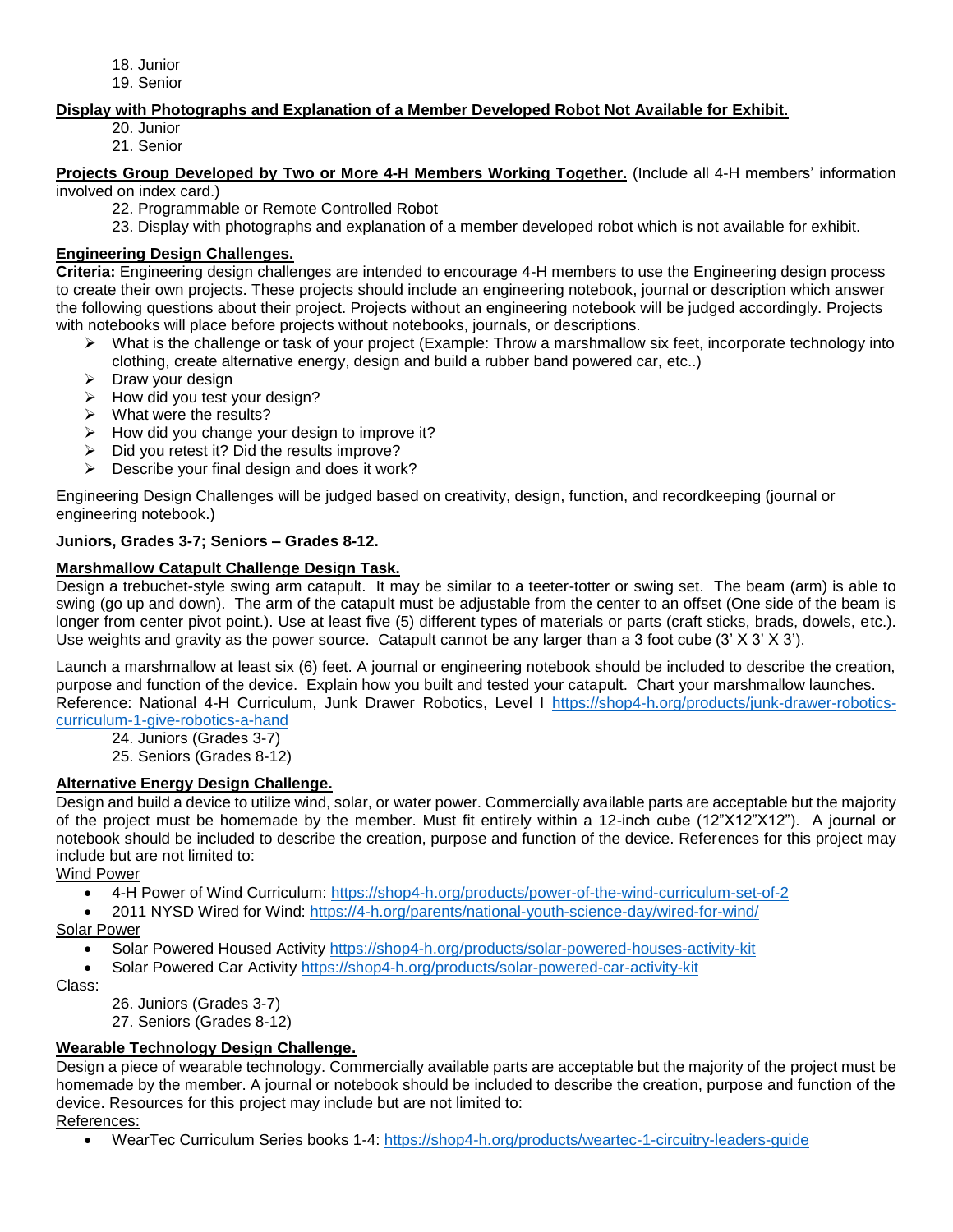18. Junior
19. Senior

**Display with Photographs and Explanation of a Member Developed Robot Not Available for Exhibit.**

20. Junior
21. Senior

**Projects Group Developed by Two or More 4-H Members Working Together.** (Include all 4-H members' information involved on index card.)

22. Programmable or Remote Controlled Robot
23. Display with photographs and explanation of a member developed robot which is not available for exhibit.

**Engineering Design Challenges.**

**Criteria:** Engineering design challenges are intended to encourage 4-H members to use the Engineering design process to create their own projects. These projects should include an engineering notebook, journal or description which answer the following questions about their project. Projects without an engineering notebook will be judged accordingly. Projects with notebooks will place before projects without notebooks, journals, or descriptions.

- What is the challenge or task of your project (Example: Throw a marshmallow six feet, incorporate technology into clothing, create alternative energy, design and build a rubber band powered car, etc..)
- Draw your design
- How did you test your design?
- What were the results?
- How did you change your design to improve it?
- Did you retest it? Did the results improve?
- Describe your final design and does it work?

Engineering Design Challenges will be judged based on creativity, design, function, and recordkeeping (journal or engineering notebook.)

**Juniors, Grades 3-7; Seniors – Grades 8-12.**

**Marshmallow Catapult Challenge Design Task.**

Design a trebuchet-style swing arm catapult. It may be similar to a teeter-totter or swing set. The beam (arm) is able to swing (go up and down). The arm of the catapult must be adjustable from the center to an offset (One side of the beam is longer from center pivot point.). Use at least five (5) different types of materials or parts (craft sticks, brads, dowels, etc.). Use weights and gravity as the power source. Catapult cannot be any larger than a 3 foot cube (3' X 3' X 3').

Launch a marshmallow at least six (6) feet. A journal or engineering notebook should be included to describe the creation, purpose and function of the device. Explain how you built and tested your catapult. Chart your marshmallow launches. Reference: National 4-H Curriculum, Junk Drawer Robotics, Level I https://shop4-h.org/products/junk-drawer-robotics-curriculum-1-give-robotics-a-hand

24. Juniors (Grades 3-7)
25. Seniors (Grades 8-12)

**Alternative Energy Design Challenge.**

Design and build a device to utilize wind, solar, or water power. Commercially available parts are acceptable but the majority of the project must be homemade by the member. Must fit entirely within a 12-inch cube (12"X12"X12"). A journal or notebook should be included to describe the creation, purpose and function of the device. References for this project may include but are not limited to:

Wind Power

- 4-H Power of Wind Curriculum: https://shop4-h.org/products/power-of-the-wind-curriculum-set-of-2
- 2011 NYSD Wired for Wind: https://4-h.org/parents/national-youth-science-day/wired-for-wind/

Solar Power

- Solar Powered Housed Activity https://shop4-h.org/products/solar-powered-houses-activity-kit
- Solar Powered Car Activity https://shop4-h.org/products/solar-powered-car-activity-kit

Class:

26. Juniors (Grades 3-7)
27. Seniors (Grades 8-12)

**Wearable Technology Design Challenge.**

Design a piece of wearable technology. Commercially available parts are acceptable but the majority of the project must be homemade by the member. A journal or notebook should be included to describe the creation, purpose and function of the device. Resources for this project may include but are not limited to:

References:

- WearTec Curriculum Series books 1-4: https://shop4-h.org/products/weartec-1-circuitry-leaders-guide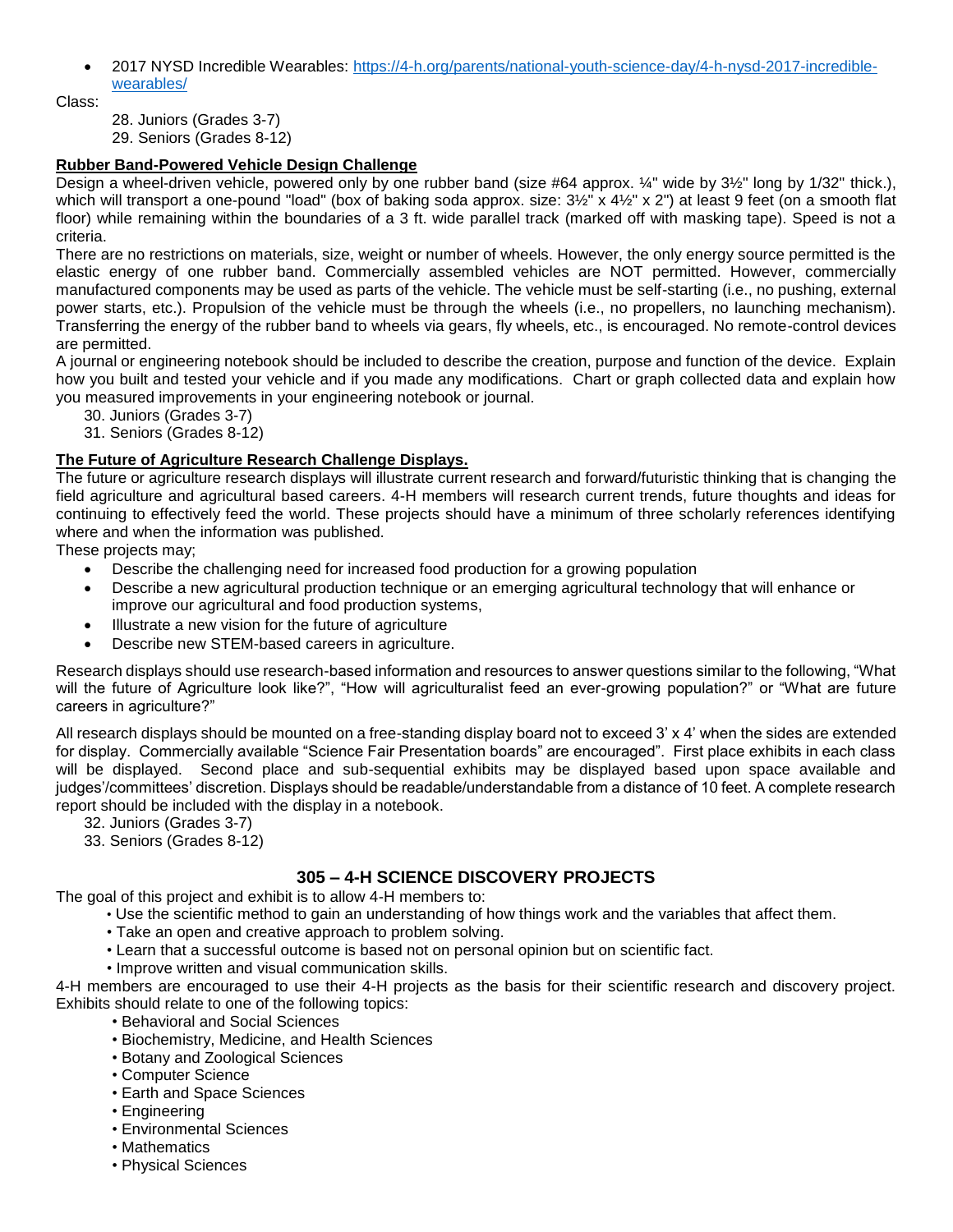- 2017 NYSD Incredible Wearables: [https://4-h.org/parents/national-youth-science-day/4-h-nysd-2017-incredible-wearables/](https://4-h.org/parents/national-youth-science-day/4-h-nysd-2017-incredible-wearables/)

Class:

28. Juniors (Grades 3-7)
29. Seniors (Grades 8-12)

**Rubber Band-Powered Vehicle Design Challenge**

Design a wheel-driven vehicle, powered only by one rubber band (size #64 approx. ¼" wide by 3½" long by 1/32" thick.), which will transport a one-pound "load" (box of baking soda approx. size: 3½" x 4½" x 2") at least 9 feet (on a smooth flat floor) while remaining within the boundaries of a 3 ft. wide parallel track (marked off with masking tape). Speed is not a criteria.

There are no restrictions on materials, size, weight or number of wheels. However, the only energy source permitted is the elastic energy of one rubber band. Commercially assembled vehicles are NOT permitted. However, commercially manufactured components may be used as parts of the vehicle. The vehicle must be self-starting (i.e., no pushing, external power starts, etc.). Propulsion of the vehicle must be through the wheels (i.e., no propellers, no launching mechanism). Transferring the energy of the rubber band to wheels via gears, fly wheels, etc., is encouraged. No remote-control devices are permitted.

A journal or engineering notebook should be included to describe the creation, purpose and function of the device. Explain how you built and tested your vehicle and if you made any modifications. Chart or graph collected data and explain how you measured improvements in your engineering notebook or journal.

30. Juniors (Grades 3-7)
31. Seniors (Grades 8-12)

**The Future of Agriculture Research Challenge Displays.**

The future or agriculture research displays will illustrate current research and forward/futuristic thinking that is changing the field agriculture and agricultural based careers. 4-H members will research current trends, future thoughts and ideas for continuing to effectively feed the world. These projects should have a minimum of three scholarly references identifying where and when the information was published.

These projects may;

- Describe the challenging need for increased food production for a growing population
- Describe a new agricultural production technique or an emerging agricultural technology that will enhance or improve our agricultural and food production systems,
- Illustrate a new vision for the future of agriculture
- Describe new STEM-based careers in agriculture.

Research displays should use research-based information and resources to answer questions similar to the following, “What will the future of Agriculture look like?”, “How will agriculturalist feed an ever-growing population?” or “What are future careers in agriculture?”

All research displays should be mounted on a free-standing display board not to exceed 3’ x 4’ when the sides are extended for display. Commercially available “Science Fair Presentation boards” are encouraged”. First place exhibits in each class will be displayed. Second place and sub-sequential exhibits may be displayed based upon space available and judges’/committees’ discretion. Displays should be readable/understandable from a distance of 10 feet. A complete research report should be included with the display in a notebook.

32. Juniors (Grades 3-7)
33. Seniors (Grades 8-12)

## 305 – 4-H SCIENCE DISCOVERY PROJECTS

The goal of this project and exhibit is to allow 4-H members to:

- Use the scientific method to gain an understanding of how things work and the variables that affect them.
- Take an open and creative approach to problem solving.
- Learn that a successful outcome is based not on personal opinion but on scientific fact.
- Improve written and visual communication skills.

4-H members are encouraged to use their 4-H projects as the basis for their scientific research and discovery project. Exhibits should relate to one of the following topics:

- Behavioral and Social Sciences
- Biochemistry, Medicine, and Health Sciences
- Botany and Zoological Sciences
- Computer Science
- Earth and Space Sciences
- Engineering
- Environmental Sciences
- Mathematics
- Physical Sciences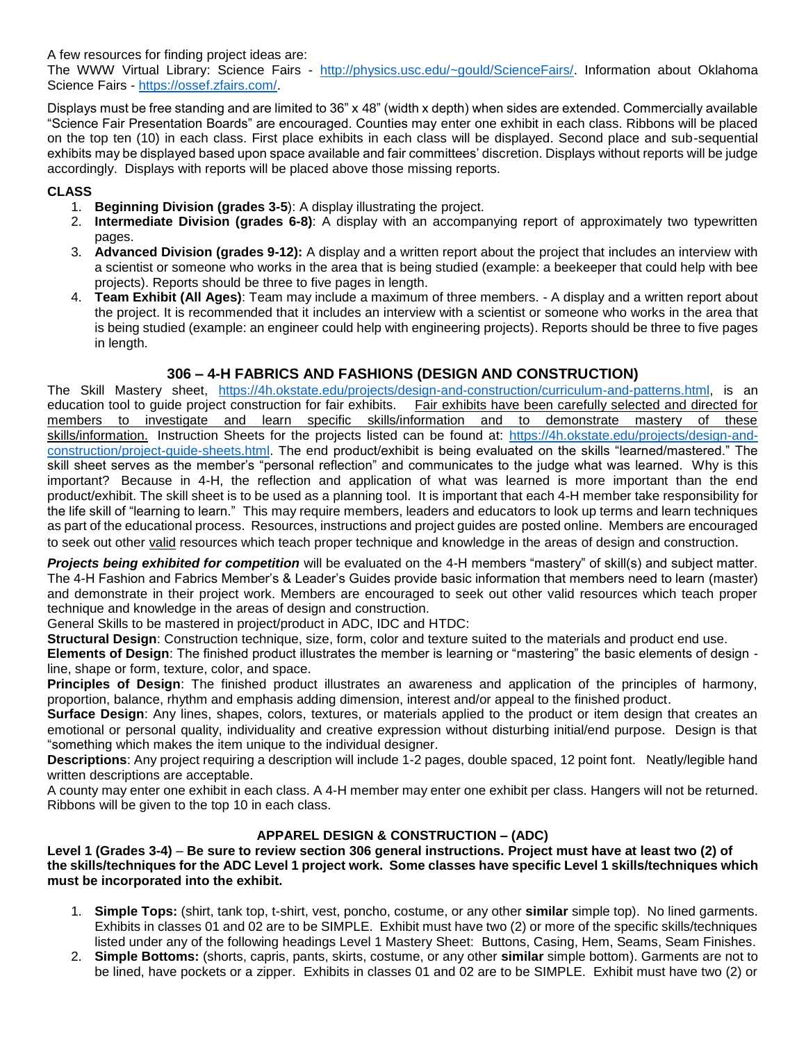A few resources for finding project ideas are:
The WWW Virtual Library: Science Fairs - http://physics.usc.edu/~gould/ScienceFairs/. Information about Oklahoma Science Fairs - https://ossef.zfairs.com/.

Displays must be free standing and are limited to 36" x 48" (width x depth) when sides are extended. Commercially available "Science Fair Presentation Boards" are encouraged. Counties may enter one exhibit in each class. Ribbons will be placed on the top ten (10) in each class. First place exhibits in each class will be displayed. Second place and sub-sequential exhibits may be displayed based upon space available and fair committees' discretion. Displays without reports will be judge accordingly. Displays with reports will be placed above those missing reports.

**CLASS**

1. **Beginning Division (grades 3-5**): A display illustrating the project.
2. **Intermediate Division (grades 6-8)**: A display with an accompanying report of approximately two typewritten pages.
3. **Advanced Division (grades 9-12):** A display and a written report about the project that includes an interview with a scientist or someone who works in the area that is being studied (example: a beekeeper that could help with bee projects). Reports should be three to five pages in length.
4. **Team Exhibit (All Ages)**: Team may include a maximum of three members. - A display and a written report about the project. It is recommended that it includes an interview with a scientist or someone who works in the area that is being studied (example: an engineer could help with engineering projects). Reports should be three to five pages in length.

## 306 – 4-H FABRICS AND FASHIONS (DESIGN AND CONSTRUCTION)

The Skill Mastery sheet, https://4h.okstate.edu/projects/design-and-construction/curriculum-and-patterns.html, is an education tool to guide project construction for fair exhibits. Fair exhibits have been carefully selected and directed for members to investigate and learn specific skills/information and to demonstrate mastery of these skills/information. Instruction Sheets for the projects listed can be found at: https://4h.okstate.edu/projects/design-and-construction/project-guide-sheets.html. The end product/exhibit is being evaluated on the skills "learned/mastered." The skill sheet serves as the member's "personal reflection" and communicates to the judge what was learned. Why is this important? Because in 4-H, the reflection and application of what was learned is more important than the end product/exhibit. The skill sheet is to be used as a planning tool. It is important that each 4-H member take responsibility for the life skill of "learning to learn." This may require members, leaders and educators to look up terms and learn techniques as part of the educational process. Resources, instructions and project guides are posted online. Members are encouraged to seek out other valid resources which teach proper technique and knowledge in the areas of design and construction.

***Projects being exhibited for competition*** will be evaluated on the 4-H members "mastery" of skill(s) and subject matter. The 4-H Fashion and Fabrics Member's & Leader's Guides provide basic information that members need to learn (master) and demonstrate in their project work. Members are encouraged to seek out other valid resources which teach proper technique and knowledge in the areas of design and construction.
General Skills to be mastered in project/product in ADC, IDC and HTDC:
**Structural Design**: Construction technique, size, form, color and texture suited to the materials and product end use.
**Elements of Design**: The finished product illustrates the member is learning or "mastering" the basic elements of design - line, shape or form, texture, color, and space.
**Principles of Design**: The finished product illustrates an awareness and application of the principles of harmony, proportion, balance, rhythm and emphasis adding dimension, interest and/or appeal to the finished product.
**Surface Design**: Any lines, shapes, colors, textures, or materials applied to the product or item design that creates an emotional or personal quality, individuality and creative expression without disturbing initial/end purpose. Design is that "something which makes the item unique to the individual designer.
**Descriptions**: Any project requiring a description will include 1-2 pages, double spaced, 12 point font. Neatly/legible hand written descriptions are acceptable.
A county may enter one exhibit in each class. A 4-H member may enter one exhibit per class. Hangers will not be returned. Ribbons will be given to the top 10 in each class.

### APPAREL DESIGN & CONSTRUCTION – (ADC)

**Level 1 (Grades 3-4)** – **Be sure to review section 306 general instructions. Project must have at least two (2) of the skills/techniques for the ADC Level 1 project work. Some classes have specific Level 1 skills/techniques which must be incorporated into the exhibit.**

1. **Simple Tops:** (shirt, tank top, t-shirt, vest, poncho, costume, or any other **similar** simple top). No lined garments. Exhibits in classes 01 and 02 are to be SIMPLE. Exhibit must have two (2) or more of the specific skills/techniques listed under any of the following headings Level 1 Mastery Sheet: Buttons, Casing, Hem, Seams, Seam Finishes.
2. **Simple Bottoms:** (shorts, capris, pants, skirts, costume, or any other **similar** simple bottom). Garments are not to be lined, have pockets or a zipper. Exhibits in classes 01 and 02 are to be SIMPLE. Exhibit must have two (2) or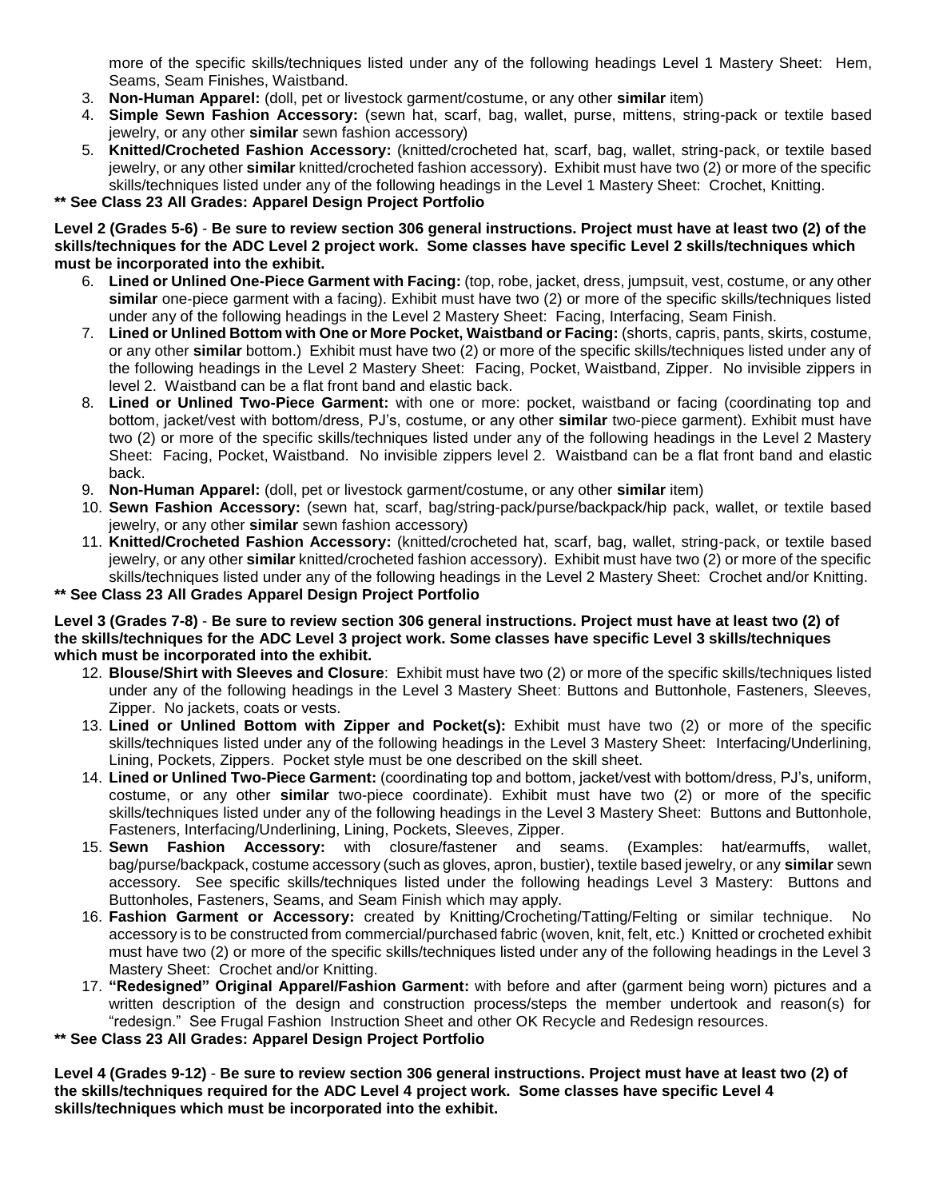more of the specific skills/techniques listed under any of the following headings Level 1 Mastery Sheet: Hem, Seams, Seam Finishes, Waistband.

3. **Non-Human Apparel:** (doll, pet or livestock garment/costume, or any other **similar** item)
4. **Simple Sewn Fashion Accessory:** (sewn hat, scarf, bag, wallet, purse, mittens, string-pack or textile based jewelry, or any other **similar** sewn fashion accessory)
5. **Knitted/Crocheted Fashion Accessory:** (knitted/crocheted hat, scarf, bag, wallet, string-pack, or textile based jewelry, or any other **similar** knitted/crocheted fashion accessory). Exhibit must have two (2) or more of the specific skills/techniques listed under any of the following headings in the Level 1 Mastery Sheet: Crochet, Knitting.

**\*\* See Class 23 All Grades: Apparel Design Project Portfolio**

**Level 2 (Grades 5-6)** - **Be sure to review section 306 general instructions. Project must have at least two (2) of the skills/techniques for the ADC Level 2 project work. Some classes have specific Level 2 skills/techniques which must be incorporated into the exhibit.**

6. **Lined or Unlined One-Piece Garment with Facing:** (top, robe, jacket, dress, jumpsuit, vest, costume, or any other **similar** one-piece garment with a facing). Exhibit must have two (2) or more of the specific skills/techniques listed under any of the following headings in the Level 2 Mastery Sheet: Facing, Interfacing, Seam Finish.
7. **Lined or Unlined Bottom with One or More Pocket, Waistband or Facing:** (shorts, capris, pants, skirts, costume, or any other **similar** bottom.) Exhibit must have two (2) or more of the specific skills/techniques listed under any of the following headings in the Level 2 Mastery Sheet: Facing, Pocket, Waistband, Zipper. No invisible zippers in level 2. Waistband can be a flat front band and elastic back.
8. **Lined or Unlined Two-Piece Garment:** with one or more: pocket, waistband or facing (coordinating top and bottom, jacket/vest with bottom/dress, PJ's, costume, or any other **similar** two-piece garment). Exhibit must have two (2) or more of the specific skills/techniques listed under any of the following headings in the Level 2 Mastery Sheet: Facing, Pocket, Waistband. No invisible zippers level 2. Waistband can be a flat front band and elastic back.
9. **Non-Human Apparel:** (doll, pet or livestock garment/costume, or any other **similar** item)
10. **Sewn Fashion Accessory:** (sewn hat, scarf, bag/string-pack/purse/backpack/hip pack, wallet, or textile based jewelry, or any other **similar** sewn fashion accessory)
11. **Knitted/Crocheted Fashion Accessory:** (knitted/crocheted hat, scarf, bag, wallet, string-pack, or textile based jewelry, or any other **similar** knitted/crocheted fashion accessory). Exhibit must have two (2) or more of the specific skills/techniques listed under any of the following headings in the Level 2 Mastery Sheet: Crochet and/or Knitting.

**\*\* See Class 23 All Grades Apparel Design Project Portfolio**

**Level 3 (Grades 7-8)** - **Be sure to review section 306 general instructions. Project must have at least two (2) of the skills/techniques for the ADC Level 3 project work. Some classes have specific Level 3 skills/techniques which must be incorporated into the exhibit.**

12. **Blouse/Shirt with Sleeves and Closure**: Exhibit must have two (2) or more of the specific skills/techniques listed under any of the following headings in the Level 3 Mastery Sheet: Buttons and Buttonhole, Fasteners, Sleeves, Zipper. No jackets, coats or vests.
13. **Lined or Unlined Bottom with Zipper and Pocket(s):** Exhibit must have two (2) or more of the specific skills/techniques listed under any of the following headings in the Level 3 Mastery Sheet: Interfacing/Underlining, Lining, Pockets, Zippers. Pocket style must be one described on the skill sheet.
14. **Lined or Unlined Two-Piece Garment:** (coordinating top and bottom, jacket/vest with bottom/dress, PJ's, uniform, costume, or any other **similar** two-piece coordinate). Exhibit must have two (2) or more of the specific skills/techniques listed under any of the following headings in the Level 3 Mastery Sheet: Buttons and Buttonhole, Fasteners, Interfacing/Underlining, Lining, Pockets, Sleeves, Zipper.
15. **Sewn Fashion Accessory:** with closure/fastener and seams. (Examples: hat/earmuffs, wallet, bag/purse/backpack, costume accessory (such as gloves, apron, bustier), textile based jewelry, or any **similar** sewn accessory. See specific skills/techniques listed under the following headings Level 3 Mastery: Buttons and Buttonholes, Fasteners, Seams, and Seam Finish which may apply.
16. **Fashion Garment or Accessory:** created by Knitting/Crocheting/Tatting/Felting or similar technique. No accessory is to be constructed from commercial/purchased fabric (woven, knit, felt, etc.) Knitted or crocheted exhibit must have two (2) or more of the specific skills/techniques listed under any of the following headings in the Level 3 Mastery Sheet: Crochet and/or Knitting.
17. **"Redesigned" Original Apparel/Fashion Garment:** with before and after (garment being worn) pictures and a written description of the design and construction process/steps the member undertook and reason(s) for "redesign." See Frugal Fashion Instruction Sheet and other OK Recycle and Redesign resources.

**\*\* See Class 23 All Grades: Apparel Design Project Portfolio**

**Level 4 (Grades 9-12)** - **Be sure to review section 306 general instructions. Project must have at least two (2) of the skills/techniques required for the ADC Level 4 project work. Some classes have specific Level 4 skills/techniques which must be incorporated into the exhibit.**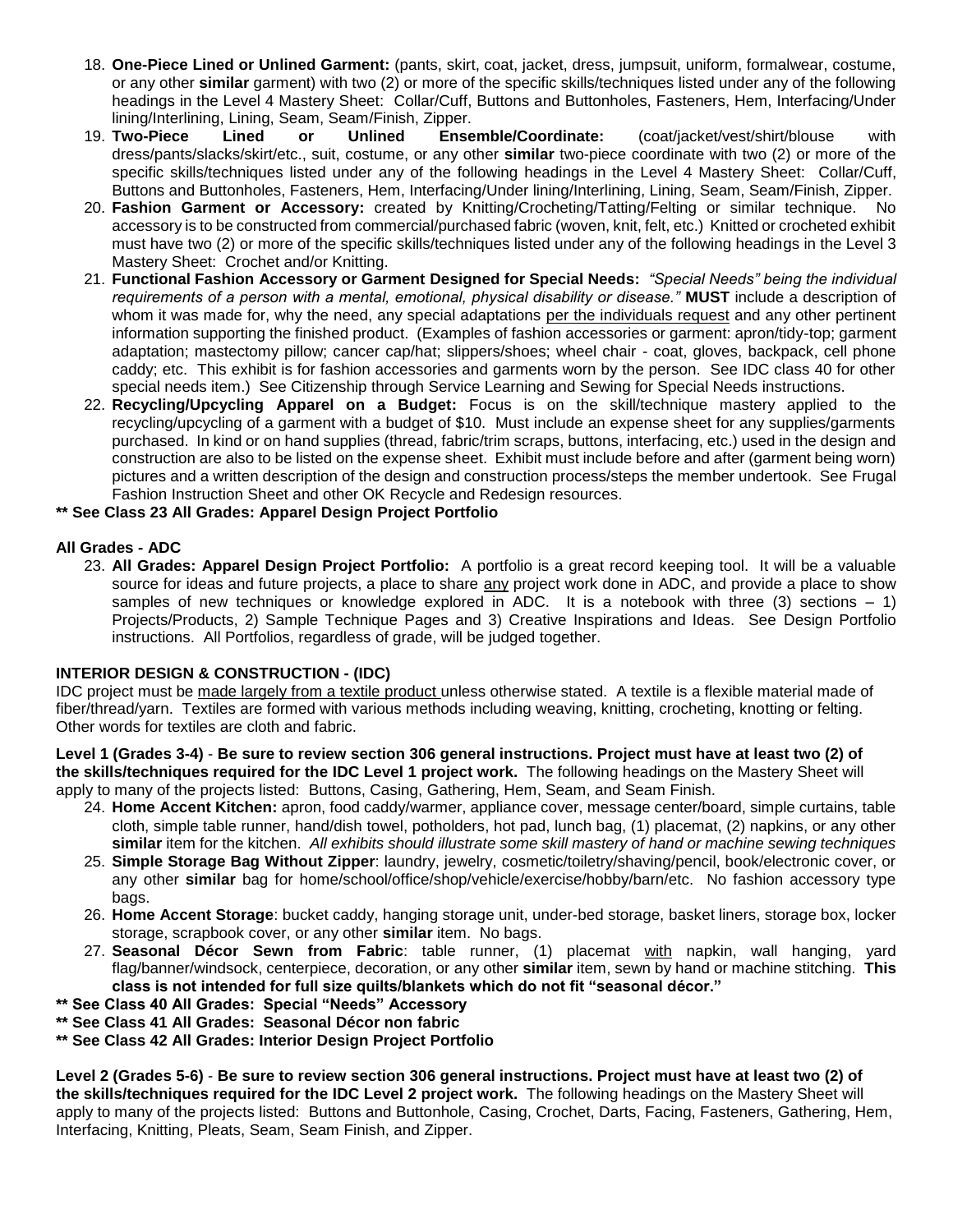18. **One-Piece Lined or Unlined Garment:** (pants, skirt, coat, jacket, dress, jumpsuit, uniform, formalwear, costume, or any other **similar** garment) with two (2) or more of the specific skills/techniques listed under any of the following headings in the Level 4 Mastery Sheet: Collar/Cuff, Buttons and Buttonholes, Fasteners, Hem, Interfacing/Under lining/Interlining, Lining, Seam, Seam/Finish, Zipper.
19. **Two-Piece Lined or Unlined Ensemble/Coordinate:** (coat/jacket/vest/shirt/blouse with dress/pants/slacks/skirt/etc., suit, costume, or any other **similar** two-piece coordinate with two (2) or more of the specific skills/techniques listed under any of the following headings in the Level 4 Mastery Sheet: Collar/Cuff, Buttons and Buttonholes, Fasteners, Hem, Interfacing/Under lining/Interlining, Lining, Seam, Seam/Finish, Zipper.
20. **Fashion Garment or Accessory:** created by Knitting/Crocheting/Tatting/Felting or similar technique. No accessory is to be constructed from commercial/purchased fabric (woven, knit, felt, etc.) Knitted or crocheted exhibit must have two (2) or more of the specific skills/techniques listed under any of the following headings in the Level 3 Mastery Sheet: Crochet and/or Knitting.
21. **Functional Fashion Accessory or Garment Designed for Special Needs:** *"Special Needs" being the individual requirements of a person with a mental, emotional, physical disability or disease."* **MUST** include a description of whom it was made for, why the need, any special adaptations per the individuals request and any other pertinent information supporting the finished product. (Examples of fashion accessories or garment: apron/tidy-top; garment adaptation; mastectomy pillow; cancer cap/hat; slippers/shoes; wheel chair - coat, gloves, backpack, cell phone caddy; etc. This exhibit is for fashion accessories and garments worn by the person. See IDC class 40 for other special needs item.) See Citizenship through Service Learning and Sewing for Special Needs instructions.
22. **Recycling/Upcycling Apparel on a Budget:** Focus is on the skill/technique mastery applied to the recycling/upcycling of a garment with a budget of $10. Must include an expense sheet for any supplies/garments purchased. In kind or on hand supplies (thread, fabric/trim scraps, buttons, interfacing, etc.) used in the design and construction are also to be listed on the expense sheet. Exhibit must include before and after (garment being worn) pictures and a written description of the design and construction process/steps the member undertook. See Frugal Fashion Instruction Sheet and other OK Recycle and Redesign resources.

**** See Class 23 All Grades: Apparel Design Project Portfolio**

**All Grades - ADC**

23. **All Grades: Apparel Design Project Portfolio:** A portfolio is a great record keeping tool. It will be a valuable source for ideas and future projects, a place to share any project work done in ADC, and provide a place to show samples of new techniques or knowledge explored in ADC. It is a notebook with three (3) sections – 1) Projects/Products, 2) Sample Technique Pages and 3) Creative Inspirations and Ideas. See Design Portfolio instructions. All Portfolios, regardless of grade, will be judged together.

**INTERIOR DESIGN & CONSTRUCTION - (IDC)**

IDC project must be made largely from a textile product unless otherwise stated. A textile is a flexible material made of fiber/thread/yarn. Textiles are formed with various methods including weaving, knitting, crocheting, knotting or felting. Other words for textiles are cloth and fabric.

**Level 1 (Grades 3-4)** - **Be sure to review section 306 general instructions. Project must have at least two (2) of the skills/techniques required for the IDC Level 1 project work.** The following headings on the Mastery Sheet will apply to many of the projects listed: Buttons, Casing, Gathering, Hem, Seam, and Seam Finish.

24. **Home Accent Kitchen:** apron, food caddy/warmer, appliance cover, message center/board, simple curtains, table cloth, simple table runner, hand/dish towel, potholders, hot pad, lunch bag, (1) placemat, (2) napkins, or any other **similar** item for the kitchen. *All exhibits should illustrate some skill mastery of hand or machine sewing techniques*
25. **Simple Storage Bag Without Zipper**: laundry, jewelry, cosmetic/toiletry/shaving/pencil, book/electronic cover, or any other **similar** bag for home/school/office/shop/vehicle/exercise/hobby/barn/etc. No fashion accessory type bags.
26. **Home Accent Storage**: bucket caddy, hanging storage unit, under-bed storage, basket liners, storage box, locker storage, scrapbook cover, or any other **similar** item. No bags.
27. **Seasonal Décor Sewn from Fabric**: table runner, (1) placemat with napkin, wall hanging, yard flag/banner/windsock, centerpiece, decoration, or any other **similar** item, sewn by hand or machine stitching. **This class is not intended for full size quilts/blankets which do not fit "seasonal décor."**

**** See Class 40 All Grades: Special "Needs" Accessory**
**** See Class 41 All Grades: Seasonal Décor non fabric**
**** See Class 42 All Grades: Interior Design Project Portfolio**

**Level 2 (Grades 5-6)** - **Be sure to review section 306 general instructions. Project must have at least two (2) of the skills/techniques required for the IDC Level 2 project work.** The following headings on the Mastery Sheet will apply to many of the projects listed: Buttons and Buttonhole, Casing, Crochet, Darts, Facing, Fasteners, Gathering, Hem, Interfacing, Knitting, Pleats, Seam, Seam Finish, and Zipper.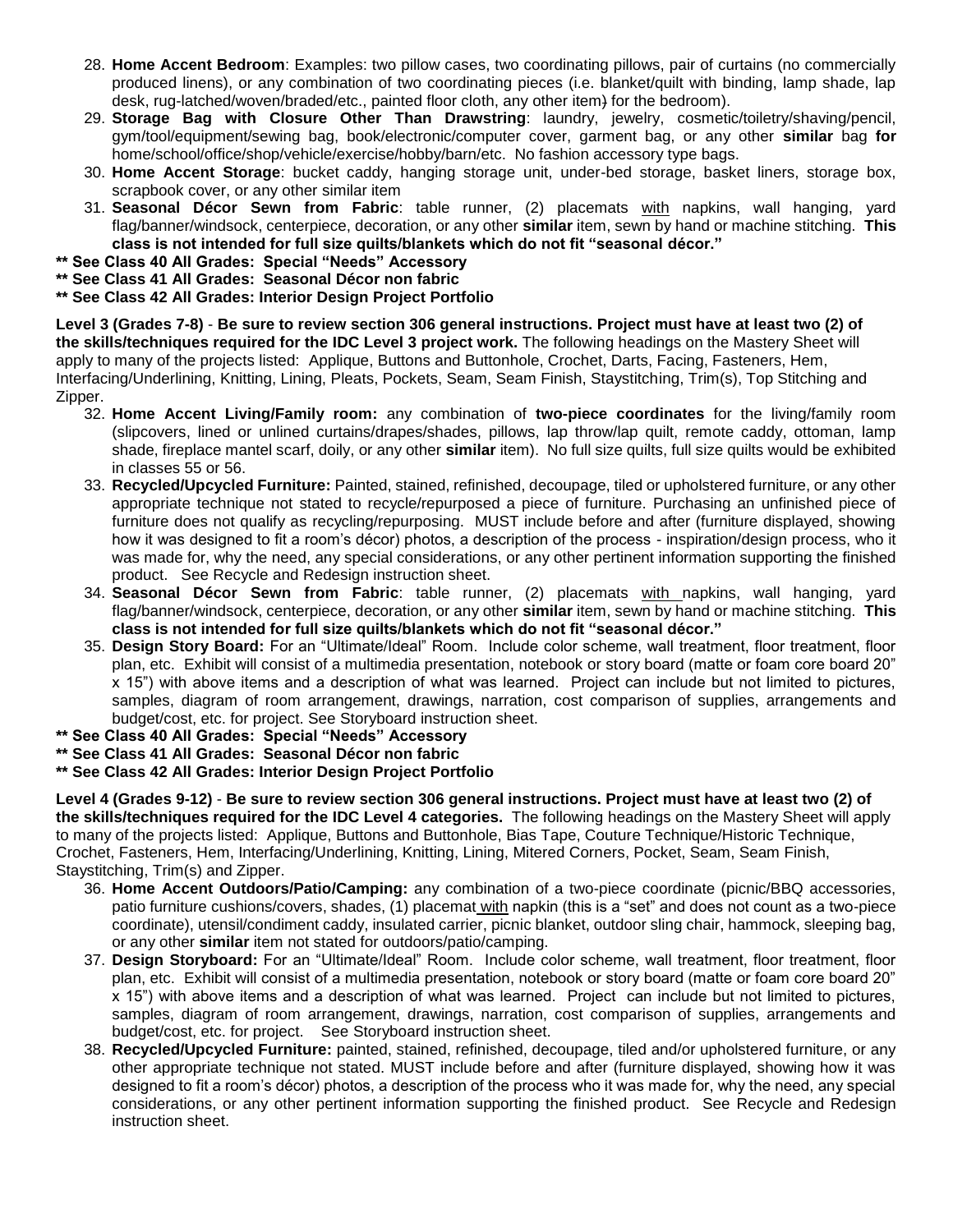28. **Home Accent Bedroom**: Examples: two pillow cases, two coordinating pillows, pair of curtains (no commercially produced linens), or any combination of two coordinating pieces (i.e. blanket/quilt with binding, lamp shade, lap desk, rug-latched/woven/braded/etc., painted floor cloth, any other item) for the bedroom).
29. **Storage Bag with Closure Other Than Drawstring**: laundry, jewelry, cosmetic/toiletry/shaving/pencil, gym/tool/equipment/sewing bag, book/electronic/computer cover, garment bag, or any other **similar** bag **for** home/school/office/shop/vehicle/exercise/hobby/barn/etc. No fashion accessory type bags.
30. **Home Accent Storage**: bucket caddy, hanging storage unit, under-bed storage, basket liners, storage box, scrapbook cover, or any other similar item
31. **Seasonal Décor Sewn from Fabric**: table runner, (2) placemats with napkins, wall hanging, yard flag/banner/windsock, centerpiece, decoration, or any other **similar** item, sewn by hand or machine stitching. **This class is not intended for full size quilts/blankets which do not fit "seasonal décor."**

**\*\* See Class 40 All Grades: Special "Needs" Accessory**
**\*\* See Class 41 All Grades: Seasonal Décor non fabric**
**\*\* See Class 42 All Grades: Interior Design Project Portfolio**

**Level 3 (Grades 7-8)** - **Be sure to review section 306 general instructions. Project must have at least two (2) of the skills/techniques required for the IDC Level 3 project work.** The following headings on the Mastery Sheet will apply to many of the projects listed: Applique, Buttons and Buttonhole, Crochet, Darts, Facing, Fasteners, Hem, Interfacing/Underlining, Knitting, Lining, Pleats, Pockets, Seam, Seam Finish, Staystitching, Trim(s), Top Stitching and Zipper.

32. **Home Accent Living/Family room:** any combination of **two-piece coordinates** for the living/family room (slipcovers, lined or unlined curtains/drapes/shades, pillows, lap throw/lap quilt, remote caddy, ottoman, lamp shade, fireplace mantel scarf, doily, or any other **similar** item). No full size quilts, full size quilts would be exhibited in classes 55 or 56.
33. **Recycled/Upcycled Furniture:** Painted, stained, refinished, decoupage, tiled or upholstered furniture, or any other appropriate technique not stated to recycle/repurposed a piece of furniture. Purchasing an unfinished piece of furniture does not qualify as recycling/repurposing. MUST include before and after (furniture displayed, showing how it was designed to fit a room's décor) photos, a description of the process - inspiration/design process, who it was made for, why the need, any special considerations, or any other pertinent information supporting the finished product. See Recycle and Redesign instruction sheet.
34. **Seasonal Décor Sewn from Fabric**: table runner, (2) placemats with napkins, wall hanging, yard flag/banner/windsock, centerpiece, decoration, or any other **similar** item, sewn by hand or machine stitching. **This class is not intended for full size quilts/blankets which do not fit "seasonal décor."**
35. **Design Story Board:** For an "Ultimate/Ideal" Room. Include color scheme, wall treatment, floor treatment, floor plan, etc. Exhibit will consist of a multimedia presentation, notebook or story board (matte or foam core board 20" x 15") with above items and a description of what was learned. Project can include but not limited to pictures, samples, diagram of room arrangement, drawings, narration, cost comparison of supplies, arrangements and budget/cost, etc. for project. See Storyboard instruction sheet.

**\*\* See Class 40 All Grades: Special "Needs" Accessory**
**\*\* See Class 41 All Grades: Seasonal Décor non fabric**
**\*\* See Class 42 All Grades: Interior Design Project Portfolio**

**Level 4 (Grades 9-12)** - **Be sure to review section 306 general instructions. Project must have at least two (2) of the skills/techniques required for the IDC Level 4 categories.** The following headings on the Mastery Sheet will apply to many of the projects listed: Applique, Buttons and Buttonhole, Bias Tape, Couture Technique/Historic Technique, Crochet, Fasteners, Hem, Interfacing/Underlining, Knitting, Lining, Mitered Corners, Pocket, Seam, Seam Finish, Staystitching, Trim(s) and Zipper.

36. **Home Accent Outdoors/Patio/Camping:** any combination of a two-piece coordinate (picnic/BBQ accessories, patio furniture cushions/covers, shades, (1) placemat with napkin (this is a "set" and does not count as a two-piece coordinate), utensil/condiment caddy, insulated carrier, picnic blanket, outdoor sling chair, hammock, sleeping bag, or any other **similar** item not stated for outdoors/patio/camping.
37. **Design Storyboard:** For an "Ultimate/Ideal" Room. Include color scheme, wall treatment, floor treatment, floor plan, etc. Exhibit will consist of a multimedia presentation, notebook or story board (matte or foam core board 20" x 15") with above items and a description of what was learned. Project can include but not limited to pictures, samples, diagram of room arrangement, drawings, narration, cost comparison of supplies, arrangements and budget/cost, etc. for project. See Storyboard instruction sheet.
38. **Recycled/Upcycled Furniture:** painted, stained, refinished, decoupage, tiled and/or upholstered furniture, or any other appropriate technique not stated. MUST include before and after (furniture displayed, showing how it was designed to fit a room's décor) photos, a description of the process who it was made for, why the need, any special considerations, or any other pertinent information supporting the finished product. See Recycle and Redesign instruction sheet.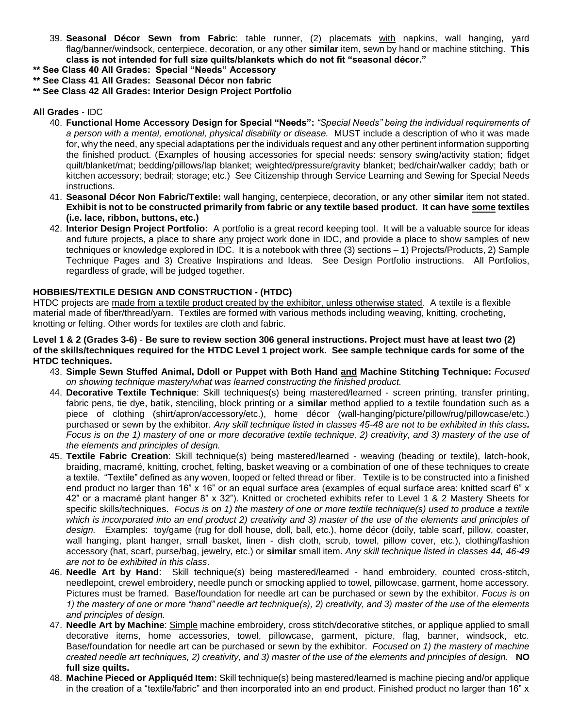39. **Seasonal Décor Sewn from Fabric**: table runner, (2) placemats with napkins, wall hanging, yard flag/banner/windsock, centerpiece, decoration, or any other **similar** item, sewn by hand or machine stitching. **This class is not intended for full size quilts/blankets which do not fit "seasonal décor."**

**\*\* See Class 40 All Grades: Special "Needs" Accessory**
**\*\* See Class 41 All Grades: Seasonal Décor non fabric**
**\*\* See Class 42 All Grades: Interior Design Project Portfolio**

**All Grades** - IDC

40. **Functional Home Accessory Design for Special "Needs":** *"Special Needs" being the individual requirements of a person with a mental, emotional, physical disability or disease.* MUST include a description of who it was made for, why the need, any special adaptations per the individuals request and any other pertinent information supporting the finished product. (Examples of housing accessories for special needs: sensory swing/activity station; fidget quilt/blanket/mat; bedding/pillows/lap blanket; weighted/pressure/gravity blanket; bed/chair/walker caddy; bath or kitchen accessory; bedrail; storage; etc.) See Citizenship through Service Learning and Sewing for Special Needs instructions.
41. **Seasonal Décor Non Fabric/Textile:** wall hanging, centerpiece, decoration, or any other **similar** item not stated. **Exhibit is not to be constructed primarily from fabric or any textile based product. It can have some textiles (i.e. lace, ribbon, buttons, etc.)**
42. **Interior Design Project Portfolio:** A portfolio is a great record keeping tool. It will be a valuable source for ideas and future projects, a place to share any project work done in IDC, and provide a place to show samples of new techniques or knowledge explored in IDC. It is a notebook with three (3) sections – 1) Projects/Products, 2) Sample Technique Pages and 3) Creative Inspirations and Ideas. See Design Portfolio instructions. All Portfolios, regardless of grade, will be judged together.

## HOBBIES/TEXTILE DESIGN AND CONSTRUCTION - (HTDC)

HTDC projects are made from a textile product created by the exhibitor, unless otherwise stated. A textile is a flexible material made of fiber/thread/yarn. Textiles are formed with various methods including weaving, knitting, crocheting, knotting or felting. Other words for textiles are cloth and fabric.

**Level 1 & 2 (Grades 3-6)** - **Be sure to review section 306 general instructions. Project must have at least two (2) of the skills/techniques required for the HTDC Level 1 project work. See sample technique cards for some of the HTDC techniques.**

43. **Simple Sewn Stuffed Animal, Ddoll or Puppet with Both Hand and Machine Stitching Technique:** *Focused on showing technique mastery/what was learned constructing the finished product.*
44. **Decorative Textile Technique**: Skill techniques(s) being mastered/learned - screen printing, transfer printing, fabric pens, tie dye, batik, stenciling, block printing or a **similar** method applied to a textile foundation such as a piece of clothing (shirt/apron/accessory/etc.), home décor (wall-hanging/picture/pillow/rug/pillowcase/etc.) purchased or sewn by the exhibitor. *Any skill technique listed in classes 45-48 are not to be exhibited in this class. Focus is on the 1) mastery of one or more decorative textile technique, 2) creativity, and 3) mastery of the use of the elements and principles of design.*
45. **Textile Fabric Creation**: Skill technique(s) being mastered/learned - weaving (beading or textile), latch-hook, braiding, macramé, knitting, crochet, felting, basket weaving or a combination of one of these techniques to create a textile. "Textile" defined as any woven, looped or felted thread or fiber. Textile is to be constructed into a finished end product no larger than 16" x 16" or an equal surface area (examples of equal surface area: knitted scarf 6" x 42" or a macramé plant hanger 8" x 32"). Knitted or crocheted exhibits refer to Level 1 & 2 Mastery Sheets for specific skills/techniques. *Focus is on 1) the mastery of one or more textile technique(s) used to produce a textile which is incorporated into an end product 2) creativity and 3) master of the use of the elements and principles of design.* Examples: toy/game (rug for doll house, doll, ball, etc.), home décor (doily, table scarf, pillow, coaster, wall hanging, plant hanger, small basket, linen - dish cloth, scrub, towel, pillow cover, etc.), clothing/fashion accessory (hat, scarf, purse/bag, jewelry, etc.) or **similar** small item. *Any skill technique listed in classes 44, 46-49 are not to be exhibited in this class*.
46. **Needle Art by Hand**: Skill technique(s) being mastered/learned - hand embroidery, counted cross-stitch, needlepoint, crewel embroidery, needle punch or smocking applied to towel, pillowcase, garment, home accessory. Pictures must be framed. Base/foundation for needle art can be purchased or sewn by the exhibitor. *Focus is on 1) the mastery of one or more "hand" needle art technique(s), 2) creativity, and 3) master of the use of the elements and principles of design.*
47. **Needle Art by Machine**: Simple machine embroidery, cross stitch/decorative stitches, or applique applied to small decorative items, home accessories, towel, pillowcase, garment, picture, flag, banner, windsock, etc. Base/foundation for needle art can be purchased or sewn by the exhibitor. *Focused on 1) the mastery of machine created needle art techniques, 2) creativity, and 3) master of the use of the elements and principles of design.* **NO full size quilts.**
48. **Machine Pieced or Appliquéd Item:** Skill technique(s) being mastered/learned is machine piecing and/or applique in the creation of a "textile/fabric" and then incorporated into an end product. Finished product no larger than 16" x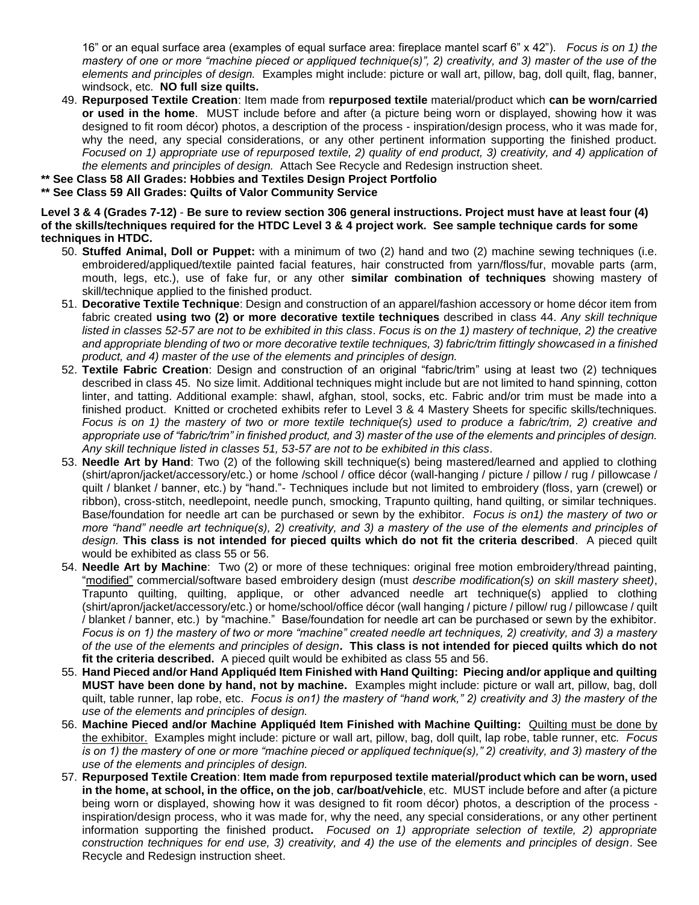16" or an equal surface area (examples of equal surface area: fireplace mantel scarf 6" x 42"). *Focus is on 1) the mastery of one or more "machine pieced or appliqued technique(s)", 2) creativity, and 3) master of the use of the elements and principles of design.* Examples might include: picture or wall art, pillow, bag, doll quilt, flag, banner, windsock, etc. **NO full size quilts.**

49. **Repurposed Textile Creation**: Item made from **repurposed textile** material/product which **can be worn/carried or used in the home**. MUST include before and after (a picture being worn or displayed, showing how it was designed to fit room décor) photos, a description of the process - inspiration/design process, who it was made for, why the need, any special considerations, or any other pertinent information supporting the finished product. *Focused on 1) appropriate use of repurposed textile, 2) quality of end product, 3) creativity, and 4) application of the elements and principles of design.* Attach See Recycle and Redesign instruction sheet.

**** See Class 58 All Grades: Hobbies and Textiles Design Project Portfolio**

**** See Class 59 All Grades: Quilts of Valor Community Service**

**Level 3 & 4 (Grades 7-12)** - **Be sure to review section 306 general instructions. Project must have at least four (4) of the skills/techniques required for the HTDC Level 3 & 4 project work. See sample technique cards for some techniques in HTDC.**

50. **Stuffed Animal, Doll or Puppet:** with a minimum of two (2) hand and two (2) machine sewing techniques (i.e. embroidered/appliqued/textile painted facial features, hair constructed from yarn/floss/fur, movable parts (arm, mouth, legs, etc.), use of fake fur, or any other **similar combination of techniques** showing mastery of skill/technique applied to the finished product.
51. **Decorative Textile Technique**: Design and construction of an apparel/fashion accessory or home décor item from fabric created **using two (2) or more decorative textile techniques** described in class 44. *Any skill technique listed in classes 52-57 are not to be exhibited in this class*. *Focus is on the 1) mastery of technique, 2) the creative and appropriate blending of two or more decorative textile techniques, 3) fabric/trim fittingly showcased in a finished product, and 4) master of the use of the elements and principles of design.*
52. **Textile Fabric Creation**: Design and construction of an original "fabric/trim" using at least two (2) techniques described in class 45. No size limit. Additional techniques might include but are not limited to hand spinning, cotton linter, and tatting. Additional example: shawl, afghan, stool, socks, etc. Fabric and/or trim must be made into a finished product. Knitted or crocheted exhibits refer to Level 3 & 4 Mastery Sheets for specific skills/techniques. *Focus is on 1) the mastery of two or more textile technique(s) used to produce a fabric/trim, 2) creative and appropriate use of "fabric/trim" in finished product, and 3) master of the use of the elements and principles of design. Any skill technique listed in classes 51, 53-57 are not to be exhibited in this class*.
53. **Needle Art by Hand**: Two (2) of the following skill technique(s) being mastered/learned and applied to clothing (shirt/apron/jacket/accessory/etc.) or home /school / office décor (wall-hanging / picture / pillow / rug / pillowcase / quilt / blanket / banner, etc.) by "hand."- Techniques include but not limited to embroidery (floss, yarn (crewel) or ribbon), cross-stitch, needlepoint, needle punch, smocking, Trapunto quilting, hand quilting, or similar techniques. Base/foundation for needle art can be purchased or sewn by the exhibitor. *Focus is on1) the mastery of two or more "hand" needle art technique(s), 2) creativity, and 3) a mastery of the use of the elements and principles of design.* **This class is not intended for pieced quilts which do not fit the criteria described**. A pieced quilt would be exhibited as class 55 or 56.
54. **Needle Art by Machine**: Two (2) or more of these techniques: original free motion embroidery/thread painting, "modified" commercial/software based embroidery design (must *describe modification(s) on skill mastery sheet)*, Trapunto quilting, quilting, applique, or other advanced needle art technique(s) applied to clothing (shirt/apron/jacket/accessory/etc.) or home/school/office décor (wall hanging / picture / pillow/ rug / pillowcase / quilt / blanket / banner, etc.) by "machine." Base/foundation for needle art can be purchased or sewn by the exhibitor. *Focus is on 1) the mastery of two or more "machine" created needle art techniques, 2) creativity, and 3) a mastery of the use of the elements and principles of design***. This class is not intended for pieced quilts which do not fit the criteria described.** A pieced quilt would be exhibited as class 55 and 56.
55. **Hand Pieced and/or Hand Appliquéd Item Finished with Hand Quilting: Piecing and/or applique and quilting MUST have been done by hand, not by machine.** Examples might include: picture or wall art, pillow, bag, doll quilt, table runner, lap robe, etc. *Focus is on1) the mastery of "hand work," 2) creativity and 3) the mastery of the use of the elements and principles of design.*
56. **Machine Pieced and/or Machine Appliquéd Item Finished with Machine Quilting:** Quilting must be done by the exhibitor. Examples might include: picture or wall art, pillow, bag, doll quilt, lap robe, table runner, etc. *Focus is on 1) the mastery of one or more "machine pieced or appliqued technique(s)," 2) creativity, and 3) mastery of the use of the elements and principles of design.*
57. **Repurposed Textile Creation**: **Item made from repurposed textile material/product which can be worn, used in the home, at school, in the office, on the job**, **car/boat/vehicle**, etc. MUST include before and after (a picture being worn or displayed, showing how it was designed to fit room décor) photos, a description of the process - inspiration/design process, who it was made for, why the need, any special considerations, or any other pertinent information supporting the finished product**.** *Focused on 1) appropriate selection of textile, 2) appropriate construction techniques for end use, 3) creativity, and 4) the use of the elements and principles of design*. See Recycle and Redesign instruction sheet.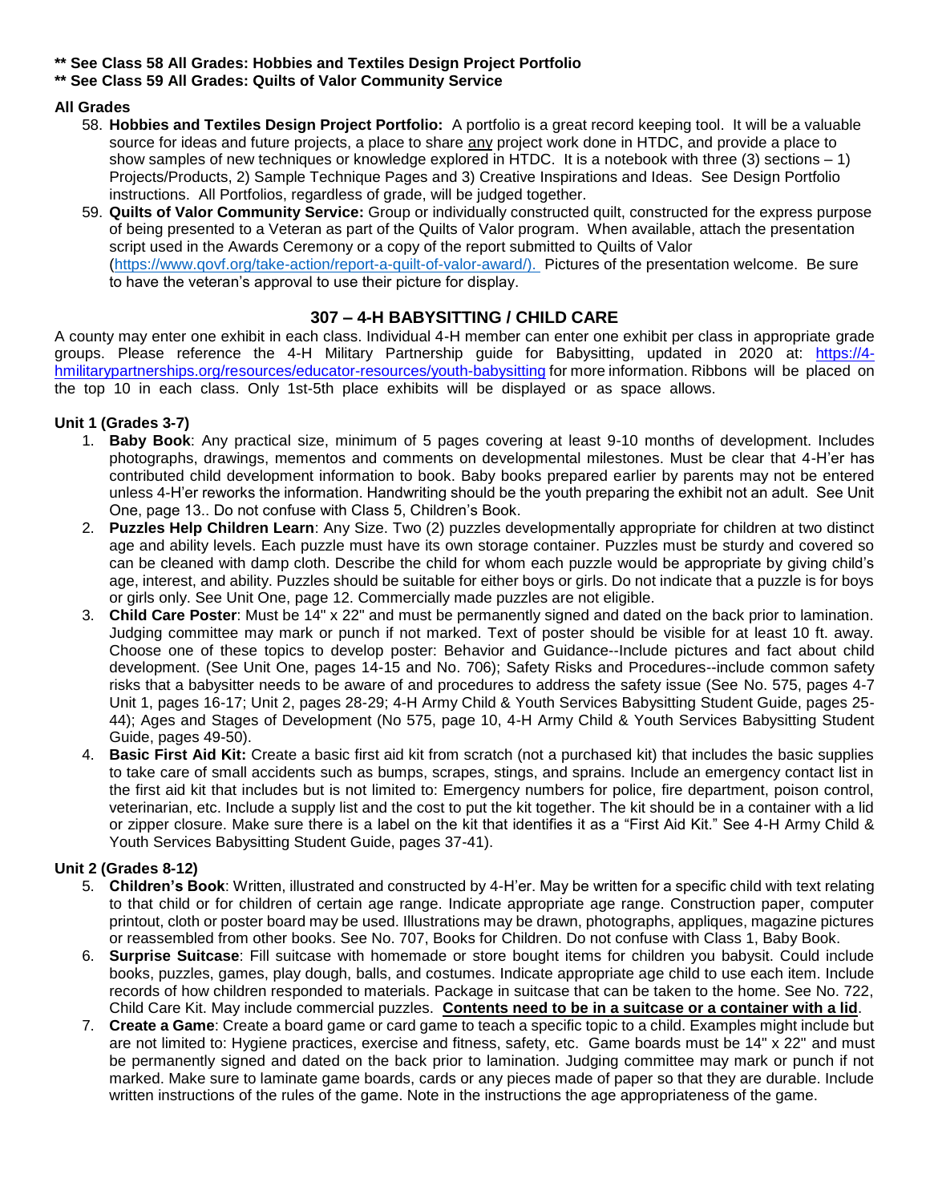**** See Class 58 All Grades: Hobbies and Textiles Design Project Portfolio**
**** See Class 59 All Grades: Quilts of Valor Community Service**

**All Grades**

58. **Hobbies and Textiles Design Project Portfolio:** A portfolio is a great record keeping tool. It will be a valuable source for ideas and future projects, a place to share <u>any</u> project work done in HTDC, and provide a place to show samples of new techniques or knowledge explored in HTDC. It is a notebook with three (3) sections – 1) Projects/Products, 2) Sample Technique Pages and 3) Creative Inspirations and Ideas. See Design Portfolio instructions. All Portfolios, regardless of grade, will be judged together.
59. **Quilts of Valor Community Service:** Group or individually constructed quilt, constructed for the express purpose of being presented to a Veteran as part of the Quilts of Valor program. When available, attach the presentation script used in the Awards Ceremony or a copy of the report submitted to Quilts of Valor (https://www.qovf.org/take-action/report-a-quilt-of-valor-award/). Pictures of the presentation welcome. Be sure to have the veteran's approval to use their picture for display.

## 307 – 4-H BABYSITTING / CHILD CARE

A county may enter one exhibit in each class. Individual 4-H member can enter one exhibit per class in appropriate grade groups. Please reference the 4-H Military Partnership guide for Babysitting, updated in 2020 at: https://4-hmilitarypartnerships.org/resources/educator-resources/youth-babysitting for more information. Ribbons will be placed on the top 10 in each class. Only 1st-5th place exhibits will be displayed or as space allows.

**Unit 1 (Grades 3-7)**

1. **Baby Book**: Any practical size, minimum of 5 pages covering at least 9-10 months of development. Includes photographs, drawings, mementos and comments on developmental milestones. Must be clear that 4-H'er has contributed child development information to book. Baby books prepared earlier by parents may not be entered unless 4-H'er reworks the information. Handwriting should be the youth preparing the exhibit not an adult. See Unit One, page 13.. Do not confuse with Class 5, Children's Book.
2. **Puzzles Help Children Learn**: Any Size. Two (2) puzzles developmentally appropriate for children at two distinct age and ability levels. Each puzzle must have its own storage container. Puzzles must be sturdy and covered so can be cleaned with damp cloth. Describe the child for whom each puzzle would be appropriate by giving child's age, interest, and ability. Puzzles should be suitable for either boys or girls. Do not indicate that a puzzle is for boys or girls only. See Unit One, page 12. Commercially made puzzles are not eligible.
3. **Child Care Poster**: Must be 14" x 22" and must be permanently signed and dated on the back prior to lamination. Judging committee may mark or punch if not marked. Text of poster should be visible for at least 10 ft. away. Choose one of these topics to develop poster: Behavior and Guidance--Include pictures and fact about child development. (See Unit One, pages 14-15 and No. 706); Safety Risks and Procedures--include common safety risks that a babysitter needs to be aware of and procedures to address the safety issue (See No. 575, pages 4-7 Unit 1, pages 16-17; Unit 2, pages 28-29; 4-H Army Child & Youth Services Babysitting Student Guide, pages 25-44); Ages and Stages of Development (No 575, page 10, 4-H Army Child & Youth Services Babysitting Student Guide, pages 49-50).
4. **Basic First Aid Kit:** Create a basic first aid kit from scratch (not a purchased kit) that includes the basic supplies to take care of small accidents such as bumps, scrapes, stings, and sprains. Include an emergency contact list in the first aid kit that includes but is not limited to: Emergency numbers for police, fire department, poison control, veterinarian, etc. Include a supply list and the cost to put the kit together. The kit should be in a container with a lid or zipper closure. Make sure there is a label on the kit that identifies it as a "First Aid Kit." See 4-H Army Child & Youth Services Babysitting Student Guide, pages 37-41).

**Unit 2 (Grades 8-12)**

5. **Children's Book**: Written, illustrated and constructed by 4-H'er. May be written for a specific child with text relating to that child or for children of certain age range. Indicate appropriate age range. Construction paper, computer printout, cloth or poster board may be used. Illustrations may be drawn, photographs, appliques, magazine pictures or reassembled from other books. See No. 707, Books for Children. Do not confuse with Class 1, Baby Book.
6. **Surprise Suitcase**: Fill suitcase with homemade or store bought items for children you babysit. Could include books, puzzles, games, play dough, balls, and costumes. Indicate appropriate age child to use each item. Include records of how children responded to materials. Package in suitcase that can be taken to the home. See No. 722, Child Care Kit. May include commercial puzzles. **<u>Contents need to be in a suitcase or a container with a lid</u>**.
7. **Create a Game**: Create a board game or card game to teach a specific topic to a child. Examples might include but are not limited to: Hygiene practices, exercise and fitness, safety, etc. Game boards must be 14" x 22" and must be permanently signed and dated on the back prior to lamination. Judging committee may mark or punch if not marked. Make sure to laminate game boards, cards or any pieces made of paper so that they are durable. Include written instructions of the rules of the game. Note in the instructions the age appropriateness of the game.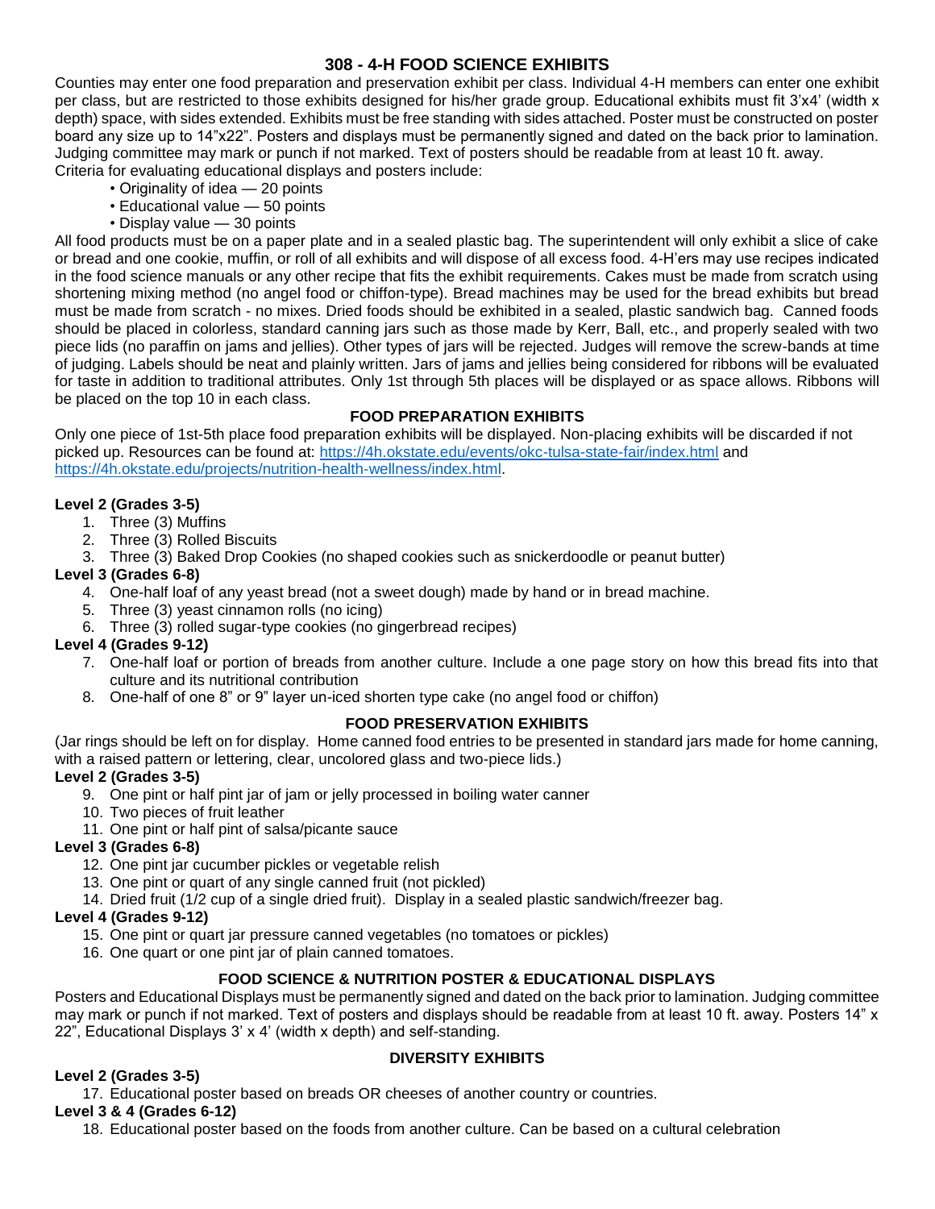# 308 - 4-H FOOD SCIENCE EXHIBITS

Counties may enter one food preparation and preservation exhibit per class. Individual 4-H members can enter one exhibit per class, but are restricted to those exhibits designed for his/her grade group. Educational exhibits must fit 3'x4' (width x depth) space, with sides extended. Exhibits must be free standing with sides attached. Poster must be constructed on poster board any size up to 14"x22". Posters and displays must be permanently signed and dated on the back prior to lamination. Judging committee may mark or punch if not marked. Text of posters should be readable from at least 10 ft. away.
Criteria for evaluating educational displays and posters include:

- Originality of idea — 20 points
- Educational value — 50 points
- Display value — 30 points

All food products must be on a paper plate and in a sealed plastic bag. The superintendent will only exhibit a slice of cake or bread and one cookie, muffin, or roll of all exhibits and will dispose of all excess food. 4-H'ers may use recipes indicated in the food science manuals or any other recipe that fits the exhibit requirements. Cakes must be made from scratch using shortening mixing method (no angel food or chiffon-type). Bread machines may be used for the bread exhibits but bread must be made from scratch - no mixes. Dried foods should be exhibited in a sealed, plastic sandwich bag. Canned foods should be placed in colorless, standard canning jars such as those made by Kerr, Ball, etc., and properly sealed with two piece lids (no paraffin on jams and jellies). Other types of jars will be rejected. Judges will remove the screw-bands at time of judging. Labels should be neat and plainly written. Jars of jams and jellies being considered for ribbons will be evaluated for taste in addition to traditional attributes. Only 1st through 5th places will be displayed or as space allows. Ribbons will be placed on the top 10 in each class.

## FOOD PREPARATION EXHIBITS

Only one piece of 1st-5th place food preparation exhibits will be displayed. Non-placing exhibits will be discarded if not picked up. Resources can be found at: https://4h.okstate.edu/events/okc-tulsa-state-fair/index.html and https://4h.okstate.edu/projects/nutrition-health-wellness/index.html.

**Level 2 (Grades 3-5)**

1. Three (3) Muffins
2. Three (3) Rolled Biscuits
3. Three (3) Baked Drop Cookies (no shaped cookies such as snickerdoodle or peanut butter)

**Level 3 (Grades 6-8)**

4. One-half loaf of any yeast bread (not a sweet dough) made by hand or in bread machine.
5. Three (3) yeast cinnamon rolls (no icing)
6. Three (3) rolled sugar-type cookies (no gingerbread recipes)

**Level 4 (Grades 9-12)**

7. One-half loaf or portion of breads from another culture. Include a one page story on how this bread fits into that culture and its nutritional contribution
8. One-half of one 8" or 9" layer un-iced shorten type cake (no angel food or chiffon)

## FOOD PRESERVATION EXHIBITS

(Jar rings should be left on for display. Home canned food entries to be presented in standard jars made for home canning, with a raised pattern or lettering, clear, uncolored glass and two-piece lids.)

**Level 2 (Grades 3-5)**

9. One pint or half pint jar of jam or jelly processed in boiling water canner
10. Two pieces of fruit leather
11. One pint or half pint of salsa/picante sauce

**Level 3 (Grades 6-8)**

12. One pint jar cucumber pickles or vegetable relish
13. One pint or quart of any single canned fruit (not pickled)
14. Dried fruit (1/2 cup of a single dried fruit). Display in a sealed plastic sandwich/freezer bag.

**Level 4 (Grades 9-12)**

15. One pint or quart jar pressure canned vegetables (no tomatoes or pickles)
16. One quart or one pint jar of plain canned tomatoes.

## FOOD SCIENCE & NUTRITION POSTER & EDUCATIONAL DISPLAYS

Posters and Educational Displays must be permanently signed and dated on the back prior to lamination. Judging committee may mark or punch if not marked. Text of posters and displays should be readable from at least 10 ft. away. Posters 14" x 22", Educational Displays 3' x 4' (width x depth) and self-standing.

### DIVERSITY EXHIBITS

**Level 2 (Grades 3-5)**

17. Educational poster based on breads OR cheeses of another country or countries.

**Level 3 & 4 (Grades 6-12)**

18. Educational poster based on the foods from another culture. Can be based on a cultural celebration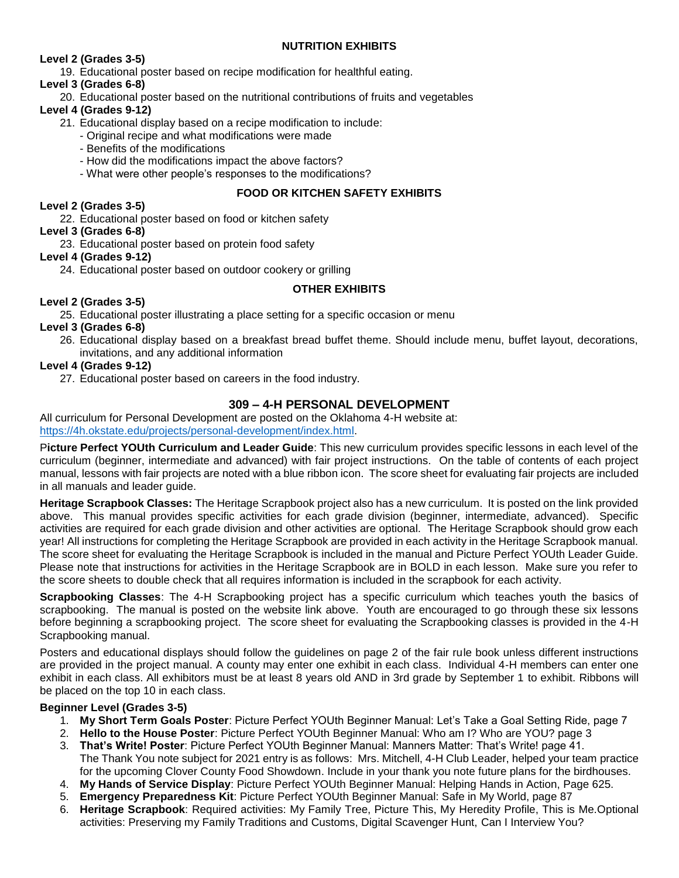### NUTRITION EXHIBITS

**Level 2 (Grades 3-5)**

19. Educational poster based on recipe modification for healthful eating.

**Level 3 (Grades 6-8)**

20. Educational poster based on the nutritional contributions of fruits and vegetables

**Level 4 (Grades 9-12)**

21. Educational display based on a recipe modification to include:
    - Original recipe and what modifications were made
    - Benefits of the modifications
    - How did the modifications impact the above factors?
    - What were other people's responses to the modifications?

### FOOD OR KITCHEN SAFETY EXHIBITS

**Level 2 (Grades 3-5)**

22. Educational poster based on food or kitchen safety

**Level 3 (Grades 6-8)**

23. Educational poster based on protein food safety

**Level 4 (Grades 9-12)**

24. Educational poster based on outdoor cookery or grilling

### OTHER EXHIBITS

**Level 2 (Grades 3-5)**

25. Educational poster illustrating a place setting for a specific occasion or menu

**Level 3 (Grades 6-8)**

26. Educational display based on a breakfast bread buffet theme. Should include menu, buffet layout, decorations, invitations, and any additional information

**Level 4 (Grades 9-12)**

27. Educational poster based on careers in the food industry.

## 309 – 4-H PERSONAL DEVELOPMENT

All curriculum for Personal Development are posted on the Oklahoma 4-H website at: https://4h.okstate.edu/projects/personal-development/index.html.

P**icture Perfect YOUth Curriculum and Leader Guide**: This new curriculum provides specific lessons in each level of the curriculum (beginner, intermediate and advanced) with fair project instructions. On the table of contents of each project manual, lessons with fair projects are noted with a blue ribbon icon. The score sheet for evaluating fair projects are included in all manuals and leader guide.

**Heritage Scrapbook Classes:** The Heritage Scrapbook project also has a new curriculum. It is posted on the link provided above. This manual provides specific activities for each grade division (beginner, intermediate, advanced). Specific activities are required for each grade division and other activities are optional. The Heritage Scrapbook should grow each year! All instructions for completing the Heritage Scrapbook are provided in each activity in the Heritage Scrapbook manual. The score sheet for evaluating the Heritage Scrapbook is included in the manual and Picture Perfect YOUth Leader Guide. Please note that instructions for activities in the Heritage Scrapbook are in BOLD in each lesson. Make sure you refer to the score sheets to double check that all requires information is included in the scrapbook for each activity.

**Scrapbooking Classes**: The 4-H Scrapbooking project has a specific curriculum which teaches youth the basics of scrapbooking. The manual is posted on the website link above. Youth are encouraged to go through these six lessons before beginning a scrapbooking project. The score sheet for evaluating the Scrapbooking classes is provided in the 4-H Scrapbooking manual.

Posters and educational displays should follow the guidelines on page 2 of the fair rule book unless different instructions are provided in the project manual. A county may enter one exhibit in each class. Individual 4-H members can enter one exhibit in each class. All exhibitors must be at least 8 years old AND in 3rd grade by September 1 to exhibit. Ribbons will be placed on the top 10 in each class.

**Beginner Level (Grades 3-5)**

1. **My Short Term Goals Poster**: Picture Perfect YOUth Beginner Manual: Let's Take a Goal Setting Ride, page 7
2. **Hello to the House Poster**: Picture Perfect YOUth Beginner Manual: Who am I? Who are YOU? page 3
3. **That's Write! Poster**: Picture Perfect YOUth Beginner Manual: Manners Matter: That's Write! page 41. The Thank You note subject for 2021 entry is as follows: Mrs. Mitchell, 4-H Club Leader, helped your team practice for the upcoming Clover County Food Showdown. Include in your thank you note future plans for the birdhouses.
4. **My Hands of Service Display**: Picture Perfect YOUth Beginner Manual: Helping Hands in Action, Page 625.
5. **Emergency Preparedness Kit**: Picture Perfect YOUth Beginner Manual: Safe in My World, page 87
6. **Heritage Scrapbook**: Required activities: My Family Tree, Picture This, My Heredity Profile, This is Me.Optional activities: Preserving my Family Traditions and Customs, Digital Scavenger Hunt, Can I Interview You?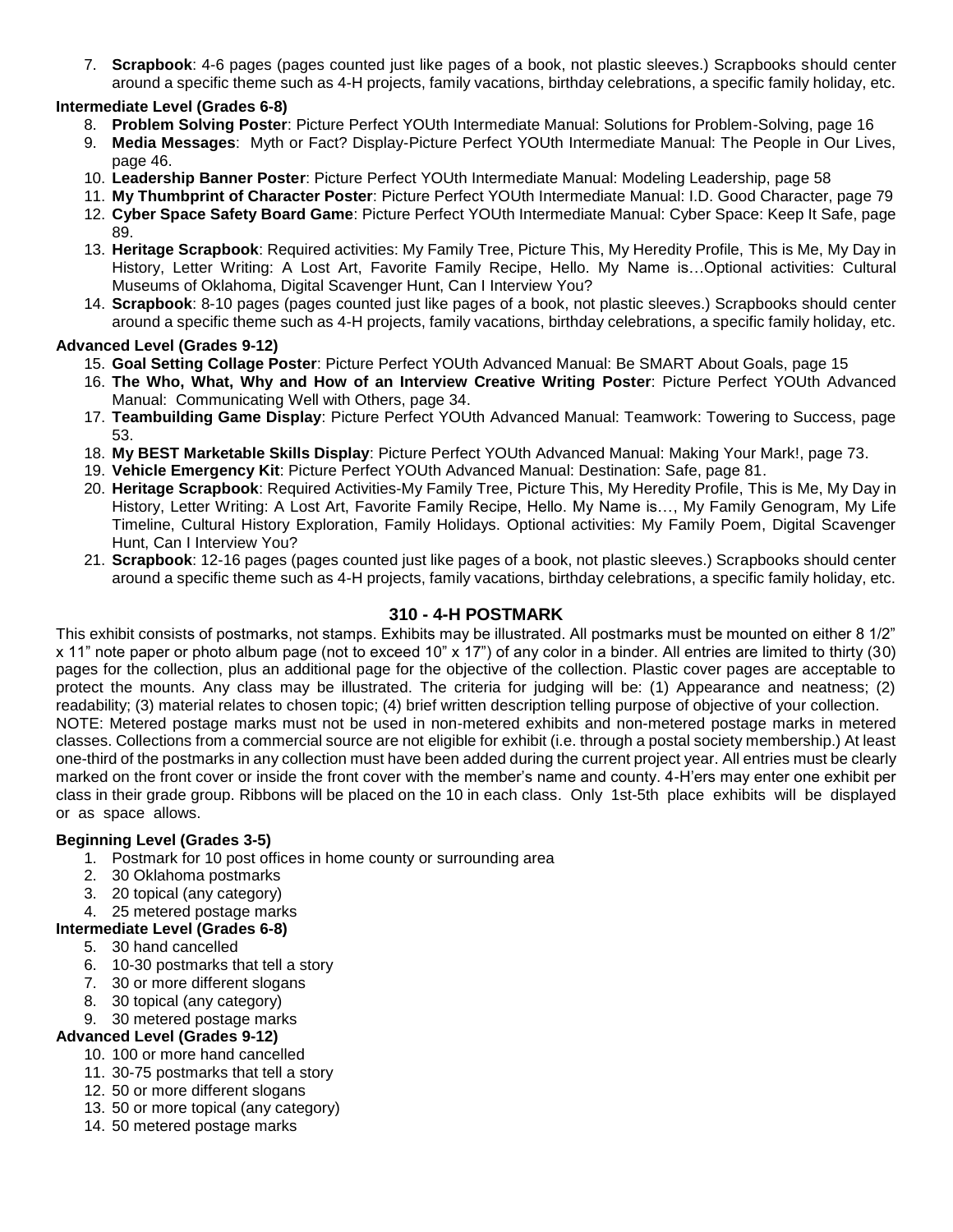7. **Scrapbook**: 4-6 pages (pages counted just like pages of a book, not plastic sleeves.) Scrapbooks should center around a specific theme such as 4-H projects, family vacations, birthday celebrations, a specific family holiday, etc.

**Intermediate Level (Grades 6-8)**

8. **Problem Solving Poster**: Picture Perfect YOUth Intermediate Manual: Solutions for Problem-Solving, page 16
9. **Media Messages**: Myth or Fact? Display-Picture Perfect YOUth Intermediate Manual: The People in Our Lives, page 46.
10. **Leadership Banner Poster**: Picture Perfect YOUth Intermediate Manual: Modeling Leadership, page 58
11. **My Thumbprint of Character Poster**: Picture Perfect YOUth Intermediate Manual: I.D. Good Character, page 79
12. **Cyber Space Safety Board Game**: Picture Perfect YOUth Intermediate Manual: Cyber Space: Keep It Safe, page 89.
13. **Heritage Scrapbook**: Required activities: My Family Tree, Picture This, My Heredity Profile, This is Me, My Day in History, Letter Writing: A Lost Art, Favorite Family Recipe, Hello. My Name is…Optional activities: Cultural Museums of Oklahoma, Digital Scavenger Hunt, Can I Interview You?
14. **Scrapbook**: 8-10 pages (pages counted just like pages of a book, not plastic sleeves.) Scrapbooks should center around a specific theme such as 4-H projects, family vacations, birthday celebrations, a specific family holiday, etc.

**Advanced Level (Grades 9-12)**

15. **Goal Setting Collage Poster**: Picture Perfect YOUth Advanced Manual: Be SMART About Goals, page 15
16. **The Who, What, Why and How of an Interview Creative Writing Poster**: Picture Perfect YOUth Advanced Manual: Communicating Well with Others, page 34.
17. **Teambuilding Game Display**: Picture Perfect YOUth Advanced Manual: Teamwork: Towering to Success, page 53.
18. **My BEST Marketable Skills Display**: Picture Perfect YOUth Advanced Manual: Making Your Mark!, page 73.
19. **Vehicle Emergency Kit**: Picture Perfect YOUth Advanced Manual: Destination: Safe, page 81.
20. **Heritage Scrapbook**: Required Activities-My Family Tree, Picture This, My Heredity Profile, This is Me, My Day in History, Letter Writing: A Lost Art, Favorite Family Recipe, Hello. My Name is…, My Family Genogram, My Life Timeline, Cultural History Exploration, Family Holidays. Optional activities: My Family Poem, Digital Scavenger Hunt, Can I Interview You?
21. **Scrapbook**: 12-16 pages (pages counted just like pages of a book, not plastic sleeves.) Scrapbooks should center around a specific theme such as 4-H projects, family vacations, birthday celebrations, a specific family holiday, etc.

## 310 - 4-H POSTMARK

This exhibit consists of postmarks, not stamps. Exhibits may be illustrated. All postmarks must be mounted on either 8 1/2" x 11" note paper or photo album page (not to exceed 10" x 17") of any color in a binder. All entries are limited to thirty (30) pages for the collection, plus an additional page for the objective of the collection. Plastic cover pages are acceptable to protect the mounts. Any class may be illustrated. The criteria for judging will be: (1) Appearance and neatness; (2) readability; (3) material relates to chosen topic; (4) brief written description telling purpose of objective of your collection.
NOTE: Metered postage marks must not be used in non-metered exhibits and non-metered postage marks in metered classes. Collections from a commercial source are not eligible for exhibit (i.e. through a postal society membership.) At least one-third of the postmarks in any collection must have been added during the current project year. All entries must be clearly marked on the front cover or inside the front cover with the member's name and county. 4-H'ers may enter one exhibit per class in their grade group. Ribbons will be placed on the 10 in each class. Only 1st-5th place exhibits will be displayed or as space allows.

**Beginning Level (Grades 3-5)**

1. Postmark for 10 post offices in home county or surrounding area
2. 30 Oklahoma postmarks
3. 20 topical (any category)
4. 25 metered postage marks

**Intermediate Level (Grades 6-8)**

5. 30 hand cancelled
6. 10-30 postmarks that tell a story
7. 30 or more different slogans
8. 30 topical (any category)
9. 30 metered postage marks

**Advanced Level (Grades 9-12)**

10. 100 or more hand cancelled
11. 30-75 postmarks that tell a story
12. 50 or more different slogans
13. 50 or more topical (any category)
14. 50 metered postage marks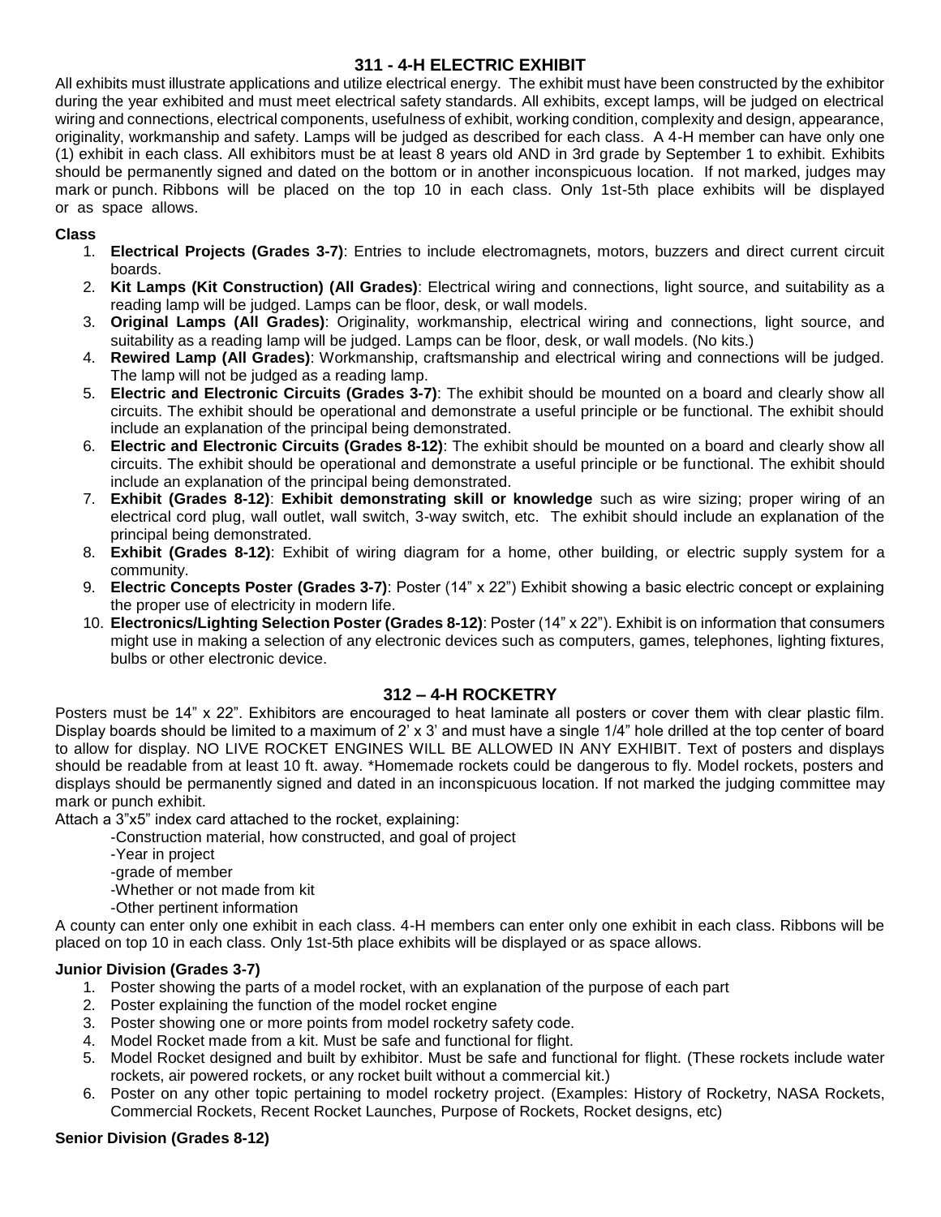## 311 - 4-H ELECTRIC EXHIBIT

All exhibits must illustrate applications and utilize electrical energy. The exhibit must have been constructed by the exhibitor during the year exhibited and must meet electrical safety standards. All exhibits, except lamps, will be judged on electrical wiring and connections, electrical components, usefulness of exhibit, working condition, complexity and design, appearance, originality, workmanship and safety. Lamps will be judged as described for each class. A 4-H member can have only one (1) exhibit in each class. All exhibitors must be at least 8 years old AND in 3rd grade by September 1 to exhibit. Exhibits should be permanently signed and dated on the bottom or in another inconspicuous location. If not marked, judges may mark or punch. Ribbons will be placed on the top 10 in each class. Only 1st-5th place exhibits will be displayed or as space allows.

**Class**

1. **Electrical Projects (Grades 3-7)**: Entries to include electromagnets, motors, buzzers and direct current circuit boards.
2. **Kit Lamps (Kit Construction) (All Grades)**: Electrical wiring and connections, light source, and suitability as a reading lamp will be judged. Lamps can be floor, desk, or wall models.
3. **Original Lamps (All Grades)**: Originality, workmanship, electrical wiring and connections, light source, and suitability as a reading lamp will be judged. Lamps can be floor, desk, or wall models. (No kits.)
4. **Rewired Lamp (All Grades)**: Workmanship, craftsmanship and electrical wiring and connections will be judged. The lamp will not be judged as a reading lamp.
5. **Electric and Electronic Circuits (Grades 3-7)**: The exhibit should be mounted on a board and clearly show all circuits. The exhibit should be operational and demonstrate a useful principle or be functional. The exhibit should include an explanation of the principal being demonstrated.
6. **Electric and Electronic Circuits (Grades 8-12)**: The exhibit should be mounted on a board and clearly show all circuits. The exhibit should be operational and demonstrate a useful principle or be functional. The exhibit should include an explanation of the principal being demonstrated.
7. **Exhibit (Grades 8-12)**: **Exhibit demonstrating skill or knowledge** such as wire sizing; proper wiring of an electrical cord plug, wall outlet, wall switch, 3-way switch, etc. The exhibit should include an explanation of the principal being demonstrated.
8. **Exhibit (Grades 8-12)**: Exhibit of wiring diagram for a home, other building, or electric supply system for a community.
9. **Electric Concepts Poster (Grades 3-7)**: Poster (14" x 22") Exhibit showing a basic electric concept or explaining the proper use of electricity in modern life.
10. **Electronics/Lighting Selection Poster (Grades 8-12)**: Poster (14" x 22"). Exhibit is on information that consumers might use in making a selection of any electronic devices such as computers, games, telephones, lighting fixtures, bulbs or other electronic device.

## 312 – 4-H ROCKETRY

Posters must be 14" x 22". Exhibitors are encouraged to heat laminate all posters or cover them with clear plastic film. Display boards should be limited to a maximum of 2' x 3' and must have a single 1/4" hole drilled at the top center of board to allow for display. NO LIVE ROCKET ENGINES WILL BE ALLOWED IN ANY EXHIBIT. Text of posters and displays should be readable from at least 10 ft. away. *Homemade rockets could be dangerous to fly. Model rockets, posters and displays should be permanently signed and dated in an inconspicuous location. If not marked the judging committee may mark or punch exhibit.

Attach a 3"x5" index card attached to the rocket, explaining:

- -Construction material, how constructed, and goal of project
- -Year in project
- -grade of member
- -Whether or not made from kit
- -Other pertinent information

A county can enter only one exhibit in each class. 4-H members can enter only one exhibit in each class. Ribbons will be placed on top 10 in each class. Only 1st-5th place exhibits will be displayed or as space allows.

**Junior Division (Grades 3-7)**

1. Poster showing the parts of a model rocket, with an explanation of the purpose of each part
2. Poster explaining the function of the model rocket engine
3. Poster showing one or more points from model rocketry safety code.
4. Model Rocket made from a kit. Must be safe and functional for flight.
5. Model Rocket designed and built by exhibitor. Must be safe and functional for flight. (These rockets include water rockets, air powered rockets, or any rocket built without a commercial kit.)
6. Poster on any other topic pertaining to model rocketry project. (Examples: History of Rocketry, NASA Rockets, Commercial Rockets, Recent Rocket Launches, Purpose of Rockets, Rocket designs, etc)

**Senior Division (Grades 8-12)**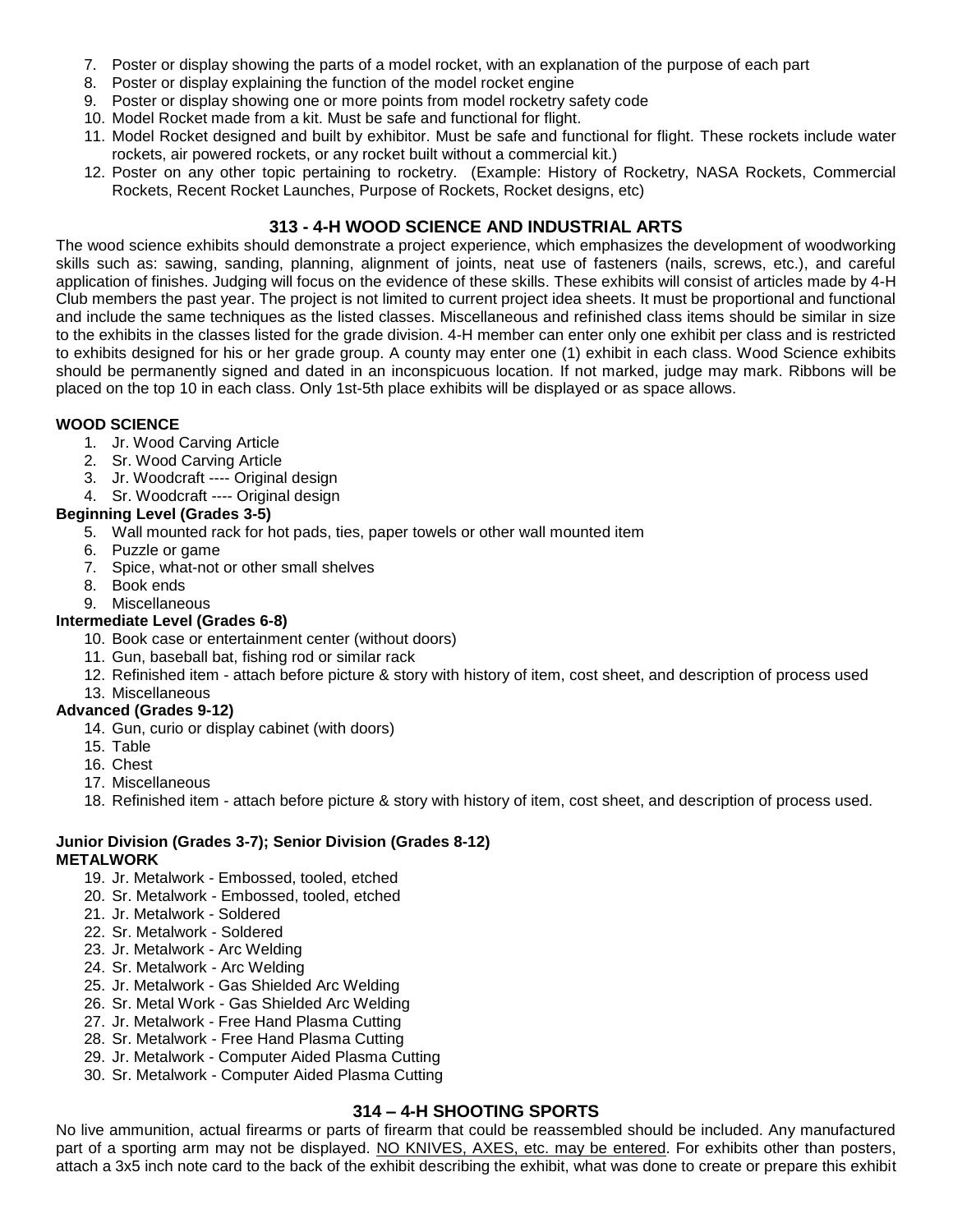7. Poster or display showing the parts of a model rocket, with an explanation of the purpose of each part
8. Poster or display explaining the function of the model rocket engine
9. Poster or display showing one or more points from model rocketry safety code
10. Model Rocket made from a kit. Must be safe and functional for flight.
11. Model Rocket designed and built by exhibitor. Must be safe and functional for flight. These rockets include water rockets, air powered rockets, or any rocket built without a commercial kit.)
12. Poster on any other topic pertaining to rocketry. (Example: History of Rocketry, NASA Rockets, Commercial Rockets, Recent Rocket Launches, Purpose of Rockets, Rocket designs, etc)

## 313 - 4-H WOOD SCIENCE AND INDUSTRIAL ARTS

The wood science exhibits should demonstrate a project experience, which emphasizes the development of woodworking skills such as: sawing, sanding, planning, alignment of joints, neat use of fasteners (nails, screws, etc.), and careful application of finishes. Judging will focus on the evidence of these skills. These exhibits will consist of articles made by 4-H Club members the past year. The project is not limited to current project idea sheets. It must be proportional and functional and include the same techniques as the listed classes. Miscellaneous and refinished class items should be similar in size to the exhibits in the classes listed for the grade division. 4-H member can enter only one exhibit per class and is restricted to exhibits designed for his or her grade group. A county may enter one (1) exhibit in each class. Wood Science exhibits should be permanently signed and dated in an inconspicuous location. If not marked, judge may mark. Ribbons will be placed on the top 10 in each class. Only 1st-5th place exhibits will be displayed or as space allows.

**WOOD SCIENCE**

1. Jr. Wood Carving Article
2. Sr. Wood Carving Article
3. Jr. Woodcraft ---- Original design
4. Sr. Woodcraft ---- Original design

**Beginning Level (Grades 3-5)**

5. Wall mounted rack for hot pads, ties, paper towels or other wall mounted item
6. Puzzle or game
7. Spice, what-not or other small shelves
8. Book ends
9. Miscellaneous

**Intermediate Level (Grades 6-8)**

10. Book case or entertainment center (without doors)
11. Gun, baseball bat, fishing rod or similar rack
12. Refinished item - attach before picture & story with history of item, cost sheet, and description of process used
13. Miscellaneous

**Advanced (Grades 9-12)**

14. Gun, curio or display cabinet (with doors)
15. Table
16. Chest
17. Miscellaneous
18. Refinished item - attach before picture & story with history of item, cost sheet, and description of process used.

**Junior Division (Grades 3-7); Senior Division (Grades 8-12)**
**METALWORK**

19. Jr. Metalwork - Embossed, tooled, etched
20. Sr. Metalwork - Embossed, tooled, etched
21. Jr. Metalwork - Soldered
22. Sr. Metalwork - Soldered
23. Jr. Metalwork - Arc Welding
24. Sr. Metalwork - Arc Welding
25. Jr. Metalwork - Gas Shielded Arc Welding
26. Sr. Metal Work - Gas Shielded Arc Welding
27. Jr. Metalwork - Free Hand Plasma Cutting
28. Sr. Metalwork - Free Hand Plasma Cutting
29. Jr. Metalwork - Computer Aided Plasma Cutting
30. Sr. Metalwork - Computer Aided Plasma Cutting

## 314 – 4-H SHOOTING SPORTS

No live ammunition, actual firearms or parts of firearm that could be reassembled should be included. Any manufactured part of a sporting arm may not be displayed. NO KNIVES, AXES, etc. may be entered. For exhibits other than posters, attach a 3x5 inch note card to the back of the exhibit describing the exhibit, what was done to create or prepare this exhibit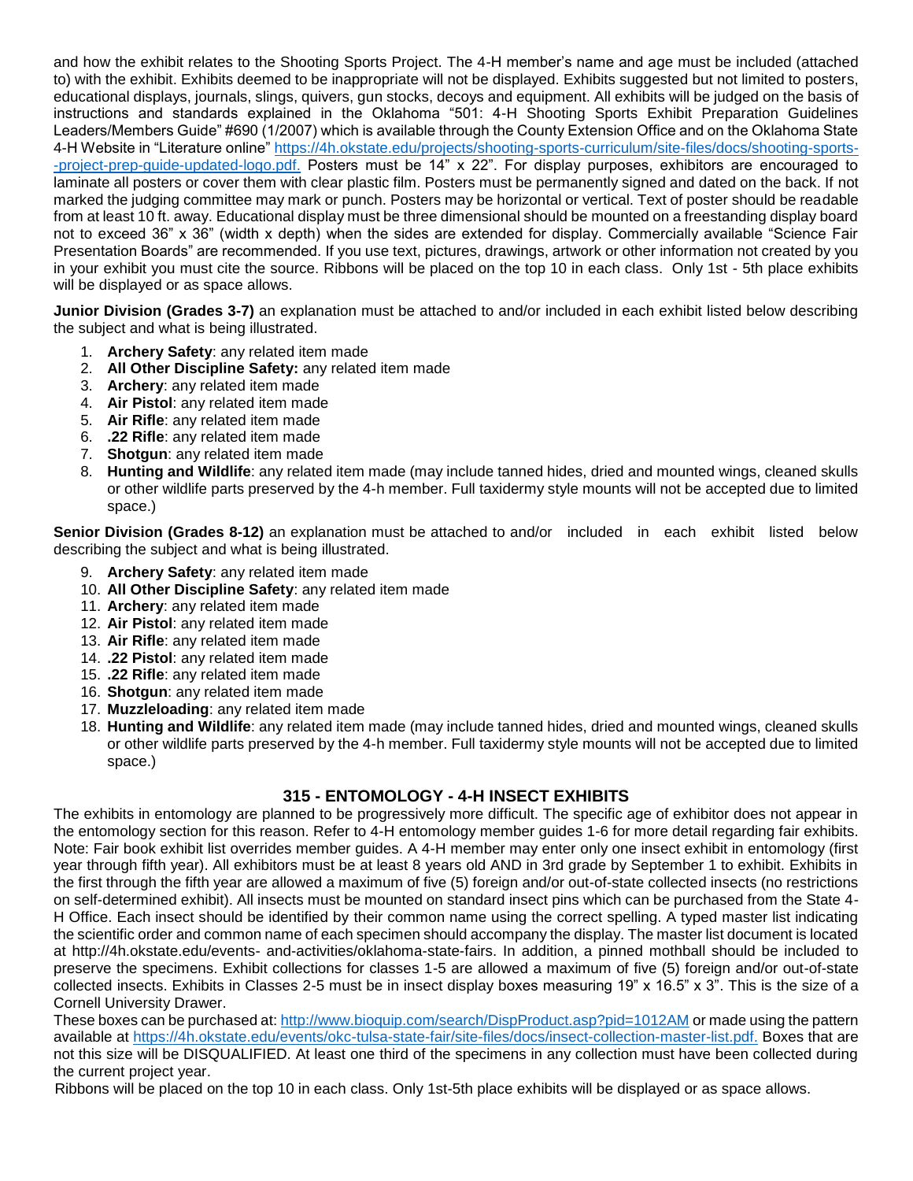and how the exhibit relates to the Shooting Sports Project. The 4-H member's name and age must be included (attached to) with the exhibit. Exhibits deemed to be inappropriate will not be displayed. Exhibits suggested but not limited to posters, educational displays, journals, slings, quivers, gun stocks, decoys and equipment. All exhibits will be judged on the basis of instructions and standards explained in the Oklahoma "501: 4-H Shooting Sports Exhibit Preparation Guidelines Leaders/Members Guide" #690 (1/2007) which is available through the County Extension Office and on the Oklahoma State 4-H Website in "Literature online" https://4h.okstate.edu/projects/shooting-sports-curriculum/site-files/docs/shooting-sports--project-prep-guide-updated-logo.pdf. Posters must be 14" x 22". For display purposes, exhibitors are encouraged to laminate all posters or cover them with clear plastic film. Posters must be permanently signed and dated on the back. If not marked the judging committee may mark or punch. Posters may be horizontal or vertical. Text of poster should be readable from at least 10 ft. away. Educational display must be three dimensional should be mounted on a freestanding display board not to exceed 36" x 36" (width x depth) when the sides are extended for display. Commercially available "Science Fair Presentation Boards" are recommended. If you use text, pictures, drawings, artwork or other information not created by you in your exhibit you must cite the source. Ribbons will be placed on the top 10 in each class. Only 1st - 5th place exhibits will be displayed or as space allows.

**Junior Division (Grades 3-7)** an explanation must be attached to and/or included in each exhibit listed below describing the subject and what is being illustrated.

1. **Archery Safety**: any related item made
2. **All Other Discipline Safety:** any related item made
3. **Archery**: any related item made
4. **Air Pistol**: any related item made
5. **Air Rifle**: any related item made
6. **.22 Rifle**: any related item made
7. **Shotgun**: any related item made
8. **Hunting and Wildlife**: any related item made (may include tanned hides, dried and mounted wings, cleaned skulls or other wildlife parts preserved by the 4-h member. Full taxidermy style mounts will not be accepted due to limited space.)

**Senior Division (Grades 8-12)** an explanation must be attached to and/or included in each exhibit listed below describing the subject and what is being illustrated.

9. **Archery Safety**: any related item made
10. **All Other Discipline Safety**: any related item made
11. **Archery**: any related item made
12. **Air Pistol**: any related item made
13. **Air Rifle**: any related item made
14. **.22 Pistol**: any related item made
15. **.22 Rifle**: any related item made
16. **Shotgun**: any related item made
17. **Muzzleloading**: any related item made
18. **Hunting and Wildlife**: any related item made (may include tanned hides, dried and mounted wings, cleaned skulls or other wildlife parts preserved by the 4-h member. Full taxidermy style mounts will not be accepted due to limited space.)

## 315 - ENTOMOLOGY - 4-H INSECT EXHIBITS

The exhibits in entomology are planned to be progressively more difficult. The specific age of exhibitor does not appear in the entomology section for this reason. Refer to 4-H entomology member guides 1-6 for more detail regarding fair exhibits. Note: Fair book exhibit list overrides member guides. A 4-H member may enter only one insect exhibit in entomology (first year through fifth year). All exhibitors must be at least 8 years old AND in 3rd grade by September 1 to exhibit. Exhibits in the first through the fifth year are allowed a maximum of five (5) foreign and/or out-of-state collected insects (no restrictions on self-determined exhibit). All insects must be mounted on standard insect pins which can be purchased from the State 4-H Office. Each insect should be identified by their common name using the correct spelling. A typed master list indicating the scientific order and common name of each specimen should accompany the display. The master list document is located at http://4h.okstate.edu/events- and-activities/oklahoma-state-fairs. In addition, a pinned mothball should be included to preserve the specimens. Exhibit collections for classes 1-5 are allowed a maximum of five (5) foreign and/or out-of-state collected insects. Exhibits in Classes 2-5 must be in insect display boxes measuring 19" x 16.5" x 3". This is the size of a Cornell University Drawer.

These boxes can be purchased at: http://www.bioquip.com/search/DispProduct.asp?pid=1012AM or made using the pattern available at https://4h.okstate.edu/events/okc-tulsa-state-fair/site-files/docs/insect-collection-master-list.pdf. Boxes that are not this size will be DISQUALIFIED. At least one third of the specimens in any collection must have been collected during the current project year.

Ribbons will be placed on the top 10 in each class. Only 1st-5th place exhibits will be displayed or as space allows.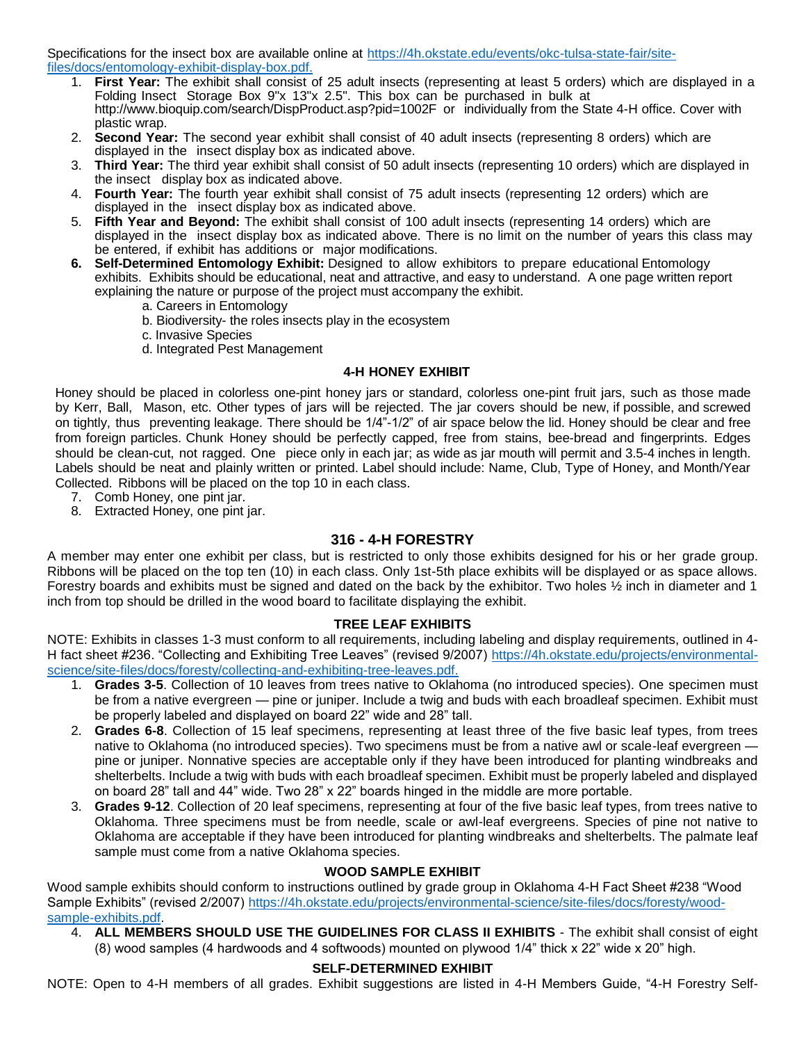Specifications for the insect box are available online at [https://4h.okstate.edu/events/okc-tulsa-state-fair/site-files/docs/entomology-exhibit-display-box.pdf.](https://4h.okstate.edu/events/okc-tulsa-state-fair/site-files/docs/entomology-exhibit-display-box.pdf)

1. **First Year:** The exhibit shall consist of 25 adult insects (representing at least 5 orders) which are displayed in a Folding Insect Storage Box 9"x 13"x 2.5". This box can be purchased in bulk at http://www.bioquip.com/search/DispProduct.asp?pid=1002F or individually from the State 4-H office. Cover with plastic wrap.
2. **Second Year:** The second year exhibit shall consist of 40 adult insects (representing 8 orders) which are displayed in the insect display box as indicated above.
3. **Third Year:** The third year exhibit shall consist of 50 adult insects (representing 10 orders) which are displayed in the insect display box as indicated above.
4. **Fourth Year:** The fourth year exhibit shall consist of 75 adult insects (representing 12 orders) which are displayed in the insect display box as indicated above.
5. **Fifth Year and Beyond:** The exhibit shall consist of 100 adult insects (representing 14 orders) which are displayed in the insect display box as indicated above. There is no limit on the number of years this class may be entered, if exhibit has additions or major modifications.
6. **Self-Determined Entomology Exhibit:** Designed to allow exhibitors to prepare educational Entomology exhibits. Exhibits should be educational, neat and attractive, and easy to understand. A one page written report explaining the nature or purpose of the project must accompany the exhibit.
   a. Careers in Entomology
   b. Biodiversity- the roles insects play in the ecosystem
   c. Invasive Species
   d. Integrated Pest Management

### 4-H HONEY EXHIBIT

Honey should be placed in colorless one-pint honey jars or standard, colorless one-pint fruit jars, such as those made by Kerr, Ball, Mason, etc. Other types of jars will be rejected. The jar covers should be new, if possible, and screwed on tightly, thus preventing leakage. There should be 1/4"-1/2" of air space below the lid. Honey should be clear and free from foreign particles. Chunk Honey should be perfectly capped, free from stains, bee-bread and fingerprints. Edges should be clean-cut, not ragged. One piece only in each jar; as wide as jar mouth will permit and 3.5-4 inches in length. Labels should be neat and plainly written or printed. Label should include: Name, Club, Type of Honey, and Month/Year Collected. Ribbons will be placed on the top 10 in each class.

7. Comb Honey, one pint jar.
8. Extracted Honey, one pint jar.

## 316 - 4-H FORESTRY

A member may enter one exhibit per class, but is restricted to only those exhibits designed for his or her grade group. Ribbons will be placed on the top ten (10) in each class. Only 1st-5th place exhibits will be displayed or as space allows. Forestry boards and exhibits must be signed and dated on the back by the exhibitor. Two holes ½ inch in diameter and 1 inch from top should be drilled in the wood board to facilitate displaying the exhibit.

### TREE LEAF EXHIBITS

NOTE: Exhibits in classes 1-3 must conform to all requirements, including labeling and display requirements, outlined in 4-H fact sheet #236. "Collecting and Exhibiting Tree Leaves" (revised 9/2007) [https://4h.okstate.edu/projects/environmental-science/site-files/docs/foresty/collecting-and-exhibiting-tree-leaves.pdf.](https://4h.okstate.edu/projects/environmental-science/site-files/docs/foresty/collecting-and-exhibiting-tree-leaves.pdf)

1. **Grades 3-5**. Collection of 10 leaves from trees native to Oklahoma (no introduced species). One specimen must be from a native evergreen — pine or juniper. Include a twig and buds with each broadleaf specimen. Exhibit must be properly labeled and displayed on board 22" wide and 28" tall.
2. **Grades 6-8**. Collection of 15 leaf specimens, representing at least three of the five basic leaf types, from trees native to Oklahoma (no introduced species). Two specimens must be from a native awl or scale-leaf evergreen — pine or juniper. Nonnative species are acceptable only if they have been introduced for planting windbreaks and shelterbelts. Include a twig with buds with each broadleaf specimen. Exhibit must be properly labeled and displayed on board 28" tall and 44" wide. Two 28" x 22" boards hinged in the middle are more portable.
3. **Grades 9-12**. Collection of 20 leaf specimens, representing at four of the five basic leaf types, from trees native to Oklahoma. Three specimens must be from needle, scale or awl-leaf evergreens. Species of pine not native to Oklahoma are acceptable if they have been introduced for planting windbreaks and shelterbelts. The palmate leaf sample must come from a native Oklahoma species.

### WOOD SAMPLE EXHIBIT

Wood sample exhibits should conform to instructions outlined by grade group in Oklahoma 4-H Fact Sheet #238 "Wood Sample Exhibits" (revised 2/2007) [https://4h.okstate.edu/projects/environmental-science/site-files/docs/foresty/wood-sample-exhibits.pdf](https://4h.okstate.edu/projects/environmental-science/site-files/docs/foresty/wood-sample-exhibits.pdf).

4. **ALL MEMBERS SHOULD USE THE GUIDELINES FOR CLASS II EXHIBITS** - The exhibit shall consist of eight (8) wood samples (4 hardwoods and 4 softwoods) mounted on plywood 1/4" thick x 22" wide x 20" high.

### SELF-DETERMINED EXHIBIT

NOTE: Open to 4-H members of all grades. Exhibit suggestions are listed in 4-H Members Guide, "4-H Forestry Self-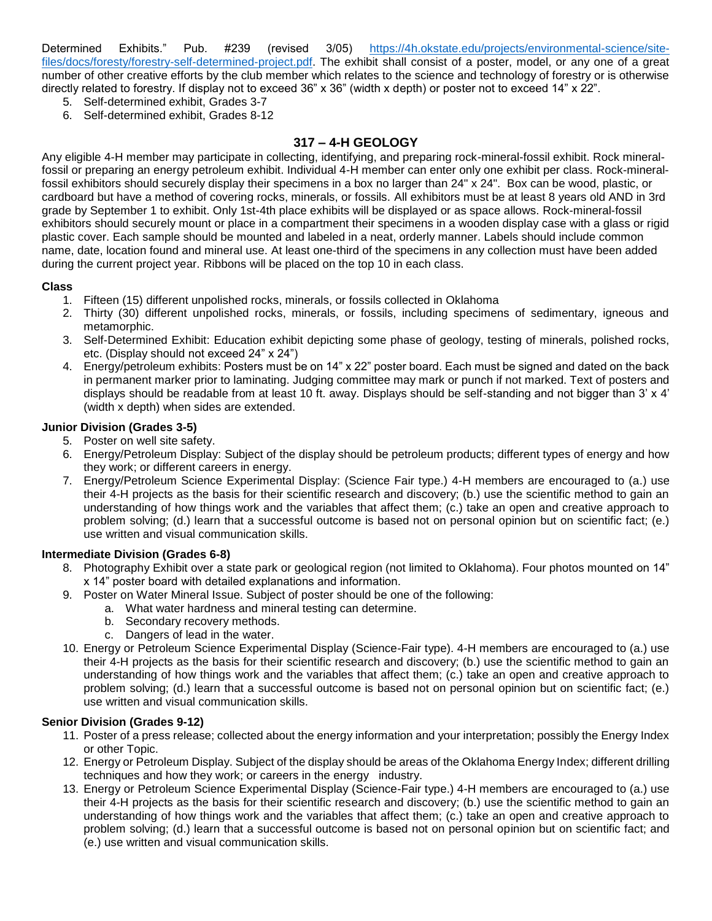Determined Exhibits." Pub. #239 (revised 3/05) https://4h.okstate.edu/projects/environmental-science/site-files/docs/foresty/forestry-self-determined-project.pdf. The exhibit shall consist of a poster, model, or any one of a great number of other creative efforts by the club member which relates to the science and technology of forestry or is otherwise directly related to forestry. If display not to exceed 36" x 36" (width x depth) or poster not to exceed 14" x 22".

5. Self-determined exhibit, Grades 3-7
6. Self-determined exhibit, Grades 8-12

## 317 – 4-H GEOLOGY

Any eligible 4-H member may participate in collecting, identifying, and preparing rock-mineral-fossil exhibit. Rock mineral-fossil or preparing an energy petroleum exhibit. Individual 4-H member can enter only one exhibit per class. Rock-mineral-fossil exhibitors should securely display their specimens in a box no larger than 24" x 24". Box can be wood, plastic, or cardboard but have a method of covering rocks, minerals, or fossils. All exhibitors must be at least 8 years old AND in 3rd grade by September 1 to exhibit. Only 1st-4th place exhibits will be displayed or as space allows. Rock-mineral-fossil exhibitors should securely mount or place in a compartment their specimens in a wooden display case with a glass or rigid plastic cover. Each sample should be mounted and labeled in a neat, orderly manner. Labels should include common name, date, location found and mineral use. At least one-third of the specimens in any collection must have been added during the current project year. Ribbons will be placed on the top 10 in each class.

**Class**

1. Fifteen (15) different unpolished rocks, minerals, or fossils collected in Oklahoma
2. Thirty (30) different unpolished rocks, minerals, or fossils, including specimens of sedimentary, igneous and metamorphic.
3. Self-Determined Exhibit: Education exhibit depicting some phase of geology, testing of minerals, polished rocks, etc. (Display should not exceed 24" x 24")
4. Energy/petroleum exhibits: Posters must be on 14" x 22" poster board. Each must be signed and dated on the back in permanent marker prior to laminating. Judging committee may mark or punch if not marked. Text of posters and displays should be readable from at least 10 ft. away. Displays should be self-standing and not bigger than 3' x 4' (width x depth) when sides are extended.

**Junior Division (Grades 3-5)**

5. Poster on well site safety.
6. Energy/Petroleum Display: Subject of the display should be petroleum products; different types of energy and how they work; or different careers in energy.
7. Energy/Petroleum Science Experimental Display: (Science Fair type.) 4-H members are encouraged to (a.) use their 4-H projects as the basis for their scientific research and discovery; (b.) use the scientific method to gain an understanding of how things work and the variables that affect them; (c.) take an open and creative approach to problem solving; (d.) learn that a successful outcome is based not on personal opinion but on scientific fact; (e.) use written and visual communication skills.

**Intermediate Division (Grades 6-8)**

8. Photography Exhibit over a state park or geological region (not limited to Oklahoma). Four photos mounted on 14" x 14" poster board with detailed explanations and information.
9. Poster on Water Mineral Issue. Subject of poster should be one of the following:
    a. What water hardness and mineral testing can determine.
    b. Secondary recovery methods.
    c. Dangers of lead in the water.
10. Energy or Petroleum Science Experimental Display (Science-Fair type). 4-H members are encouraged to (a.) use their 4-H projects as the basis for their scientific research and discovery; (b.) use the scientific method to gain an understanding of how things work and the variables that affect them; (c.) take an open and creative approach to problem solving; (d.) learn that a successful outcome is based not on personal opinion but on scientific fact; (e.) use written and visual communication skills.

**Senior Division (Grades 9-12)**

11. Poster of a press release; collected about the energy information and your interpretation; possibly the Energy Index or other Topic.
12. Energy or Petroleum Display. Subject of the display should be areas of the Oklahoma Energy Index; different drilling techniques and how they work; or careers in the energy industry.
13. Energy or Petroleum Science Experimental Display (Science-Fair type.) 4-H members are encouraged to (a.) use their 4-H projects as the basis for their scientific research and discovery; (b.) use the scientific method to gain an understanding of how things work and the variables that affect them; (c.) take an open and creative approach to problem solving; (d.) learn that a successful outcome is based not on personal opinion but on scientific fact; and (e.) use written and visual communication skills.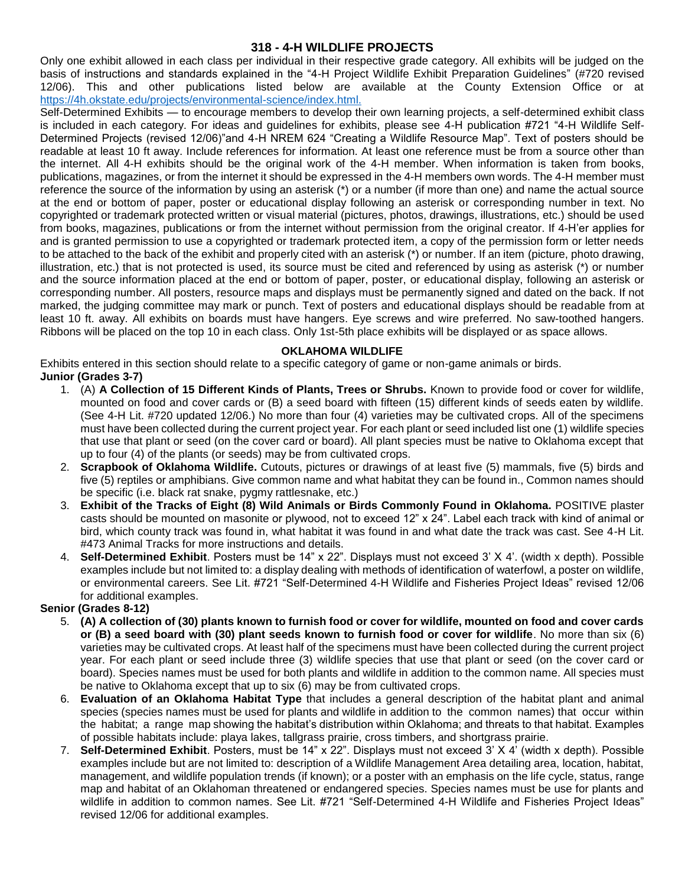## 318 - 4-H WILDLIFE PROJECTS

Only one exhibit allowed in each class per individual in their respective grade category. All exhibits will be judged on the basis of instructions and standards explained in the "4-H Project Wildlife Exhibit Preparation Guidelines" (#720 revised 12/06). This and other publications listed below are available at the County Extension Office or at https://4h.okstate.edu/projects/environmental-science/index.html.

Self-Determined Exhibits — to encourage members to develop their own learning projects, a self-determined exhibit class is included in each category. For ideas and guidelines for exhibits, please see 4-H publication #721 "4-H Wildlife Self-Determined Projects (revised 12/06)"and 4-H NREM 624 "Creating a Wildlife Resource Map". Text of posters should be readable at least 10 ft away. Include references for information. At least one reference must be from a source other than the internet. All 4-H exhibits should be the original work of the 4-H member. When information is taken from books, publications, magazines, or from the internet it should be expressed in the 4-H members own words. The 4-H member must reference the source of the information by using an asterisk (*) or a number (if more than one) and name the actual source at the end or bottom of paper, poster or educational display following an asterisk or corresponding number in text. No copyrighted or trademark protected written or visual material (pictures, photos, drawings, illustrations, etc.) should be used from books, magazines, publications or from the internet without permission from the original creator. If 4-H'er applies for and is granted permission to use a copyrighted or trademark protected item, a copy of the permission form or letter needs to be attached to the back of the exhibit and properly cited with an asterisk (*) or number. If an item (picture, photo drawing, illustration, etc.) that is not protected is used, its source must be cited and referenced by using as asterisk (*) or number and the source information placed at the end or bottom of paper, poster, or educational display, following an asterisk or corresponding number. All posters, resource maps and displays must be permanently signed and dated on the back. If not marked, the judging committee may mark or punch. Text of posters and educational displays should be readable from at least 10 ft. away. All exhibits on boards must have hangers. Eye screws and wire preferred. No saw-toothed hangers. Ribbons will be placed on the top 10 in each class. Only 1st-5th place exhibits will be displayed or as space allows.

### OKLAHOMA WILDLIFE

Exhibits entered in this section should relate to a specific category of game or non-game animals or birds.

**Junior (Grades 3-7)**

1. (A) **A Collection of 15 Different Kinds of Plants, Trees or Shrubs.** Known to provide food or cover for wildlife, mounted on food and cover cards or (B) a seed board with fifteen (15) different kinds of seeds eaten by wildlife. (See 4-H Lit. #720 updated 12/06.) No more than four (4) varieties may be cultivated crops. All of the specimens must have been collected during the current project year. For each plant or seed included list one (1) wildlife species that use that plant or seed (on the cover card or board). All plant species must be native to Oklahoma except that up to four (4) of the plants (or seeds) may be from cultivated crops.
2. **Scrapbook of Oklahoma Wildlife.** Cutouts, pictures or drawings of at least five (5) mammals, five (5) birds and five (5) reptiles or amphibians. Give common name and what habitat they can be found in., Common names should be specific (i.e. black rat snake, pygmy rattlesnake, etc.)
3. **Exhibit of the Tracks of Eight (8) Wild Animals or Birds Commonly Found in Oklahoma.** POSITIVE plaster casts should be mounted on masonite or plywood, not to exceed 12" x 24". Label each track with kind of animal or bird, which county track was found in, what habitat it was found in and what date the track was cast. See 4-H Lit. #473 Animal Tracks for more instructions and details.
4. **Self-Determined Exhibit**. Posters must be 14" x 22". Displays must not exceed 3' X 4'. (width x depth). Possible examples include but not limited to: a display dealing with methods of identification of waterfowl, a poster on wildlife, or environmental careers. See Lit. #721 "Self-Determined 4-H Wildlife and Fisheries Project Ideas" revised 12/06 for additional examples.

**Senior (Grades 8-12)**

5. **(A) A collection of (30) plants known to furnish food or cover for wildlife, mounted on food and cover cards or (B) a seed board with (30) plant seeds known to furnish food or cover for wildlife**. No more than six (6) varieties may be cultivated crops. At least half of the specimens must have been collected during the current project year. For each plant or seed include three (3) wildlife species that use that plant or seed (on the cover card or board). Species names must be used for both plants and wildlife in addition to the common name. All species must be native to Oklahoma except that up to six (6) may be from cultivated crops.
6. **Evaluation of an Oklahoma Habitat Type** that includes a general description of the habitat plant and animal species (species names must be used for plants and wildlife in addition to the common names) that occur within the habitat; a range map showing the habitat's distribution within Oklahoma; and threats to that habitat. Examples of possible habitats include: playa lakes, tallgrass prairie, cross timbers, and shortgrass prairie.
7. **Self-Determined Exhibit**. Posters, must be 14" x 22". Displays must not exceed 3' X 4' (width x depth). Possible examples include but are not limited to: description of a Wildlife Management Area detailing area, location, habitat, management, and wildlife population trends (if known); or a poster with an emphasis on the life cycle, status, range map and habitat of an Oklahoman threatened or endangered species. Species names must be use for plants and wildlife in addition to common names. See Lit. #721 "Self-Determined 4-H Wildlife and Fisheries Project Ideas" revised 12/06 for additional examples.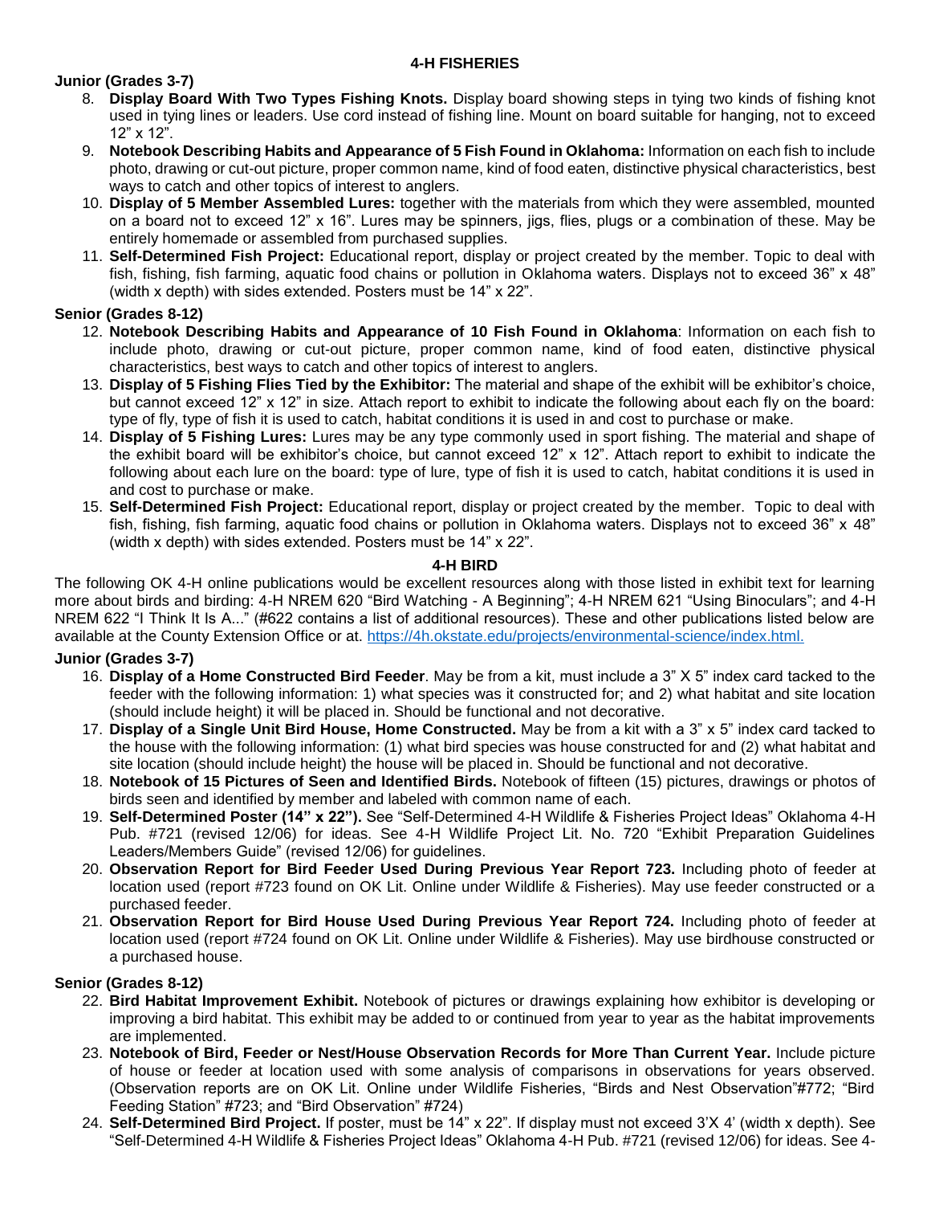## 4-H FISHERIES

**Junior (Grades 3-7)**

8. **Display Board With Two Types Fishing Knots.** Display board showing steps in tying two kinds of fishing knot used in tying lines or leaders. Use cord instead of fishing line. Mount on board suitable for hanging, not to exceed 12" x 12".
9. **Notebook Describing Habits and Appearance of 5 Fish Found in Oklahoma:** Information on each fish to include photo, drawing or cut-out picture, proper common name, kind of food eaten, distinctive physical characteristics, best ways to catch and other topics of interest to anglers.
10. **Display of 5 Member Assembled Lures:** together with the materials from which they were assembled, mounted on a board not to exceed 12" x 16". Lures may be spinners, jigs, flies, plugs or a combination of these. May be entirely homemade or assembled from purchased supplies.
11. **Self-Determined Fish Project:** Educational report, display or project created by the member. Topic to deal with fish, fishing, fish farming, aquatic food chains or pollution in Oklahoma waters. Displays not to exceed 36" x 48" (width x depth) with sides extended. Posters must be 14" x 22".

**Senior (Grades 8-12)**

12. **Notebook Describing Habits and Appearance of 10 Fish Found in Oklahoma**: Information on each fish to include photo, drawing or cut-out picture, proper common name, kind of food eaten, distinctive physical characteristics, best ways to catch and other topics of interest to anglers.
13. **Display of 5 Fishing Flies Tied by the Exhibitor:** The material and shape of the exhibit will be exhibitor's choice, but cannot exceed 12" x 12" in size. Attach report to exhibit to indicate the following about each fly on the board: type of fly, type of fish it is used to catch, habitat conditions it is used in and cost to purchase or make.
14. **Display of 5 Fishing Lures:** Lures may be any type commonly used in sport fishing. The material and shape of the exhibit board will be exhibitor's choice, but cannot exceed 12" x 12". Attach report to exhibit to indicate the following about each lure on the board: type of lure, type of fish it is used to catch, habitat conditions it is used in and cost to purchase or make.
15. **Self-Determined Fish Project:** Educational report, display or project created by the member. Topic to deal with fish, fishing, fish farming, aquatic food chains or pollution in Oklahoma waters. Displays not to exceed 36" x 48" (width x depth) with sides extended. Posters must be 14" x 22".

## 4-H BIRD

The following OK 4-H online publications would be excellent resources along with those listed in exhibit text for learning more about birds and birding: 4-H NREM 620 "Bird Watching - A Beginning"; 4-H NREM 621 "Using Binoculars"; and 4-H NREM 622 "I Think It Is A..." (#622 contains a list of additional resources). These and other publications listed below are available at the County Extension Office or at. https://4h.okstate.edu/projects/environmental-science/index.html.

**Junior (Grades 3-7)**

16. **Display of a Home Constructed Bird Feeder**. May be from a kit, must include a 3" X 5" index card tacked to the feeder with the following information: 1) what species was it constructed for; and 2) what habitat and site location (should include height) it will be placed in. Should be functional and not decorative.
17. **Display of a Single Unit Bird House, Home Constructed.** May be from a kit with a 3" x 5" index card tacked to the house with the following information: (1) what bird species was house constructed for and (2) what habitat and site location (should include height) the house will be placed in. Should be functional and not decorative.
18. **Notebook of 15 Pictures of Seen and Identified Birds.** Notebook of fifteen (15) pictures, drawings or photos of birds seen and identified by member and labeled with common name of each.
19. **Self-Determined Poster (14" x 22").** See "Self-Determined 4-H Wildlife & Fisheries Project Ideas" Oklahoma 4-H Pub. #721 (revised 12/06) for ideas. See 4-H Wildlife Project Lit. No. 720 "Exhibit Preparation Guidelines Leaders/Members Guide" (revised 12/06) for guidelines.
20. **Observation Report for Bird Feeder Used During Previous Year Report 723.** Including photo of feeder at location used (report #723 found on OK Lit. Online under Wildlife & Fisheries). May use feeder constructed or a purchased feeder.
21. **Observation Report for Bird House Used During Previous Year Report 724.** Including photo of feeder at location used (report #724 found on OK Lit. Online under Wildlife & Fisheries). May use birdhouse constructed or a purchased house.

**Senior (Grades 8-12)**

22. **Bird Habitat Improvement Exhibit.** Notebook of pictures or drawings explaining how exhibitor is developing or improving a bird habitat. This exhibit may be added to or continued from year to year as the habitat improvements are implemented.
23. **Notebook of Bird, Feeder or Nest/House Observation Records for More Than Current Year.** Include picture of house or feeder at location used with some analysis of comparisons in observations for years observed. (Observation reports are on OK Lit. Online under Wildlife Fisheries, "Birds and Nest Observation"#772; "Bird Feeding Station" #723; and "Bird Observation" #724)
24. **Self-Determined Bird Project.** If poster, must be 14" x 22". If display must not exceed 3'X 4' (width x depth). See "Self-Determined 4-H Wildlife & Fisheries Project Ideas" Oklahoma 4-H Pub. #721 (revised 12/06) for ideas. See 4-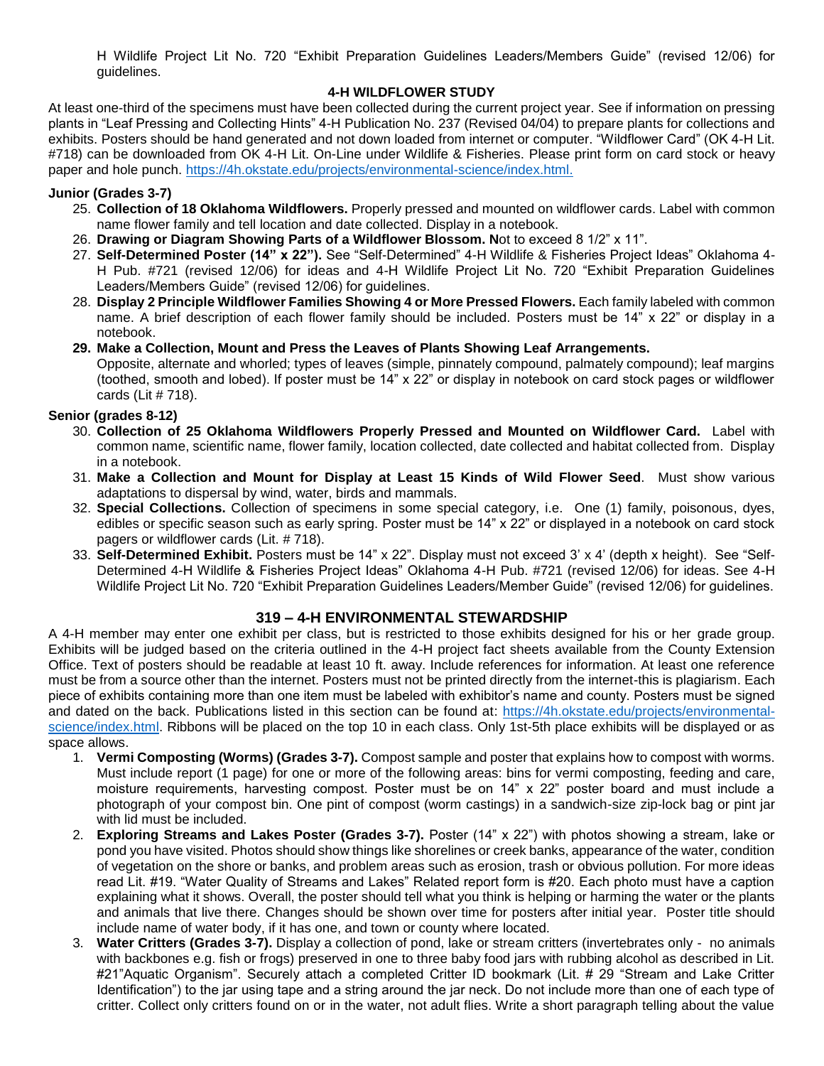H Wildlife Project Lit No. 720 “Exhibit Preparation Guidelines Leaders/Members Guide” (revised 12/06) for guidelines.

### 4-H WILDFLOWER STUDY

At least one-third of the specimens must have been collected during the current project year. See if information on pressing plants in “Leaf Pressing and Collecting Hints” 4-H Publication No. 237 (Revised 04/04) to prepare plants for collections and exhibits. Posters should be hand generated and not down loaded from internet or computer. “Wildflower Card” (OK 4-H Lit. #718) can be downloaded from OK 4-H Lit. On-Line under Wildlife & Fisheries. Please print form on card stock or heavy paper and hole punch. https://4h.okstate.edu/projects/environmental-science/index.html.

**Junior (Grades 3-7)**

25. **Collection of 18 Oklahoma Wildflowers.** Properly pressed and mounted on wildflower cards. Label with common name flower family and tell location and date collected. Display in a notebook.
26. **Drawing or Diagram Showing Parts of a Wildflower Blossom. N**ot to exceed 8 1/2” x 11”.
27. **Self-Determined Poster (14” x 22”).** See “Self-Determined” 4-H Wildlife & Fisheries Project Ideas” Oklahoma 4-H Pub. #721 (revised 12/06) for ideas and 4-H Wildlife Project Lit No. 720 “Exhibit Preparation Guidelines Leaders/Members Guide” (revised 12/06) for guidelines.
28. **Display 2 Principle Wildflower Families Showing 4 or More Pressed Flowers.** Each family labeled with common name. A brief description of each flower family should be included. Posters must be 14” x 22” or display in a notebook.
29. **Make a Collection, Mount and Press the Leaves of Plants Showing Leaf Arrangements.** Opposite, alternate and whorled; types of leaves (simple, pinnately compound, palmately compound); leaf margins (toothed, smooth and lobed). If poster must be 14” x 22” or display in notebook on card stock pages or wildflower cards (Lit # 718).

**Senior (grades 8-12)**

30. **Collection of 25 Oklahoma Wildflowers Properly Pressed and Mounted on Wildflower Card.** Label with common name, scientific name, flower family, location collected, date collected and habitat collected from. Display in a notebook.
31. **Make a Collection and Mount for Display at Least 15 Kinds of Wild Flower Seed**. Must show various adaptations to dispersal by wind, water, birds and mammals.
32. **Special Collections.** Collection of specimens in some special category, i.e. One (1) family, poisonous, dyes, edibles or specific season such as early spring. Poster must be 14” x 22” or displayed in a notebook on card stock pagers or wildflower cards (Lit. # 718).
33. **Self-Determined Exhibit.** Posters must be 14” x 22”. Display must not exceed 3’ x 4’ (depth x height). See “Self-Determined 4-H Wildlife & Fisheries Project Ideas” Oklahoma 4-H Pub. #721 (revised 12/06) for ideas. See 4-H Wildlife Project Lit No. 720 “Exhibit Preparation Guidelines Leaders/Member Guide” (revised 12/06) for guidelines.

## 319 – 4-H ENVIRONMENTAL STEWARDSHIP

A 4-H member may enter one exhibit per class, but is restricted to those exhibits designed for his or her grade group. Exhibits will be judged based on the criteria outlined in the 4-H project fact sheets available from the County Extension Office. Text of posters should be readable at least 10 ft. away. Include references for information. At least one reference must be from a source other than the internet. Posters must not be printed directly from the internet-this is plagiarism. Each piece of exhibits containing more than one item must be labeled with exhibitor’s name and county. Posters must be signed and dated on the back. Publications listed in this section can be found at: https://4h.okstate.edu/projects/environmental-science/index.html. Ribbons will be placed on the top 10 in each class. Only 1st-5th place exhibits will be displayed or as space allows.

1. **Vermi Composting (Worms) (Grades 3-7).** Compost sample and poster that explains how to compost with worms. Must include report (1 page) for one or more of the following areas: bins for vermi composting, feeding and care, moisture requirements, harvesting compost. Poster must be on 14” x 22” poster board and must include a photograph of your compost bin. One pint of compost (worm castings) in a sandwich-size zip-lock bag or pint jar with lid must be included.
2. **Exploring Streams and Lakes Poster (Grades 3-7).** Poster (14” x 22”) with photos showing a stream, lake or pond you have visited. Photos should show things like shorelines or creek banks, appearance of the water, condition of vegetation on the shore or banks, and problem areas such as erosion, trash or obvious pollution. For more ideas read Lit. #19. “Water Quality of Streams and Lakes” Related report form is #20. Each photo must have a caption explaining what it shows. Overall, the poster should tell what you think is helping or harming the water or the plants and animals that live there. Changes should be shown over time for posters after initial year. Poster title should include name of water body, if it has one, and town or county where located.
3. **Water Critters (Grades 3-7).** Display a collection of pond, lake or stream critters (invertebrates only - no animals with backbones e.g. fish or frogs) preserved in one to three baby food jars with rubbing alcohol as described in Lit. #21”Aquatic Organism”. Securely attach a completed Critter ID bookmark (Lit. # 29 “Stream and Lake Critter Identification”) to the jar using tape and a string around the jar neck. Do not include more than one of each type of critter. Collect only critters found on or in the water, not adult flies. Write a short paragraph telling about the value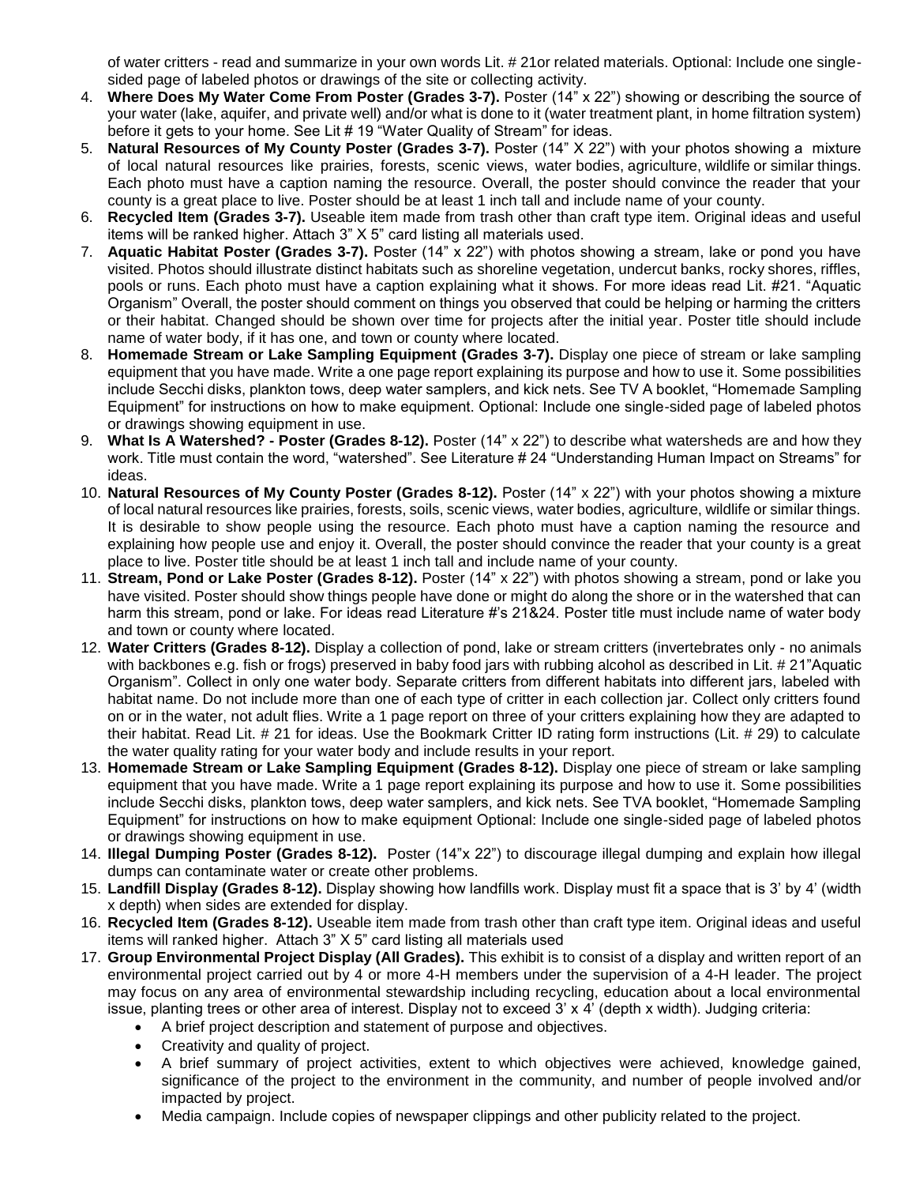of water critters - read and summarize in your own words Lit. # 21or related materials. Optional: Include one single-sided page of labeled photos or drawings of the site or collecting activity.

4. **Where Does My Water Come From Poster (Grades 3-7).** Poster (14" x 22") showing or describing the source of your water (lake, aquifer, and private well) and/or what is done to it (water treatment plant, in home filtration system) before it gets to your home. See Lit # 19 "Water Quality of Stream" for ideas.
5. **Natural Resources of My County Poster (Grades 3-7).** Poster (14" X 22") with your photos showing a mixture of local natural resources like prairies, forests, scenic views, water bodies, agriculture, wildlife or similar things. Each photo must have a caption naming the resource. Overall, the poster should convince the reader that your county is a great place to live. Poster should be at least 1 inch tall and include name of your county.
6. **Recycled Item (Grades 3-7).** Useable item made from trash other than craft type item. Original ideas and useful items will be ranked higher. Attach 3" X 5" card listing all materials used.
7. **Aquatic Habitat Poster (Grades 3-7).** Poster (14" x 22") with photos showing a stream, lake or pond you have visited. Photos should illustrate distinct habitats such as shoreline vegetation, undercut banks, rocky shores, riffles, pools or runs. Each photo must have a caption explaining what it shows. For more ideas read Lit. #21. "Aquatic Organism" Overall, the poster should comment on things you observed that could be helping or harming the critters or their habitat. Changed should be shown over time for projects after the initial year. Poster title should include name of water body, if it has one, and town or county where located.
8. **Homemade Stream or Lake Sampling Equipment (Grades 3-7).** Display one piece of stream or lake sampling equipment that you have made. Write a one page report explaining its purpose and how to use it. Some possibilities include Secchi disks, plankton tows, deep water samplers, and kick nets. See TV A booklet, "Homemade Sampling Equipment" for instructions on how to make equipment. Optional: Include one single-sided page of labeled photos or drawings showing equipment in use.
9. **What Is A Watershed? - Poster (Grades 8-12).** Poster (14" x 22") to describe what watersheds are and how they work. Title must contain the word, "watershed". See Literature # 24 "Understanding Human Impact on Streams" for ideas.
10. **Natural Resources of My County Poster (Grades 8-12).** Poster (14" x 22") with your photos showing a mixture of local natural resources like prairies, forests, soils, scenic views, water bodies, agriculture, wildlife or similar things. It is desirable to show people using the resource. Each photo must have a caption naming the resource and explaining how people use and enjoy it. Overall, the poster should convince the reader that your county is a great place to live. Poster title should be at least 1 inch tall and include name of your county.
11. **Stream, Pond or Lake Poster (Grades 8-12).** Poster (14" x 22") with photos showing a stream, pond or lake you have visited. Poster should show things people have done or might do along the shore or in the watershed that can harm this stream, pond or lake. For ideas read Literature #'s 21&24. Poster title must include name of water body and town or county where located.
12. **Water Critters (Grades 8-12).** Display a collection of pond, lake or stream critters (invertebrates only - no animals with backbones e.g. fish or frogs) preserved in baby food jars with rubbing alcohol as described in Lit. # 21"Aquatic Organism". Collect in only one water body. Separate critters from different habitats into different jars, labeled with habitat name. Do not include more than one of each type of critter in each collection jar. Collect only critters found on or in the water, not adult flies. Write a 1 page report on three of your critters explaining how they are adapted to their habitat. Read Lit. # 21 for ideas. Use the Bookmark Critter ID rating form instructions (Lit. # 29) to calculate the water quality rating for your water body and include results in your report.
13. **Homemade Stream or Lake Sampling Equipment (Grades 8-12).** Display one piece of stream or lake sampling equipment that you have made. Write a 1 page report explaining its purpose and how to use it. Some possibilities include Secchi disks, plankton tows, deep water samplers, and kick nets. See TVA booklet, "Homemade Sampling Equipment" for instructions on how to make equipment Optional: Include one single-sided page of labeled photos or drawings showing equipment in use.
14. **Illegal Dumping Poster (Grades 8-12).** Poster (14"x 22") to discourage illegal dumping and explain how illegal dumps can contaminate water or create other problems.
15. **Landfill Display (Grades 8-12).** Display showing how landfills work. Display must fit a space that is 3' by 4' (width x depth) when sides are extended for display.
16. **Recycled Item (Grades 8-12).** Useable item made from trash other than craft type item. Original ideas and useful items will ranked higher. Attach 3" X 5" card listing all materials used
17. **Group Environmental Project Display (All Grades).** This exhibit is to consist of a display and written report of an environmental project carried out by 4 or more 4-H members under the supervision of a 4-H leader. The project may focus on any area of environmental stewardship including recycling, education about a local environmental issue, planting trees or other area of interest. Display not to exceed 3' x 4' (depth x width). Judging criteria:
    - A brief project description and statement of purpose and objectives.
    - Creativity and quality of project.
    - A brief summary of project activities, extent to which objectives were achieved, knowledge gained, significance of the project to the environment in the community, and number of people involved and/or impacted by project.
    - Media campaign. Include copies of newspaper clippings and other publicity related to the project.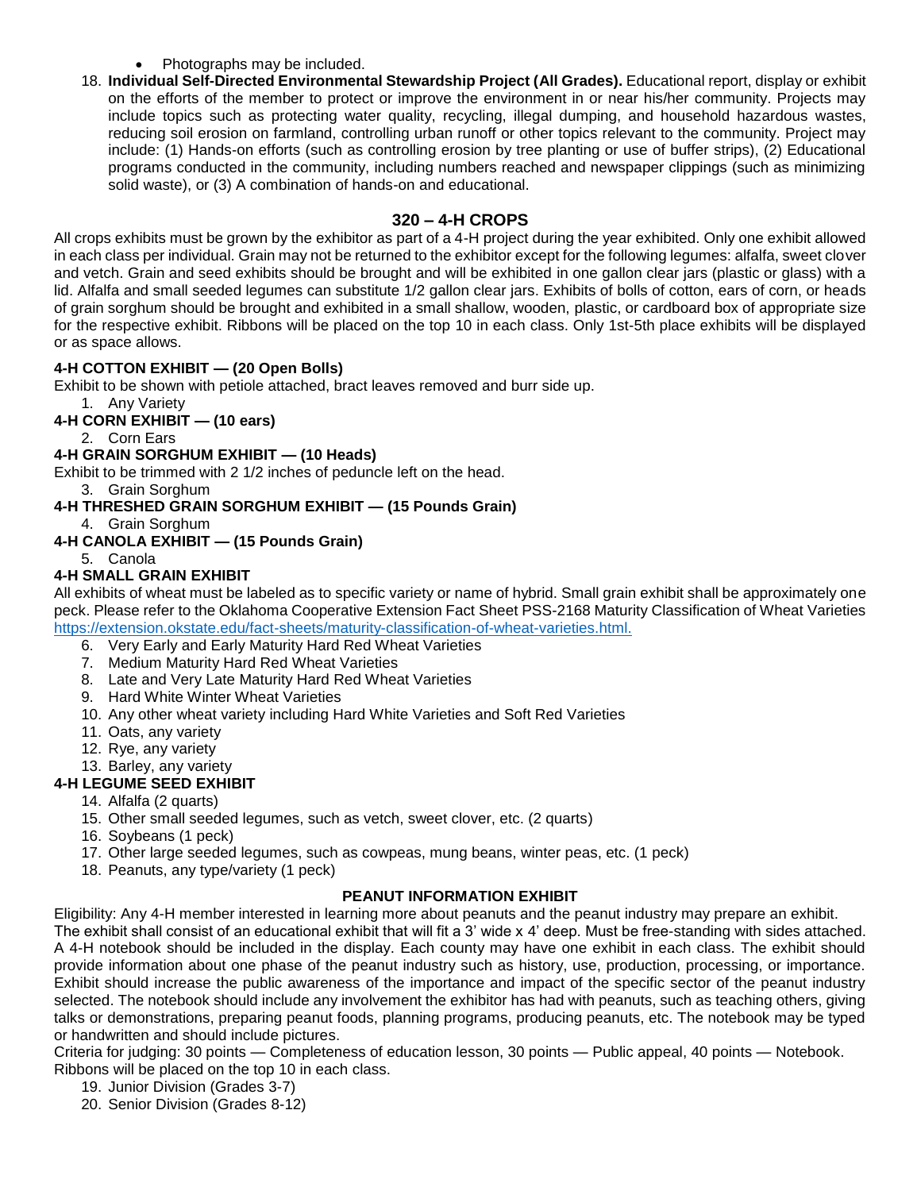- Photographs may be included.

18. **Individual Self-Directed Environmental Stewardship Project (All Grades).** Educational report, display or exhibit on the efforts of the member to protect or improve the environment in or near his/her community. Projects may include topics such as protecting water quality, recycling, illegal dumping, and household hazardous wastes, reducing soil erosion on farmland, controlling urban runoff or other topics relevant to the community. Project may include: (1) Hands-on efforts (such as controlling erosion by tree planting or use of buffer strips), (2) Educational programs conducted in the community, including numbers reached and newspaper clippings (such as minimizing solid waste), or (3) A combination of hands-on and educational.

## 320 – 4-H CROPS

All crops exhibits must be grown by the exhibitor as part of a 4-H project during the year exhibited. Only one exhibit allowed in each class per individual. Grain may not be returned to the exhibitor except for the following legumes: alfalfa, sweet clover and vetch. Grain and seed exhibits should be brought and will be exhibited in one gallon clear jars (plastic or glass) with a lid. Alfalfa and small seeded legumes can substitute 1/2 gallon clear jars. Exhibits of bolls of cotton, ears of corn, or heads of grain sorghum should be brought and exhibited in a small shallow, wooden, plastic, or cardboard box of appropriate size for the respective exhibit. Ribbons will be placed on the top 10 in each class. Only 1st-5th place exhibits will be displayed or as space allows.

**4-H COTTON EXHIBIT — (20 Open Bolls)**

Exhibit to be shown with petiole attached, bract leaves removed and burr side up.

1. Any Variety

**4-H CORN EXHIBIT — (10 ears)**

2. Corn Ears

**4-H GRAIN SORGHUM EXHIBIT — (10 Heads)**

Exhibit to be trimmed with 2 1/2 inches of peduncle left on the head.

3. Grain Sorghum

**4-H THRESHED GRAIN SORGHUM EXHIBIT — (15 Pounds Grain)**

4. Grain Sorghum

**4-H CANOLA EXHIBIT — (15 Pounds Grain)**

5. Canola

**4-H SMALL GRAIN EXHIBIT**

All exhibits of wheat must be labeled as to specific variety or name of hybrid. Small grain exhibit shall be approximately one peck. Please refer to the Oklahoma Cooperative Extension Fact Sheet PSS-2168 Maturity Classification of Wheat Varieties https://extension.okstate.edu/fact-sheets/maturity-classification-of-wheat-varieties.html.

6. Very Early and Early Maturity Hard Red Wheat Varieties
7. Medium Maturity Hard Red Wheat Varieties
8. Late and Very Late Maturity Hard Red Wheat Varieties
9. Hard White Winter Wheat Varieties
10. Any other wheat variety including Hard White Varieties and Soft Red Varieties
11. Oats, any variety
12. Rye, any variety
13. Barley, any variety

**4-H LEGUME SEED EXHIBIT**

14. Alfalfa (2 quarts)
15. Other small seeded legumes, such as vetch, sweet clover, etc. (2 quarts)
16. Soybeans (1 peck)
17. Other large seeded legumes, such as cowpeas, mung beans, winter peas, etc. (1 peck)
18. Peanuts, any type/variety (1 peck)

**PEANUT INFORMATION EXHIBIT**

Eligibility: Any 4-H member interested in learning more about peanuts and the peanut industry may prepare an exhibit. The exhibit shall consist of an educational exhibit that will fit a 3' wide x 4' deep. Must be free-standing with sides attached. A 4-H notebook should be included in the display. Each county may have one exhibit in each class. The exhibit should provide information about one phase of the peanut industry such as history, use, production, processing, or importance. Exhibit should increase the public awareness of the importance and impact of the specific sector of the peanut industry selected. The notebook should include any involvement the exhibitor has had with peanuts, such as teaching others, giving talks or demonstrations, preparing peanut foods, planning programs, producing peanuts, etc. The notebook may be typed or handwritten and should include pictures.

Criteria for judging: 30 points — Completeness of education lesson, 30 points — Public appeal, 40 points — Notebook. Ribbons will be placed on the top 10 in each class.

19. Junior Division (Grades 3-7)
20. Senior Division (Grades 8-12)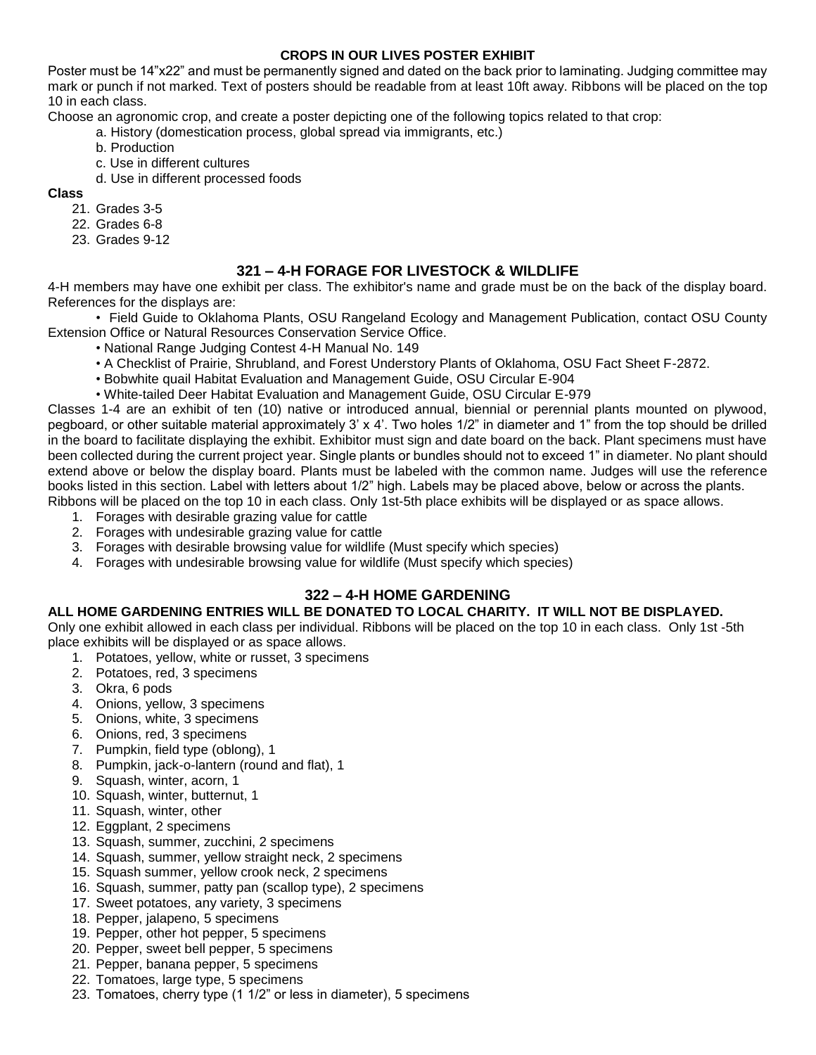### CROPS IN OUR LIVES POSTER EXHIBIT

Poster must be 14"x22" and must be permanently signed and dated on the back prior to laminating. Judging committee may mark or punch if not marked. Text of posters should be readable from at least 10ft away. Ribbons will be placed on the top 10 in each class.

Choose an agronomic crop, and create a poster depicting one of the following topics related to that crop:

a. History (domestication process, global spread via immigrants, etc.)
b. Production
c. Use in different cultures
d. Use in different processed foods

**Class**

21. Grades 3-5
22. Grades 6-8
23. Grades 9-12

## 321 – 4-H FORAGE FOR LIVESTOCK & WILDLIFE

4-H members may have one exhibit per class. The exhibitor's name and grade must be on the back of the display board. References for the displays are:

- Field Guide to Oklahoma Plants, OSU Rangeland Ecology and Management Publication, contact OSU County Extension Office or Natural Resources Conservation Service Office.
- National Range Judging Contest 4-H Manual No. 149
- A Checklist of Prairie, Shrubland, and Forest Understory Plants of Oklahoma, OSU Fact Sheet F-2872.
- Bobwhite quail Habitat Evaluation and Management Guide, OSU Circular E-904
- White-tailed Deer Habitat Evaluation and Management Guide, OSU Circular E-979

Classes 1-4 are an exhibit of ten (10) native or introduced annual, biennial or perennial plants mounted on plywood, pegboard, or other suitable material approximately 3' x 4'. Two holes 1/2" in diameter and 1" from the top should be drilled in the board to facilitate displaying the exhibit. Exhibitor must sign and date board on the back. Plant specimens must have been collected during the current project year. Single plants or bundles should not to exceed 1" in diameter. No plant should extend above or below the display board. Plants must be labeled with the common name. Judges will use the reference books listed in this section. Label with letters about 1/2" high. Labels may be placed above, below or across the plants. Ribbons will be placed on the top 10 in each class. Only 1st-5th place exhibits will be displayed or as space allows.

1. Forages with desirable grazing value for cattle
2. Forages with undesirable grazing value for cattle
3. Forages with desirable browsing value for wildlife (Must specify which species)
4. Forages with undesirable browsing value for wildlife (Must specify which species)

## 322 – 4-H HOME GARDENING

**ALL HOME GARDENING ENTRIES WILL BE DONATED TO LOCAL CHARITY. IT WILL NOT BE DISPLAYED.**

Only one exhibit allowed in each class per individual. Ribbons will be placed on the top 10 in each class. Only 1st -5th place exhibits will be displayed or as space allows.

1. Potatoes, yellow, white or russet, 3 specimens
2. Potatoes, red, 3 specimens
3. Okra, 6 pods
4. Onions, yellow, 3 specimens
5. Onions, white, 3 specimens
6. Onions, red, 3 specimens
7. Pumpkin, field type (oblong), 1
8. Pumpkin, jack-o-lantern (round and flat), 1
9. Squash, winter, acorn, 1
10. Squash, winter, butternut, 1
11. Squash, winter, other
12. Eggplant, 2 specimens
13. Squash, summer, zucchini, 2 specimens
14. Squash, summer, yellow straight neck, 2 specimens
15. Squash summer, yellow crook neck, 2 specimens
16. Squash, summer, patty pan (scallop type), 2 specimens
17. Sweet potatoes, any variety, 3 specimens
18. Pepper, jalapeno, 5 specimens
19. Pepper, other hot pepper, 5 specimens
20. Pepper, sweet bell pepper, 5 specimens
21. Pepper, banana pepper, 5 specimens
22. Tomatoes, large type, 5 specimens
23. Tomatoes, cherry type (1 1/2" or less in diameter), 5 specimens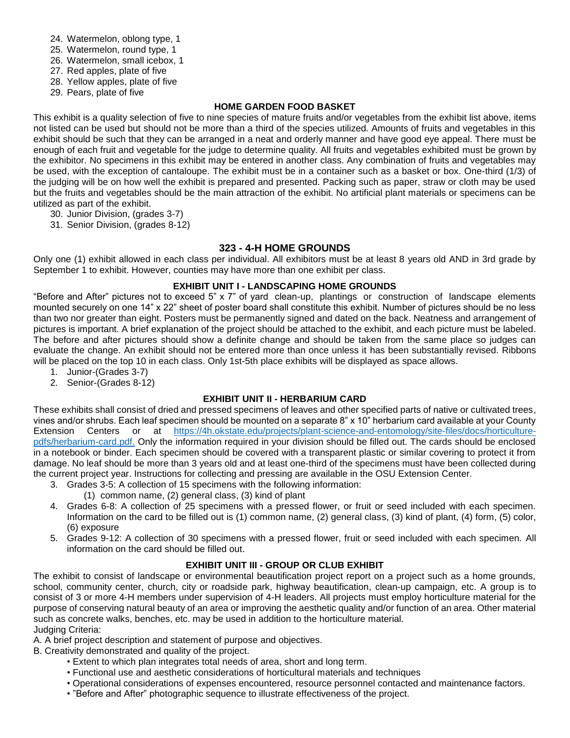24. Watermelon, oblong type, 1
25. Watermelon, round type, 1
26. Watermelon, small icebox, 1
27. Red apples, plate of five
28. Yellow apples, plate of five
29. Pears, plate of five

**HOME GARDEN FOOD BASKET**

This exhibit is a quality selection of five to nine species of mature fruits and/or vegetables from the exhibit list above, items not listed can be used but should not be more than a third of the species utilized. Amounts of fruits and vegetables in this exhibit should be such that they can be arranged in a neat and orderly manner and have good eye appeal. There must be enough of each fruit and vegetable for the judge to determine quality. All fruits and vegetables exhibited must be grown by the exhibitor. No specimens in this exhibit may be entered in another class. Any combination of fruits and vegetables may be used, with the exception of cantaloupe. The exhibit must be in a container such as a basket or box. One-third (1/3) of the judging will be on how well the exhibit is prepared and presented. Packing such as paper, straw or cloth may be used but the fruits and vegetables should be the main attraction of the exhibit. No artificial plant materials or specimens can be utilized as part of the exhibit.

30. Junior Division, (grades 3-7)
31. Senior Division, (grades 8-12)

## 323 - 4-H HOME GROUNDS

Only one (1) exhibit allowed in each class per individual. All exhibitors must be at least 8 years old AND in 3rd grade by September 1 to exhibit. However, counties may have more than one exhibit per class.

**EXHIBIT UNIT I - LANDSCAPING HOME GROUNDS**

"Before and After" pictures not to exceed 5" x 7" of yard clean-up, plantings or construction of landscape elements mounted securely on one 14" x 22" sheet of poster board shall constitute this exhibit. Number of pictures should be no less than two nor greater than eight. Posters must be permanently signed and dated on the back. Neatness and arrangement of pictures is important. A brief explanation of the project should be attached to the exhibit, and each picture must be labeled. The before and after pictures should show a definite change and should be taken from the same place so judges can evaluate the change. An exhibit should not be entered more than once unless it has been substantially revised. Ribbons will be placed on the top 10 in each class. Only 1st-5th place exhibits will be displayed as space allows.

1. Junior-(Grades 3-7)
2. Senior-(Grades 8-12)

**EXHIBIT UNIT II - HERBARIUM CARD**

These exhibits shall consist of dried and pressed specimens of leaves and other specified parts of native or cultivated trees, vines and/or shrubs. Each leaf specimen should be mounted on a separate 8" x 10" herbarium card available at your County Extension Centers or at https://4h.okstate.edu/projects/plant-science-and-entomology/site-files/docs/horticulture-pdfs/herbarium-card.pdf. Only the information required in your division should be filled out. The cards should be enclosed in a notebook or binder. Each specimen should be covered with a transparent plastic or similar covering to protect it from damage. No leaf should be more than 3 years old and at least one-third of the specimens must have been collected during the current project year. Instructions for collecting and pressing are available in the OSU Extension Center.

3. Grades 3-5: A collection of 15 specimens with the following information:
   (1) common name, (2) general class, (3) kind of plant
4. Grades 6-8: A collection of 25 specimens with a pressed flower, or fruit or seed included with each specimen. Information on the card to be filled out is (1) common name, (2) general class, (3) kind of plant, (4) form, (5) color, (6) exposure
5. Grades 9-12: A collection of 30 specimens with a pressed flower, fruit or seed included with each specimen. All information on the card should be filled out.

**EXHIBIT UNIT III - GROUP OR CLUB EXHIBIT**

The exhibit to consist of landscape or environmental beautification project report on a project such as a home grounds, school, community center, church, city or roadside park, highway beautification, clean-up campaign, etc. A group is to consist of 3 or more 4-H members under supervision of 4-H leaders. All projects must employ horticulture material for the purpose of conserving natural beauty of an area or improving the aesthetic quality and/or function of an area. Other material such as concrete walks, benches, etc. may be used in addition to the horticulture material.

Judging Criteria:

A. A brief project description and statement of purpose and objectives.

B. Creativity demonstrated and quality of the project.

- Extent to which plan integrates total needs of area, short and long term.
- Functional use and aesthetic considerations of horticultural materials and techniques
- Operational considerations of expenses encountered, resource personnel contacted and maintenance factors.
- "Before and After" photographic sequence to illustrate effectiveness of the project.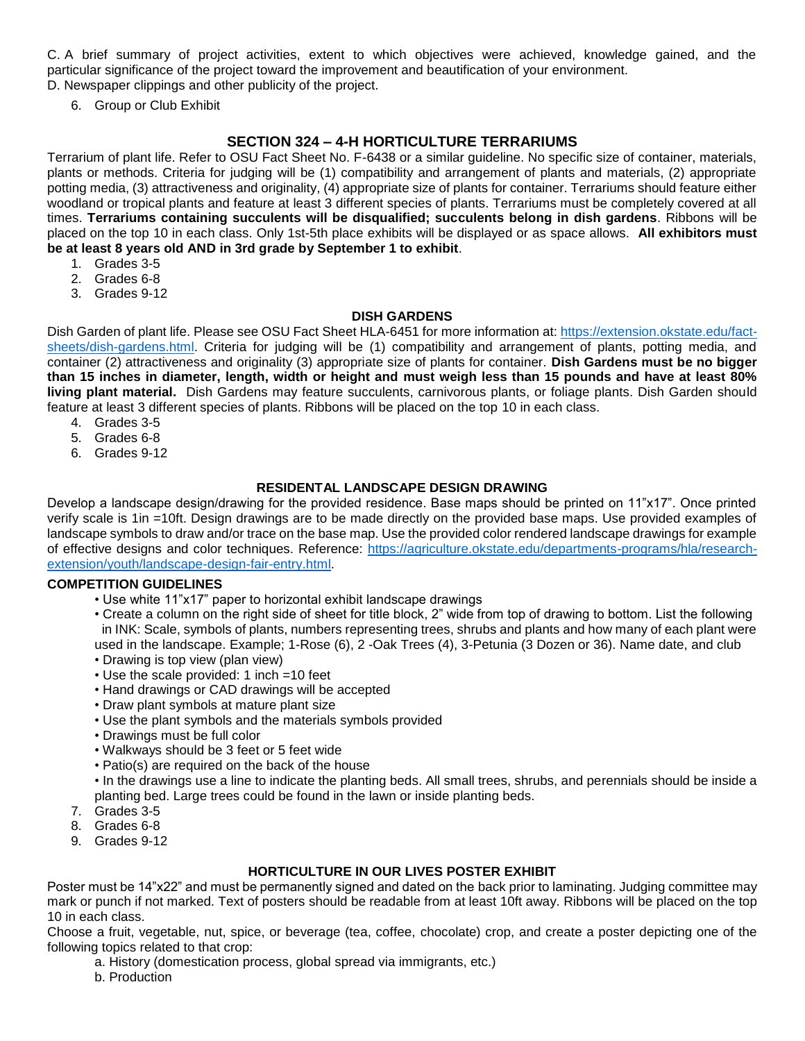C. A brief summary of project activities, extent to which objectives were achieved, knowledge gained, and the particular significance of the project toward the improvement and beautification of your environment.
D. Newspaper clippings and other publicity of the project.

6. Group or Club Exhibit

## SECTION 324 – 4-H HORTICULTURE TERRARIUMS

Terrarium of plant life. Refer to OSU Fact Sheet No. F-6438 or a similar guideline. No specific size of container, materials, plants or methods. Criteria for judging will be (1) compatibility and arrangement of plants and materials, (2) appropriate potting media, (3) attractiveness and originality, (4) appropriate size of plants for container. Terrariums should feature either woodland or tropical plants and feature at least 3 different species of plants. Terrariums must be completely covered at all times. **Terrariums containing succulents will be disqualified; succulents belong in dish gardens**. Ribbons will be placed on the top 10 in each class. Only 1st-5th place exhibits will be displayed or as space allows. **All exhibitors must be at least 8 years old AND in 3rd grade by September 1 to exhibit**.

1. Grades 3-5
2. Grades 6-8
3. Grades 9-12

### DISH GARDENS

Dish Garden of plant life. Please see OSU Fact Sheet HLA-6451 for more information at: https://extension.okstate.edu/fact-sheets/dish-gardens.html. Criteria for judging will be (1) compatibility and arrangement of plants, potting media, and container (2) attractiveness and originality (3) appropriate size of plants for container. **Dish Gardens must be no bigger than 15 inches in diameter, length, width or height and must weigh less than 15 pounds and have at least 80% living plant material.** Dish Gardens may feature succulents, carnivorous plants, or foliage plants. Dish Garden should feature at least 3 different species of plants. Ribbons will be placed on the top 10 in each class.

4. Grades 3-5
5. Grades 6-8
6. Grades 9-12

### RESIDENTAL LANDSCAPE DESIGN DRAWING

Develop a landscape design/drawing for the provided residence. Base maps should be printed on 11"x17". Once printed verify scale is 1in =10ft. Design drawings are to be made directly on the provided base maps. Use provided examples of landscape symbols to draw and/or trace on the base map. Use the provided color rendered landscape drawings for example of effective designs and color techniques. Reference: https://agriculture.okstate.edu/departments-programs/hla/research-extension/youth/landscape-design-fair-entry.html.

**COMPETITION GUIDELINES**

- Use white 11"x17" paper to horizontal exhibit landscape drawings
- Create a column on the right side of sheet for title block, 2" wide from top of drawing to bottom. List the following in INK: Scale, symbols of plants, numbers representing trees, shrubs and plants and how many of each plant were used in the landscape. Example; 1-Rose (6), 2 -Oak Trees (4), 3-Petunia (3 Dozen or 36). Name date, and club
- Drawing is top view (plan view)
- Use the scale provided: 1 inch =10 feet
- Hand drawings or CAD drawings will be accepted
- Draw plant symbols at mature plant size
- Use the plant symbols and the materials symbols provided
- Drawings must be full color
- Walkways should be 3 feet or 5 feet wide
- Patio(s) are required on the back of the house
- In the drawings use a line to indicate the planting beds. All small trees, shrubs, and perennials should be inside a planting bed. Large trees could be found in the lawn or inside planting beds.

7. Grades 3-5
8. Grades 6-8
9. Grades 9-12

### HORTICULTURE IN OUR LIVES POSTER EXHIBIT

Poster must be 14"x22" and must be permanently signed and dated on the back prior to laminating. Judging committee may mark or punch if not marked. Text of posters should be readable from at least 10ft away. Ribbons will be placed on the top 10 in each class.

Choose a fruit, vegetable, nut, spice, or beverage (tea, coffee, chocolate) crop, and create a poster depicting one of the following topics related to that crop:

a. History (domestication process, global spread via immigrants, etc.)
b. Production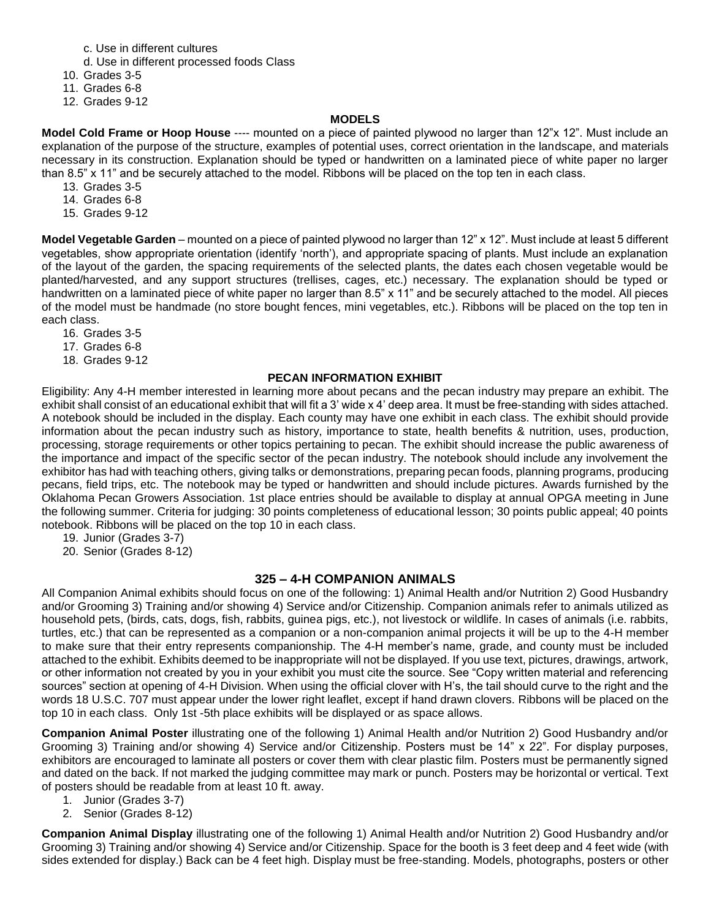c. Use in different cultures
d. Use in different processed foods Class

10. Grades 3-5
11. Grades 6-8
12. Grades 9-12

### MODELS

**Model Cold Frame or Hoop House** ---- mounted on a piece of painted plywood no larger than 12"x 12". Must include an explanation of the purpose of the structure, examples of potential uses, correct orientation in the landscape, and materials necessary in its construction. Explanation should be typed or handwritten on a laminated piece of white paper no larger than 8.5" x 11" and be securely attached to the model. Ribbons will be placed on the top ten in each class.

13. Grades 3-5
14. Grades 6-8
15. Grades 9-12

**Model Vegetable Garden** – mounted on a piece of painted plywood no larger than 12" x 12". Must include at least 5 different vegetables, show appropriate orientation (identify 'north'), and appropriate spacing of plants. Must include an explanation of the layout of the garden, the spacing requirements of the selected plants, the dates each chosen vegetable would be planted/harvested, and any support structures (trellises, cages, etc.) necessary. The explanation should be typed or handwritten on a laminated piece of white paper no larger than 8.5" x 11" and be securely attached to the model. All pieces of the model must be handmade (no store bought fences, mini vegetables, etc.). Ribbons will be placed on the top ten in each class.

16. Grades 3-5
17. Grades 6-8
18. Grades 9-12

### PECAN INFORMATION EXHIBIT

Eligibility: Any 4-H member interested in learning more about pecans and the pecan industry may prepare an exhibit. The exhibit shall consist of an educational exhibit that will fit a 3' wide x 4' deep area. It must be free-standing with sides attached. A notebook should be included in the display. Each county may have one exhibit in each class. The exhibit should provide information about the pecan industry such as history, importance to state, health benefits & nutrition, uses, production, processing, storage requirements or other topics pertaining to pecan. The exhibit should increase the public awareness of the importance and impact of the specific sector of the pecan industry. The notebook should include any involvement the exhibitor has had with teaching others, giving talks or demonstrations, preparing pecan foods, planning programs, producing pecans, field trips, etc. The notebook may be typed or handwritten and should include pictures. Awards furnished by the Oklahoma Pecan Growers Association. 1st place entries should be available to display at annual OPGA meeting in June the following summer. Criteria for judging: 30 points completeness of educational lesson; 30 points public appeal; 40 points notebook. Ribbons will be placed on the top 10 in each class.

19. Junior (Grades 3-7)
20. Senior (Grades 8-12)

## 325 – 4-H COMPANION ANIMALS

All Companion Animal exhibits should focus on one of the following: 1) Animal Health and/or Nutrition 2) Good Husbandry and/or Grooming 3) Training and/or showing 4) Service and/or Citizenship. Companion animals refer to animals utilized as household pets, (birds, cats, dogs, fish, rabbits, guinea pigs, etc.), not livestock or wildlife. In cases of animals (i.e. rabbits, turtles, etc.) that can be represented as a companion or a non-companion animal projects it will be up to the 4-H member to make sure that their entry represents companionship. The 4-H member's name, grade, and county must be included attached to the exhibit. Exhibits deemed to be inappropriate will not be displayed. If you use text, pictures, drawings, artwork, or other information not created by you in your exhibit you must cite the source. See "Copy written material and referencing sources" section at opening of 4-H Division. When using the official clover with H's, the tail should curve to the right and the words 18 U.S.C. 707 must appear under the lower right leaflet, except if hand drawn clovers. Ribbons will be placed on the top 10 in each class. Only 1st -5th place exhibits will be displayed or as space allows.

**Companion Animal Poster** illustrating one of the following 1) Animal Health and/or Nutrition 2) Good Husbandry and/or Grooming 3) Training and/or showing 4) Service and/or Citizenship. Posters must be 14" x 22". For display purposes, exhibitors are encouraged to laminate all posters or cover them with clear plastic film. Posters must be permanently signed and dated on the back. If not marked the judging committee may mark or punch. Posters may be horizontal or vertical. Text of posters should be readable from at least 10 ft. away.

1. Junior (Grades 3-7)
2. Senior (Grades 8-12)

**Companion Animal Display** illustrating one of the following 1) Animal Health and/or Nutrition 2) Good Husbandry and/or Grooming 3) Training and/or showing 4) Service and/or Citizenship. Space for the booth is 3 feet deep and 4 feet wide (with sides extended for display.) Back can be 4 feet high. Display must be free-standing. Models, photographs, posters or other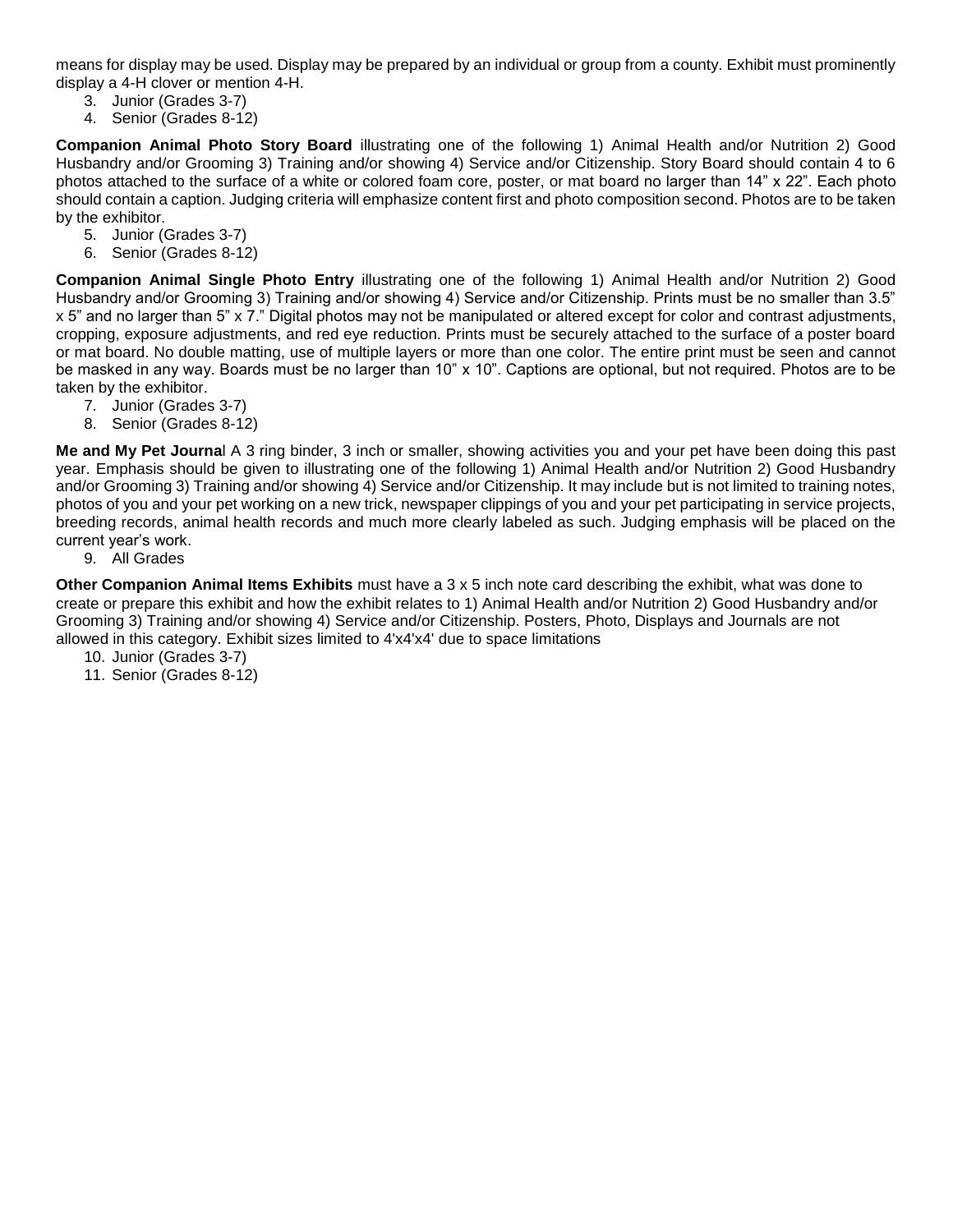means for display may be used. Display may be prepared by an individual or group from a county. Exhibit must prominently display a 4-H clover or mention 4-H.

3. Junior (Grades 3-7)
4. Senior (Grades 8-12)

**Companion Animal Photo Story Board** illustrating one of the following 1) Animal Health and/or Nutrition 2) Good Husbandry and/or Grooming 3) Training and/or showing 4) Service and/or Citizenship. Story Board should contain 4 to 6 photos attached to the surface of a white or colored foam core, poster, or mat board no larger than 14" x 22". Each photo should contain a caption. Judging criteria will emphasize content first and photo composition second. Photos are to be taken by the exhibitor.

5. Junior (Grades 3-7)
6. Senior (Grades 8-12)

**Companion Animal Single Photo Entry** illustrating one of the following 1) Animal Health and/or Nutrition 2) Good Husbandry and/or Grooming 3) Training and/or showing 4) Service and/or Citizenship. Prints must be no smaller than 3.5" x 5" and no larger than 5" x 7." Digital photos may not be manipulated or altered except for color and contrast adjustments, cropping, exposure adjustments, and red eye reduction. Prints must be securely attached to the surface of a poster board or mat board. No double matting, use of multiple layers or more than one color. The entire print must be seen and cannot be masked in any way. Boards must be no larger than 10" x 10". Captions are optional, but not required. Photos are to be taken by the exhibitor.

7. Junior (Grades 3-7)
8. Senior (Grades 8-12)

**Me and My Pet Journa**l A 3 ring binder, 3 inch or smaller, showing activities you and your pet have been doing this past year. Emphasis should be given to illustrating one of the following 1) Animal Health and/or Nutrition 2) Good Husbandry and/or Grooming 3) Training and/or showing 4) Service and/or Citizenship. It may include but is not limited to training notes, photos of you and your pet working on a new trick, newspaper clippings of you and your pet participating in service projects, breeding records, animal health records and much more clearly labeled as such. Judging emphasis will be placed on the current year's work.

9. All Grades

**Other Companion Animal Items Exhibits** must have a 3 x 5 inch note card describing the exhibit, what was done to create or prepare this exhibit and how the exhibit relates to 1) Animal Health and/or Nutrition 2) Good Husbandry and/or Grooming 3) Training and/or showing 4) Service and/or Citizenship. Posters, Photo, Displays and Journals are not allowed in this category. Exhibit sizes limited to 4'x4'x4' due to space limitations

10. Junior (Grades 3-7)
11. Senior (Grades 8-12)